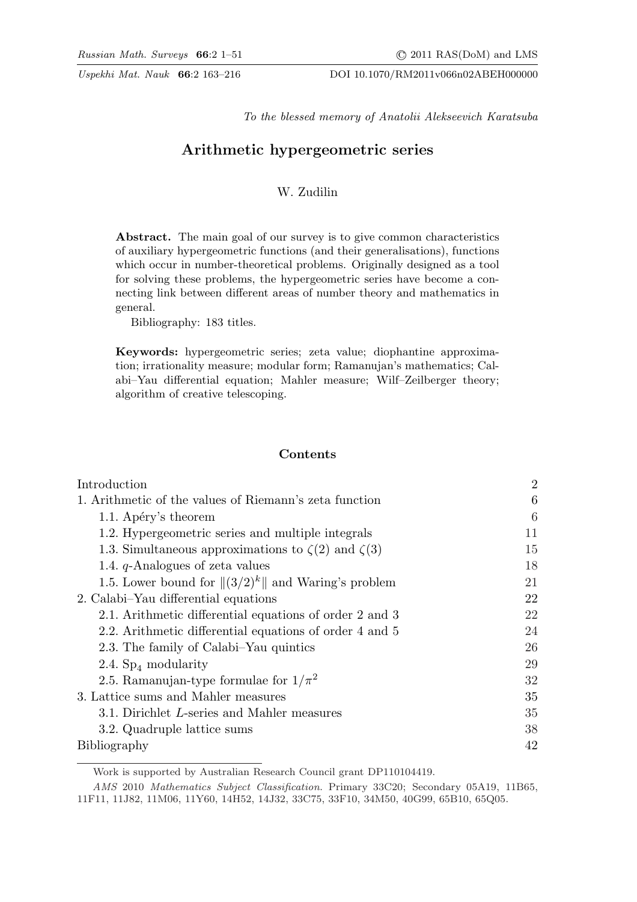*To the blessed memory of Anatolii Alekseevich Karatsuba*

# Arithmetic hypergeometric series

W. Zudilin

**Abstract.** The main goal of our survey is to give common characteristics of auxiliary hypergeometric functions (and their generalisations), functions which occur in number-theoretical problems. Originally designed as a tool for solving these problems, the hypergeometric series have become a connecting link between different areas of number theory and mathematics in general.

Bibliography: 183 titles.

**Keywords:** hypergeometric series; zeta value; diophantine approximation; irrationality measure; modular form; Ramanujan's mathematics; Calabi–Yau differential equation; Mahler measure; Wilf–Zeilberger theory; algorithm of creative telescoping.

## Contents

| | |
|---|---|
| Introduction | 2 |
| 1. Arithmetic of the values of Riemann's zeta function | 6 |
| 1.1. Apéry's theorem | 6 |
| 1.2. Hypergeometric series and multiple integrals | 11 |
| 1.3. Simultaneous approximations to $\zeta(2)$ and $\zeta(3)$ | 15 |
| 1.4. $q$-Analogues of zeta values | 18 |
| 1.5. Lower bound for $\|(3/2)^k\|$ and Waring's problem | 21 |
| 2. Calabi–Yau differential equations | 22 |
| 2.1. Arithmetic differential equations of order 2 and 3 | 22 |
| 2.2. Arithmetic differential equations of order 4 and 5 | 24 |
| 2.3. The family of Calabi–Yau quintics | 26 |
| 2.4. $\mathrm{Sp}_4$ modularity | 29 |
| 2.5. Ramanujan-type formulae for $1/\pi^2$ | 32 |
| 3. Lattice sums and Mahler measures | 35 |
| 3.1. Dirichlet $L$-series and Mahler measures | 35 |
| 3.2. Quadruple lattice sums | 38 |
| Bibliography | 42 |

---

Work is supported by Australian Research Council grant DP110104419.

*AMS* 2010 *Mathematics Subject Classification.* Primary 33C20; Secondary 05A19, 11B65, 11F11, 11J82, 11M06, 11Y60, 14H52, 14J32, 33C75, 33F10, 34M50, 40G99, 65B10, 65Q05.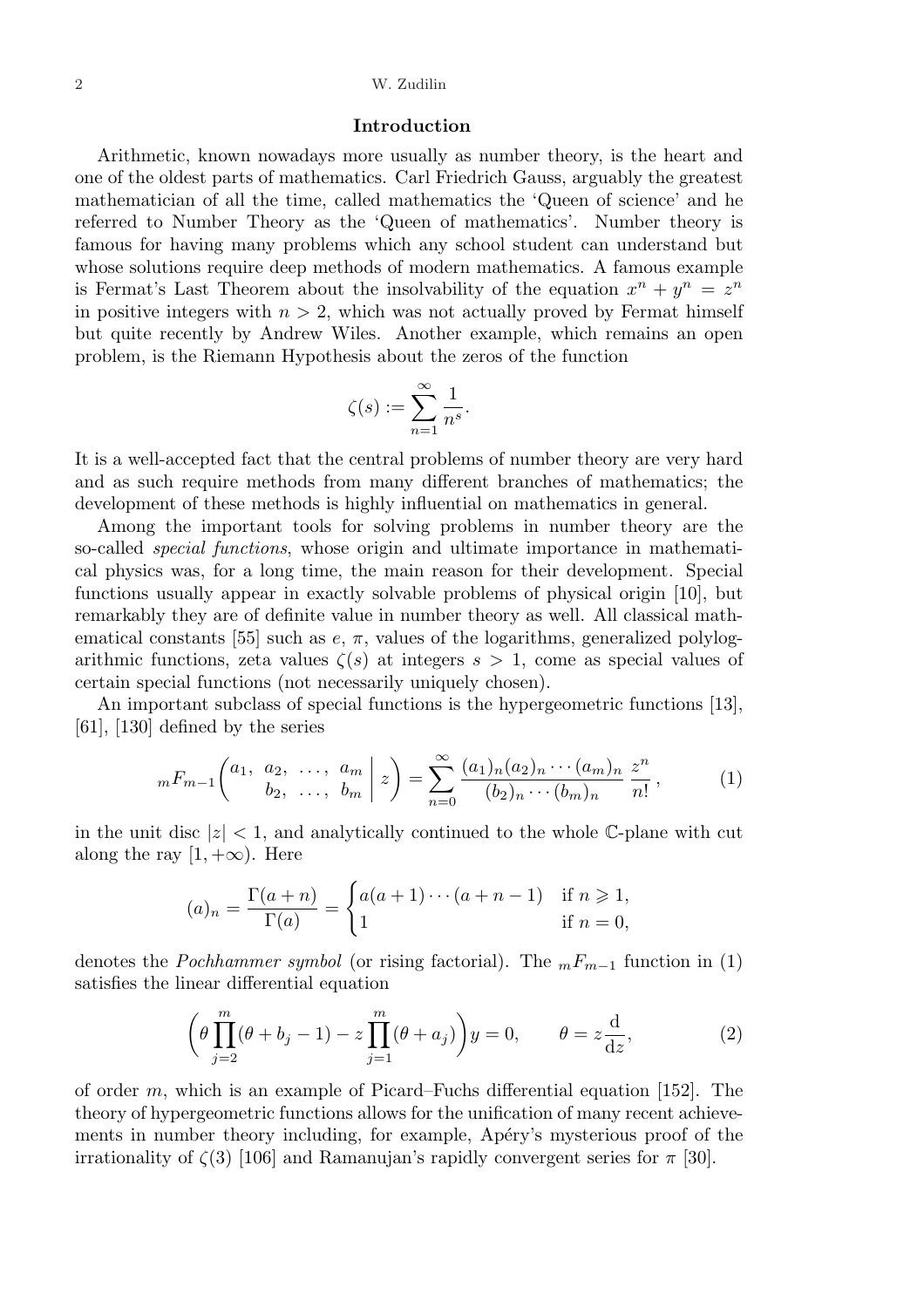## Introduction

Arithmetic, known nowadays more usually as number theory, is the heart and one of the oldest parts of mathematics. Carl Friedrich Gauss, arguably the greatest mathematician of all the time, called mathematics the 'Queen of science' and he referred to Number Theory as the 'Queen of mathematics'. Number theory is famous for having many problems which any school student can understand but whose solutions require deep methods of modern mathematics. A famous example is Fermat's Last Theorem about the insolvability of the equation $x^n + y^n = z^n$ in positive integers with $n > 2$, which was not actually proved by Fermat himself but quite recently by Andrew Wiles. Another example, which remains an open problem, is the Riemann Hypothesis about the zeros of the function

$$\zeta(s) := \sum_{n=1}^{\infty} \frac{1}{n^s}.$$

It is a well-accepted fact that the central problems of number theory are very hard and as such require methods from many different branches of mathematics; the development of these methods is highly influential on mathematics in general.

Among the important tools for solving problems in number theory are the so-called *special functions*, whose origin and ultimate importance in mathematical physics was, for a long time, the main reason for their development. Special functions usually appear in exactly solvable problems of physical origin [10], but remarkably they are of definite value in number theory as well. All classical mathematical constants [55] such as $e$, $\pi$, values of the logarithms, generalized polylogarithmic functions, zeta values $\zeta(s)$ at integers $s > 1$, come as special values of certain special functions (not necessarily uniquely chosen).

An important subclass of special functions is the hypergeometric functions [13], [61], [130] defined by the series

$$ {}_mF_{m-1}\left( \begin{matrix} a_1, & a_2, & \dots, & a_m \\ & b_2, & \dots, & b_m \end{matrix} \,\middle|\, z \right) = \sum_{n=0}^{\infty} \frac{(a_1)_n (a_2)_n \cdots (a_m)_n}{(b_2)_n \cdots (b_m)_n} \frac{z^n}{n!}, \qquad (1)$$

in the unit disc $|z| < 1$, and analytically continued to the whole $\mathbb{C}$-plane with cut along the ray $[1, +\infty)$. Here

$$(a)_n = \frac{\Gamma(a+n)}{\Gamma(a)} = \begin{cases} a(a+1)\cdots(a+n-1) & \text{if } n \geqslant 1, \\ 1 & \text{if } n = 0, \end{cases}$$

denotes the *Pochhammer symbol* (or rising factorial). The ${}_mF_{m-1}$ function in (1) satisfies the linear differential equation

$$\left( \theta \prod_{j=2}^{m} (\theta + b_j - 1) - z \prod_{j=1}^{m} (\theta + a_j) \right) y = 0, \qquad \theta = z \frac{\mathrm{d}}{\mathrm{d}z}, \qquad (2)$$

of order $m$, which is an example of Picard–Fuchs differential equation [152]. The theory of hypergeometric functions allows for the unification of many recent achievements in number theory including, for example, Apéry's mysterious proof of the irrationality of $\zeta(3)$ [106] and Ramanujan's rapidly convergent series for $\pi$ [30].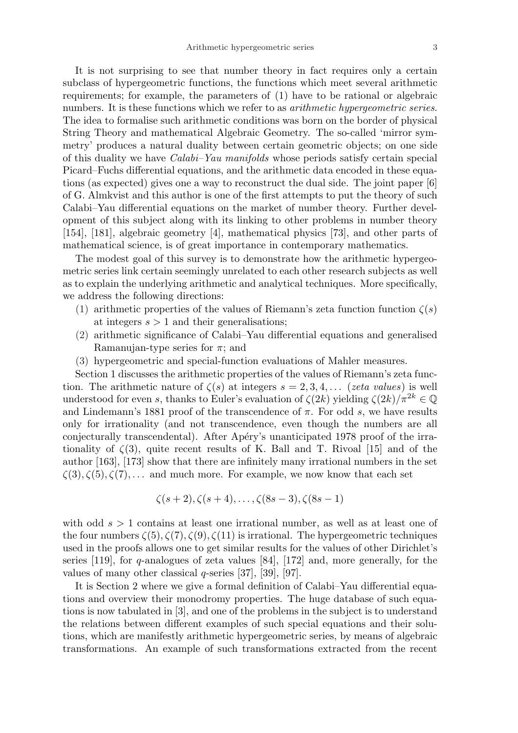It is not surprising to see that number theory in fact requires only a certain subclass of hypergeometric functions, the functions which meet several arithmetic requirements; for example, the parameters of (1) have to be rational or algebraic numbers. It is these functions which we refer to as *arithmetic hypergeometric series*. The idea to formalise such arithmetic conditions was born on the border of physical String Theory and mathematical Algebraic Geometry. The so-called 'mirror symmetry' produces a natural duality between certain geometric objects; on one side of this duality we have *Calabi–Yau manifolds* whose periods satisfy certain special Picard–Fuchs differential equations, and the arithmetic data encoded in these equations (as expected) gives one a way to reconstruct the dual side. The joint paper [6] of G. Almkvist and this author is one of the first attempts to put the theory of such Calabi–Yau differential equations on the market of number theory. Further development of this subject along with its linking to other problems in number theory [154], [181], algebraic geometry [4], mathematical physics [73], and other parts of mathematical science, is of great importance in contemporary mathematics.

The modest goal of this survey is to demonstrate how the arithmetic hypergeometric series link certain seemingly unrelated to each other research subjects as well as to explain the underlying arithmetic and analytical techniques. More specifically, we address the following directions:

(1) arithmetic properties of the values of Riemann's zeta function function $\zeta(s)$ at integers $s > 1$ and their generalisations;
(2) arithmetic significance of Calabi–Yau differential equations and generalised Ramanujan-type series for $\pi$; and
(3) hypergeometric and special-function evaluations of Mahler measures.

Section 1 discusses the arithmetic properties of the values of Riemann's zeta function. The arithmetic nature of $\zeta(s)$ at integers $s = 2, 3, 4, \dots$ (*zeta values*) is well understood for even $s$, thanks to Euler's evaluation of $\zeta(2k)$ yielding $\zeta(2k)/\pi^{2k} \in \mathbb{Q}$ and Lindemann's 1881 proof of the transcendence of $\pi$. For odd $s$, we have results only for irrationality (and not transcendence, even though the numbers are all conjecturally transcendental). After Apéry's unanticipated 1978 proof of the irrationality of $\zeta(3)$, quite recent results of K. Ball and T. Rivoal [15] and of the author [163], [173] show that there are infinitely many irrational numbers in the set $\zeta(3), \zeta(5), \zeta(7), \dots$ and much more. For example, we now know that each set

$$\zeta(s+2), \zeta(s+4), \dots, \zeta(8s-3), \zeta(8s-1)$$

with odd $s > 1$ contains at least one irrational number, as well as at least one of the four numbers $\zeta(5), \zeta(7), \zeta(9), \zeta(11)$ is irrational. The hypergeometric techniques used in the proofs allows one to get similar results for the values of other Dirichlet's series [119], for $q$-analogues of zeta values [84], [172] and, more generally, for the values of many other classical $q$-series [37], [39], [97].

It is Section 2 where we give a formal definition of Calabi–Yau differential equations and overview their monodromy properties. The huge database of such equations is now tabulated in [3], and one of the problems in the subject is to understand the relations between different examples of such special equations and their solutions, which are manifestly arithmetic hypergeometric series, by means of algebraic transformations. An example of such transformations extracted from the recent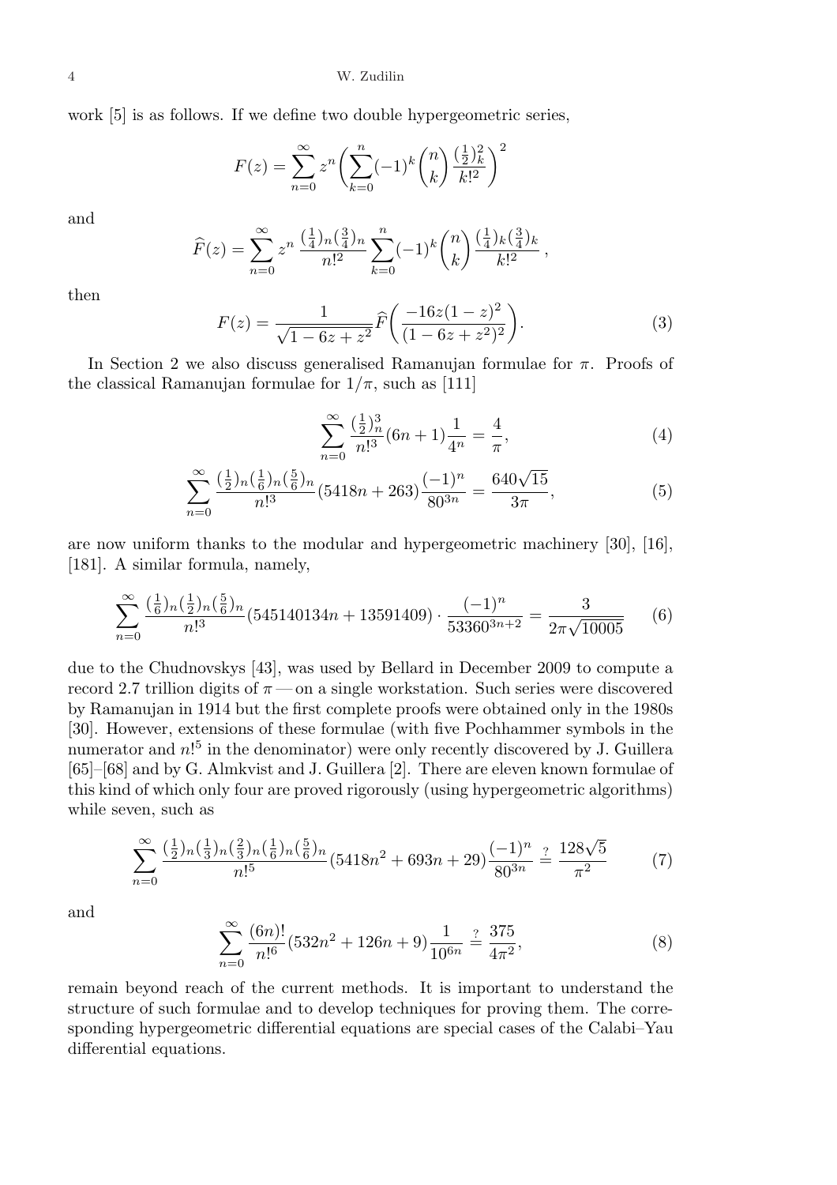work [5] is as follows. If we define two double hypergeometric series,

$$F(z)=\sum_{n=0}^{\infty}z^n\biggl(\sum_{k=0}^{n}(-1)^k\binom{n}{k}\frac{(\frac12)_k^2}{k!^2}\biggr)^2$$

and

$$\widehat{F}(z)=\sum_{n=0}^{\infty}z^n\,\frac{(\frac14)_n(\frac34)_n}{n!^2}\sum_{k=0}^{n}(-1)^k\binom{n}{k}\frac{(\frac14)_k(\frac34)_k}{k!^2}\,,$$

then

$$F(z)=\frac{1}{\sqrt{1-6z+z^2}}\widehat{F}\biggl(\frac{-16z(1-z)^2}{(1-6z+z^2)^2}\biggr). \tag{3}$$

In Section 2 we also discuss generalised Ramanujan formulae for $\pi$. Proofs of the classical Ramanujan formulae for $1/\pi$, such as [111]

$$\sum_{n=0}^{\infty}\frac{(\frac12)_n^3}{n!^3}(6n+1)\frac{1}{4^n}=\frac{4}{\pi}, \tag{4}$$

$$\sum_{n=0}^{\infty}\frac{(\frac12)_n(\frac16)_n(\frac56)_n}{n!^3}(5418n+263)\frac{(-1)^n}{80^{3n}}=\frac{640\sqrt{15}}{3\pi}, \tag{5}$$

are now uniform thanks to the modular and hypergeometric machinery [30], [16], [181]. A similar formula, namely,

$$\sum_{n=0}^{\infty}\frac{(\frac16)_n(\frac12)_n(\frac56)_n}{n!^3}(545140134n+13591409)\cdot\frac{(-1)^n}{53360^{3n+2}}=\frac{3}{2\pi\sqrt{10005}} \tag{6}$$

due to the Chudnovskys [43], was used by Bellard in December 2009 to compute a record 2.7 trillion digits of $\pi$ — on a single workstation. Such series were discovered by Ramanujan in 1914 but the first complete proofs were obtained only in the 1980s [30]. However, extensions of these formulae (with five Pochhammer symbols in the numerator and $n!^5$ in the denominator) were only recently discovered by J. Guillera [65]–[68] and by G. Almkvist and J. Guillera [2]. There are eleven known formulae of this kind of which only four are proved rigorously (using hypergeometric algorithms) while seven, such as

$$\sum_{n=0}^{\infty}\frac{(\frac12)_n(\frac13)_n(\frac23)_n(\frac16)_n(\frac56)_n}{n!^5}(5418n^2+693n+29)\frac{(-1)^n}{80^{3n}}\overset{?}{=}\frac{128\sqrt5}{\pi^2} \tag{7}$$

and

$$\sum_{n=0}^{\infty}\frac{(6n)!}{n!^6}(532n^2+126n+9)\frac{1}{10^{6n}}\overset{?}{=}\frac{375}{4\pi^2}, \tag{8}$$

remain beyond reach of the current methods. It is important to understand the structure of such formulae and to develop techniques for proving them. The corresponding hypergeometric differential equations are special cases of the Calabi–Yau differential equations.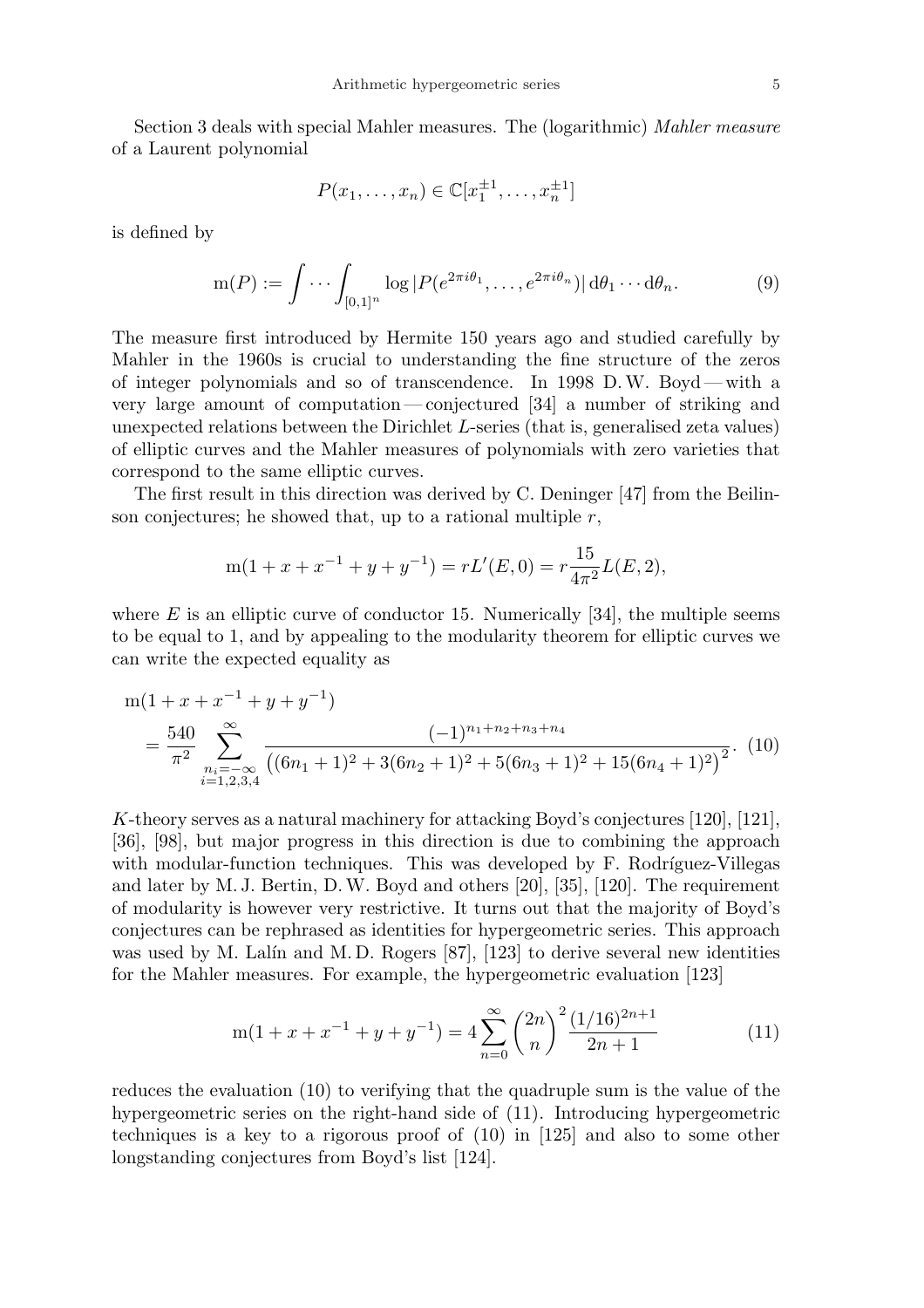Section 3 deals with special Mahler measures. The (logarithmic) *Mahler measure* of a Laurent polynomial

$$P(x_1, \ldots, x_n) \in \mathbb{C}[x_1^{\pm 1}, \ldots, x_n^{\pm 1}]$$

is defined by

$$\mathrm{m}(P) := \int \cdots \int_{[0,1]^n} \log |P(e^{2\pi i\theta_1}, \ldots, e^{2\pi i\theta_n})| \, \mathrm{d}\theta_1 \cdots \mathrm{d}\theta_n. \tag{9}$$

The measure first introduced by Hermite 150 years ago and studied carefully by Mahler in the 1960s is crucial to understanding the fine structure of the zeros of integer polynomials and so of transcendence. In 1998 D. W. Boyd — with a very large amount of computation — conjectured [34] a number of striking and unexpected relations between the Dirichlet $L$-series (that is, generalised zeta values) of elliptic curves and the Mahler measures of polynomials with zero varieties that correspond to the same elliptic curves.

The first result in this direction was derived by C. Deninger [47] from the Beilinson conjectures; he showed that, up to a rational multiple $r$,

$$\mathrm{m}(1 + x + x^{-1} + y + y^{-1}) = rL'(E, 0) = r\frac{15}{4\pi^2}L(E, 2),$$

where $E$ is an elliptic curve of conductor 15. Numerically [34], the multiple seems to be equal to 1, and by appealing to the modularity theorem for elliptic curves we can write the expected equality as

$$\begin{aligned} &\mathrm{m}(1 + x + x^{-1} + y + y^{-1}) \\ &\quad = \frac{540}{\pi^2} \sum_{\substack{n_i=-\infty \\ i=1,2,3,4}}^{\infty} \frac{(-1)^{n_1+n_2+n_3+n_4}}{\big((6n_1+1)^2 + 3(6n_2+1)^2 + 5(6n_3+1)^2 + 15(6n_4+1)^2\big)^2}. \end{aligned} \tag{10}$$

$K$-theory serves as a natural machinery for attacking Boyd's conjectures [120], [121], [36], [98], but major progress in this direction is due to combining the approach with modular-function techniques. This was developed by F. Rodríguez-Villegas and later by M. J. Bertin, D. W. Boyd and others [20], [35], [120]. The requirement of modularity is however very restrictive. It turns out that the majority of Boyd's conjectures can be rephrased as identities for hypergeometric series. This approach was used by M. Lalín and M. D. Rogers [87], [123] to derive several new identities for the Mahler measures. For example, the hypergeometric evaluation [123]

$$\mathrm{m}(1 + x + x^{-1} + y + y^{-1}) = 4\sum_{n=0}^{\infty} \binom{2n}{n}^2 \frac{(1/16)^{2n+1}}{2n+1} \tag{11}$$

reduces the evaluation (10) to verifying that the quadruple sum is the value of the hypergeometric series on the right-hand side of (11). Introducing hypergeometric techniques is a key to a rigorous proof of (10) in [125] and also to some other longstanding conjectures from Boyd's list [124].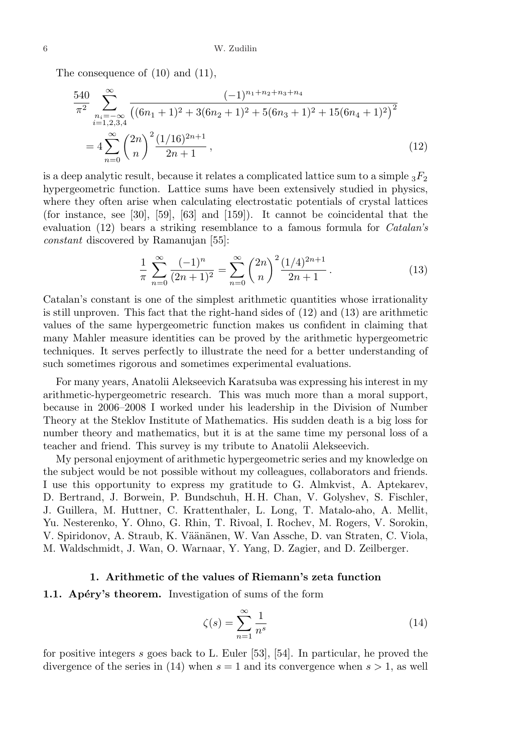The consequence of (10) and (11),

$$
\begin{aligned}
\frac{540}{\pi^2} \sum_{\substack{n_i=-\infty \\ i=1,2,3,4}}^{\infty} & \frac{(-1)^{n_1+n_2+n_3+n_4}}{\left((6n_1+1)^2+3(6n_2+1)^2+5(6n_3+1)^2+15(6n_4+1)^2\right)^2} \\
&= 4\sum_{n=0}^{\infty} \binom{2n}{n}^2 \frac{(1/16)^{2n+1}}{2n+1}\,,
\end{aligned}
\tag{12}
$$

is a deep analytic result, because it relates a complicated lattice sum to a simple ${}_3F_2$ hypergeometric function. Lattice sums have been extensively studied in physics, where they often arise when calculating electrostatic potentials of crystal lattices (for instance, see [30], [59], [63] and [159]). It cannot be coincidental that the evaluation (12) bears a striking resemblance to a famous formula for *Catalan's constant* discovered by Ramanujan [55]:

$$
\frac{1}{\pi}\sum_{n=0}^{\infty} \frac{(-1)^n}{(2n+1)^2} = \sum_{n=0}^{\infty} \binom{2n}{n}^2 \frac{(1/4)^{2n+1}}{2n+1}\,. \tag{13}
$$

Catalan's constant is one of the simplest arithmetic quantities whose irrationality is still unproven. This fact that the right-hand sides of (12) and (13) are arithmetic values of the same hypergeometric function makes us confident in claiming that many Mahler measure identities can be proved by the arithmetic hypergeometric techniques. It serves perfectly to illustrate the need for a better understanding of such sometimes rigorous and sometimes experimental evaluations.

For many years, Anatolii Alekseevich Karatsuba was expressing his interest in my arithmetic-hypergeometric research. This was much more than a moral support, because in 2006–2008 I worked under his leadership in the Division of Number Theory at the Steklov Institute of Mathematics. His sudden death is a big loss for number theory and mathematics, but it is at the same time my personal loss of a teacher and friend. This survey is my tribute to Anatolii Alekseevich.

My personal enjoyment of arithmetic hypergeometric series and my knowledge on the subject would be not possible without my colleagues, collaborators and friends. I use this opportunity to express my gratitude to G. Almkvist, A. Aptekarev, D. Bertrand, J. Borwein, P. Bundschuh, H. H. Chan, V. Golyshev, S. Fischler, J. Guillera, M. Huttner, C. Krattenthaler, L. Long, T. Matalo-aho, A. Mellit, Yu. Nesterenko, Y. Ohno, G. Rhin, T. Rivoal, I. Rochev, M. Rogers, V. Sorokin, V. Spiridonov, A. Straub, K. Väänänen, W. Van Assche, D. van Straten, C. Viola, M. Waldschmidt, J. Wan, O. Warnaar, Y. Yang, D. Zagier, and D. Zeilberger.

## 1. Arithmetic of the values of Riemann's zeta function

**1.1. Apéry's theorem.** Investigation of sums of the form

$$
\zeta(s) = \sum_{n=1}^{\infty} \frac{1}{n^s} \tag{14}
$$

for positive integers $s$ goes back to L. Euler [53], [54]. In particular, he proved the divergence of the series in (14) when $s = 1$ and its convergence when $s > 1$, as well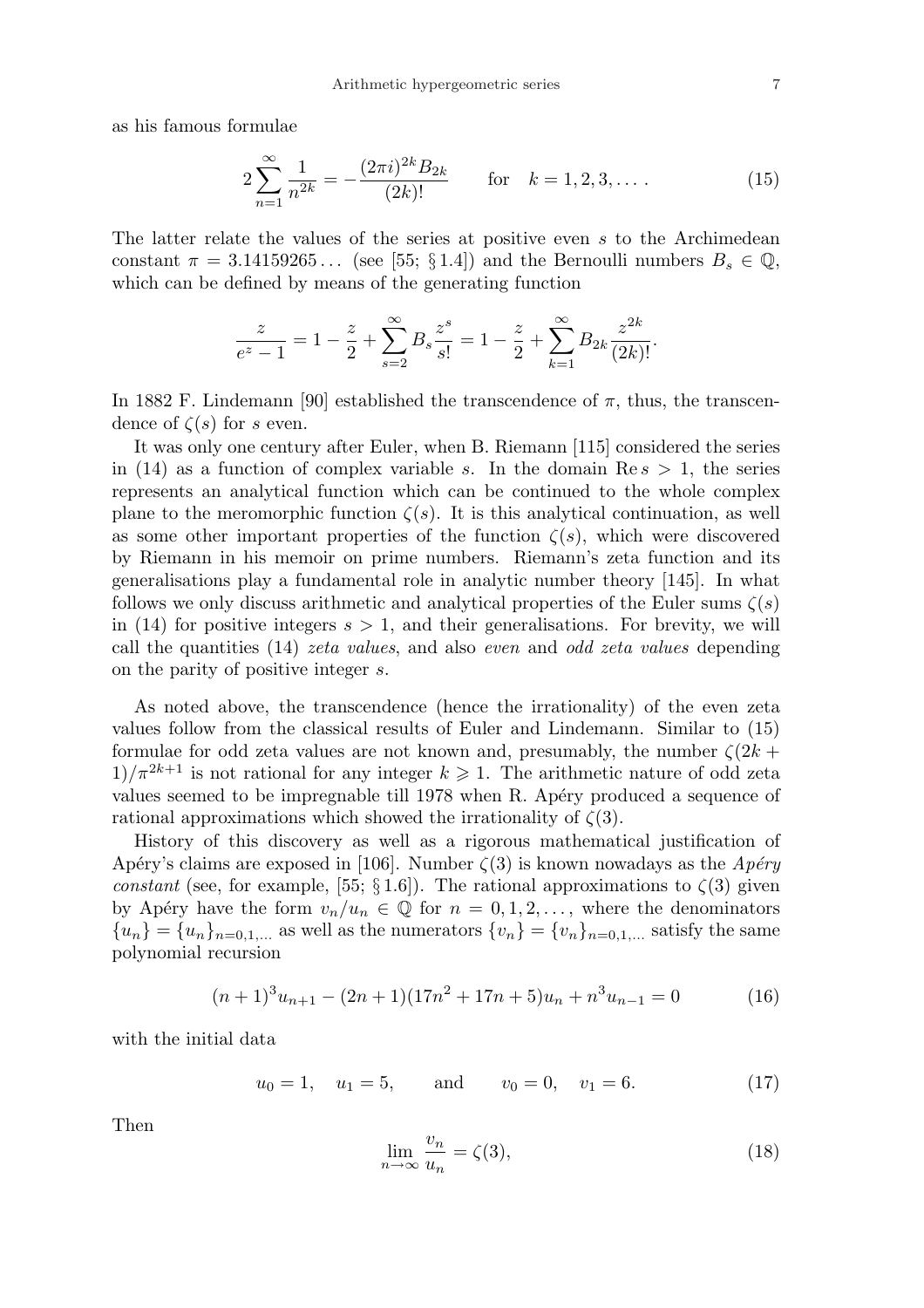as his famous formulae

$$2\sum_{n=1}^{\infty}\frac{1}{n^{2k}}=-\frac{(2\pi i)^{2k}B_{2k}}{(2k)!}\qquad\text{for}\quad k=1,2,3,\dots. \tag{15}$$

The latter relate the values of the series at positive even $s$ to the Archimedean constant $\pi = 3.14159265\dots$ (see [55; § 1.4]) and the Bernoulli numbers $B_s \in \mathbb{Q}$, which can be defined by means of the generating function

$$\frac{z}{e^z-1}=1-\frac{z}{2}+\sum_{s=2}^{\infty}B_s\frac{z^s}{s!}=1-\frac{z}{2}+\sum_{k=1}^{\infty}B_{2k}\frac{z^{2k}}{(2k)!}.$$

In 1882 F. Lindemann [90] established the transcendence of $\pi$, thus, the transcendence of $\zeta(s)$ for $s$ even.

It was only one century after Euler, when B. Riemann [115] considered the series in (14) as a function of complex variable $s$. In the domain $\operatorname{Re} s > 1$, the series represents an analytical function which can be continued to the whole complex plane to the meromorphic function $\zeta(s)$. It is this analytical continuation, as well as some other important properties of the function $\zeta(s)$, which were discovered by Riemann in his memoir on prime numbers. Riemann's zeta function and its generalisations play a fundamental role in analytic number theory [145]. In what follows we only discuss arithmetic and analytical properties of the Euler sums $\zeta(s)$ in (14) for positive integers $s > 1$, and their generalisations. For brevity, we will call the quantities (14) *zeta values*, and also *even* and *odd zeta values* depending on the parity of positive integer $s$.

As noted above, the transcendence (hence the irrationality) of the even zeta values follow from the classical results of Euler and Lindemann. Similar to (15) formulae for odd zeta values are not known and, presumably, the number $\zeta(2k+1)/\pi^{2k+1}$ is not rational for any integer $k \geqslant 1$. The arithmetic nature of odd zeta values seemed to be impregnable till 1978 when R. Apéry produced a sequence of rational approximations which showed the irrationality of $\zeta(3)$.

History of this discovery as well as a rigorous mathematical justification of Apéry's claims are exposed in [106]. Number $\zeta(3)$ is known nowadays as the *Apéry constant* (see, for example, [55; § 1.6]). The rational approximations to $\zeta(3)$ given by Apéry have the form $v_n/u_n \in \mathbb{Q}$ for $n = 0, 1, 2, \dots$, where the denominators $\{u_n\} = \{u_n\}_{n=0,1,\dots}$ as well as the numerators $\{v_n\} = \{v_n\}_{n=0,1,\dots}$ satisfy the same polynomial recursion

$$(n+1)^3u_{n+1}-(2n+1)(17n^2+17n+5)u_n+n^3u_{n-1}=0 \tag{16}$$

with the initial data

$$u_0=1,\quad u_1=5,\qquad\text{and}\qquad v_0=0,\quad v_1=6. \tag{17}$$

Then

$$\lim_{n\to\infty}\frac{v_n}{u_n}=\zeta(3), \tag{18}$$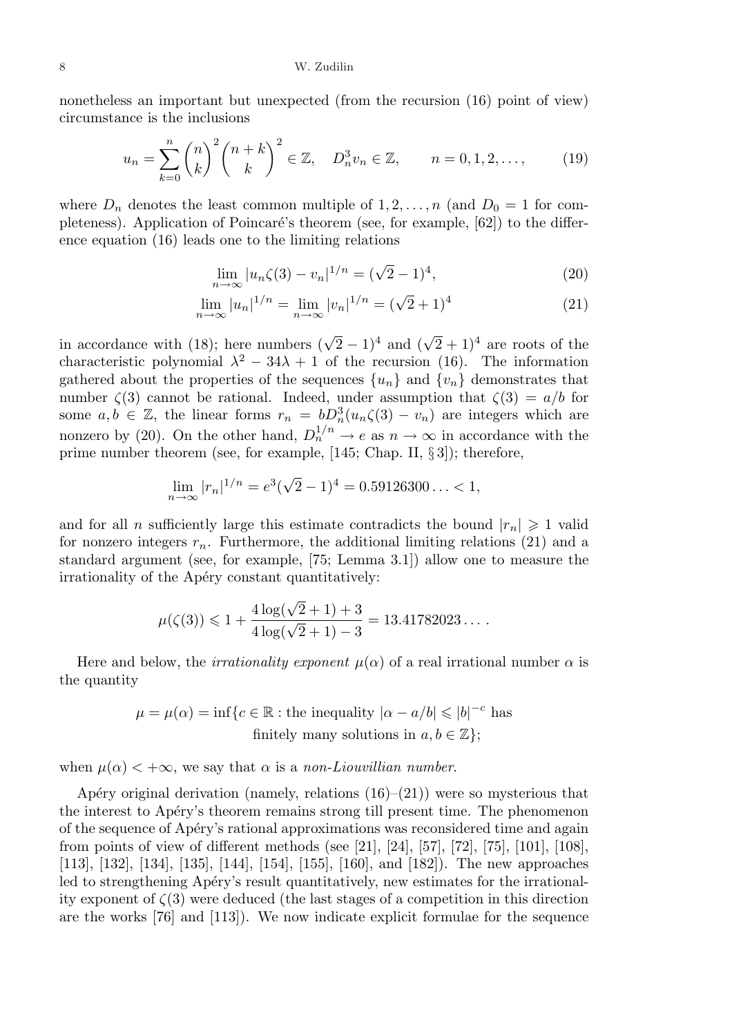nonetheless an important but unexpected (from the recursion (16) point of view) circumstance is the inclusions

$$u_n = \sum_{k=0}^{n} \binom{n}{k}^2 \binom{n+k}{k}^2 \in \mathbb{Z}, \quad D_n^3 v_n \in \mathbb{Z}, \qquad n = 0, 1, 2, \dots, \tag{19}$$

where $D_n$ denotes the least common multiple of $1, 2, \dots, n$ (and $D_0 = 1$ for completeness). Application of Poincaré's theorem (see, for example, [62]) to the difference equation (16) leads one to the limiting relations

$$\lim_{n\to\infty} |u_n \zeta(3) - v_n|^{1/n} = (\sqrt{2}-1)^4, \tag{20}$$

$$\lim_{n\to\infty} |u_n|^{1/n} = \lim_{n\to\infty} |v_n|^{1/n} = (\sqrt{2}+1)^4 \tag{21}$$

in accordance with (18); here numbers $(\sqrt{2}-1)^4$ and $(\sqrt{2}+1)^4$ are roots of the characteristic polynomial $\lambda^2 - 34\lambda + 1$ of the recursion (16). The information gathered about the properties of the sequences $\{u_n\}$ and $\{v_n\}$ demonstrates that number $\zeta(3)$ cannot be rational. Indeed, under assumption that $\zeta(3) = a/b$ for some $a, b \in \mathbb{Z}$, the linear forms $r_n = bD_n^3(u_n\zeta(3) - v_n)$ are integers which are nonzero by (20). On the other hand, $D_n^{1/n} \to e$ as $n \to \infty$ in accordance with the prime number theorem (see, for example, [145; Chap. II, § 3]); therefore,

$$\lim_{n\to\infty} |r_n|^{1/n} = e^3(\sqrt{2}-1)^4 = 0.59126300\ldots < 1,$$

and for all $n$ sufficiently large this estimate contradicts the bound $|r_n| \geqslant 1$ valid for nonzero integers $r_n$. Furthermore, the additional limiting relations (21) and a standard argument (see, for example, [75; Lemma 3.1]) allow one to measure the irrationality of the Apéry constant quantitatively:

$$\mu(\zeta(3)) \leqslant 1 + \frac{4\log(\sqrt{2}+1)+3}{4\log(\sqrt{2}+1)-3} = 13.41782023\ldots.$$

Here and below, the *irrationality exponent* $\mu(\alpha)$ of a real irrational number $\alpha$ is the quantity

$$\mu = \mu(\alpha) = \inf\{c \in \mathbb{R} : \text{the inequality } |\alpha - a/b| \leqslant |b|^{-c} \text{ has finitely many solutions in } a, b \in \mathbb{Z}\};$$

when $\mu(\alpha) < +\infty$, we say that $\alpha$ is a *non-Liouvillian number*.

Apéry original derivation (namely, relations (16)–(21)) were so mysterious that the interest to Apéry's theorem remains strong till present time. The phenomenon of the sequence of Apéry's rational approximations was reconsidered time and again from points of view of different methods (see [21], [24], [57], [72], [75], [101], [108], [113], [132], [134], [135], [144], [154], [155], [160], and [182]). The new approaches led to strengthening Apéry's result quantitatively, new estimates for the irrationality exponent of $\zeta(3)$ were deduced (the last stages of a competition in this direction are the works [76] and [113]). We now indicate explicit formulae for the sequence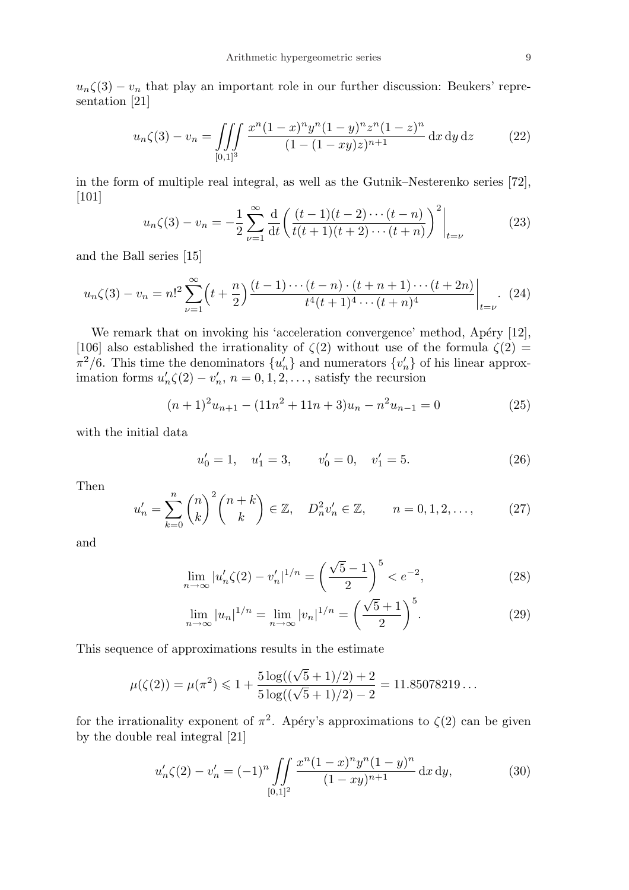$u_n\zeta(3) - v_n$ that play an important role in our further discussion: Beukers' representation [21]

$$u_n\zeta(3) - v_n = \iiint\limits_{[0,1]^3} \frac{x^n(1-x)^n y^n(1-y)^n z^n(1-z)^n}{(1-(1-xy)z)^{n+1}}\,\mathrm{d}x\,\mathrm{d}y\,\mathrm{d}z \tag{22}$$

in the form of multiple real integral, as well as the Gutnik–Nesterenko series [72], [101]

$$u_n\zeta(3) - v_n = -\frac{1}{2}\sum_{\nu=1}^{\infty} \frac{\mathrm{d}}{\mathrm{d}t}\biggl(\frac{(t-1)(t-2)\cdots(t-n)}{t(t+1)(t+2)\cdots(t+n)}\biggr)^2\bigg|_{t=\nu} \tag{23}$$

and the Ball series [15]

$$u_n\zeta(3) - v_n = n!^2\sum_{\nu=1}^{\infty}\Bigl(t+\frac{n}{2}\Bigr)\frac{(t-1)\cdots(t-n)\cdot(t+n+1)\cdots(t+2n)}{t^4(t+1)^4\cdots(t+n)^4}\bigg|_{t=\nu}. \tag{24}$$

We remark that on invoking his 'acceleration convergence' method, Apéry [12], [106] also established the irrationality of $\zeta(2)$ without use of the formula $\zeta(2) = \pi^2/6$. This time the denominators $\{u_n'\}$ and numerators $\{v_n'\}$ of his linear approximation forms $u_n'\zeta(2) - v_n'$, $n = 0, 1, 2, \dots$, satisfy the recursion

$$(n+1)^2 u_{n+1} - (11n^2 + 11n + 3)u_n - n^2 u_{n-1} = 0 \tag{25}$$

with the initial data

$$u_0' = 1, \quad u_1' = 3, \qquad v_0' = 0, \quad v_1' = 5. \tag{26}$$

Then

$$u_n' = \sum_{k=0}^{n}\binom{n}{k}^2\binom{n+k}{k} \in \mathbb{Z}, \quad D_n^2 v_n' \in \mathbb{Z}, \qquad n = 0, 1, 2, \dots, \tag{27}$$

and

$$\lim_{n\to\infty}|u_n'\zeta(2) - v_n'|^{1/n} = \biggl(\frac{\sqrt{5}-1}{2}\biggr)^5 < e^{-2}, \tag{28}$$

$$\lim_{n\to\infty}|u_n|^{1/n} = \lim_{n\to\infty}|v_n|^{1/n} = \biggl(\frac{\sqrt{5}+1}{2}\biggr)^5. \tag{29}$$

This sequence of approximations results in the estimate

$$\mu(\zeta(2)) = \mu(\pi^2) \leqslant 1 + \frac{5\log((\sqrt{5}+1)/2) + 2}{5\log((\sqrt{5}+1)/2) - 2} = 11.85078219\dots$$

for the irrationality exponent of $\pi^2$. Apéry's approximations to $\zeta(2)$ can be given by the double real integral [21]

$$u_n'\zeta(2) - v_n' = (-1)^n \iint\limits_{[0,1]^2} \frac{x^n(1-x)^n y^n(1-y)^n}{(1-xy)^{n+1}}\,\mathrm{d}x\,\mathrm{d}y, \tag{30}$$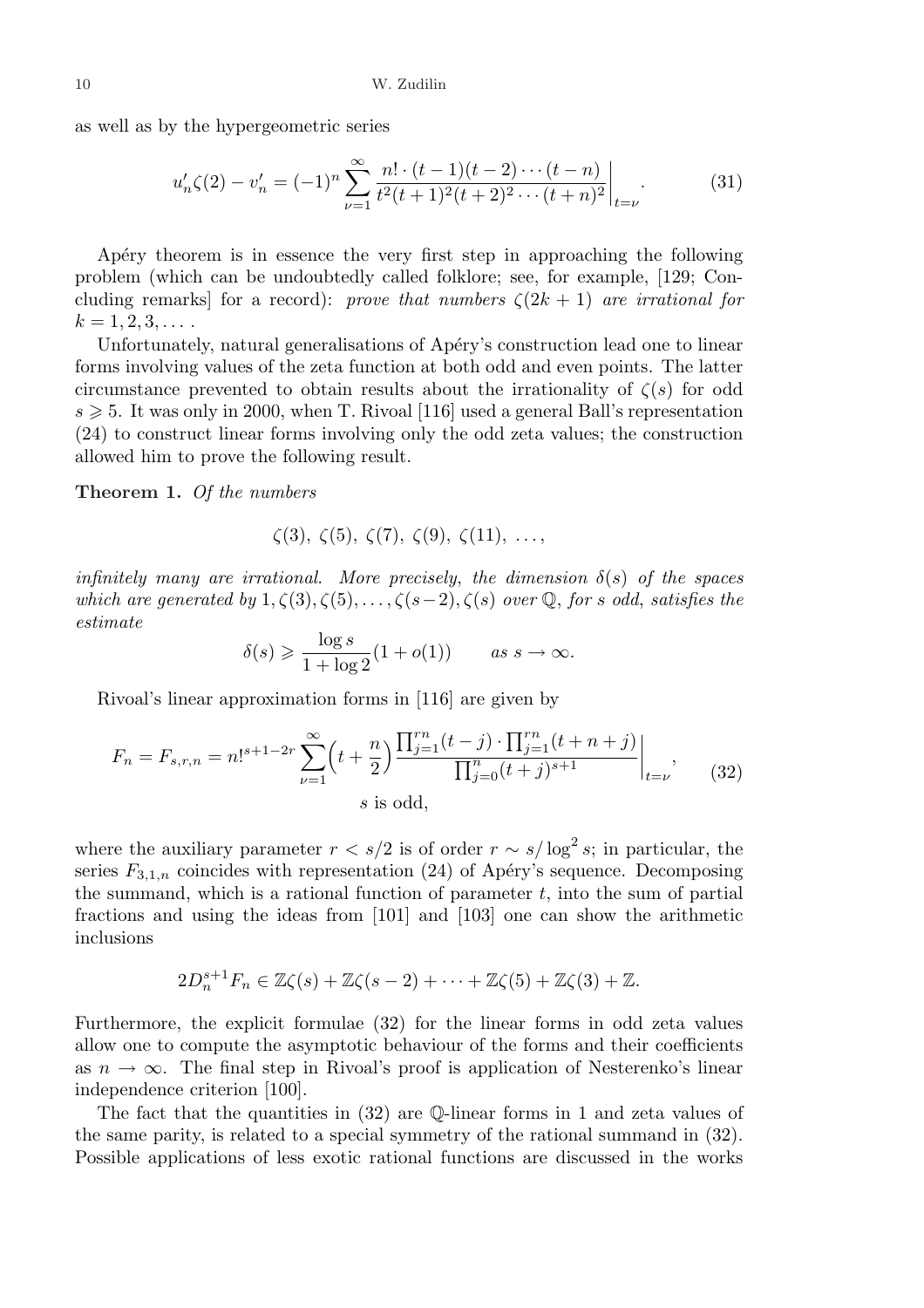as well as by the hypergeometric series

$$u_n'\zeta(2) - v_n' = (-1)^n \sum_{\nu=1}^{\infty} \frac{n! \cdot (t-1)(t-2)\cdots(t-n)}{t^2(t+1)^2(t+2)^2\cdots(t+n)^2}\bigg|_{t=\nu}. \tag{31}$$

Apéry theorem is in essence the very first step in approaching the following problem (which can be undoubtedly called folklore; see, for example, [129; Concluding remarks] for a record): *prove that numbers $\zeta(2k+1)$ are irrational for $k = 1, 2, 3, \dots$.*

Unfortunately, natural generalisations of Apéry's construction lead one to linear forms involving values of the zeta function at both odd and even points. The latter circumstance prevented to obtain results about the irrationality of $\zeta(s)$ for odd $s \geqslant 5$. It was only in 2000, when T. Rivoal [116] used a general Ball's representation (24) to construct linear forms involving only the odd zeta values; the construction allowed him to prove the following result.

**Theorem 1.** *Of the numbers*

$$\zeta(3),\ \zeta(5),\ \zeta(7),\ \zeta(9),\ \zeta(11),\ \dots,$$

*infinitely many are irrational. More precisely, the dimension $\delta(s)$ of the spaces which are generated by $1, \zeta(3), \zeta(5), \dots, \zeta(s-2), \zeta(s)$ over $\mathbb{Q}$, for $s$ odd, satisfies the estimate*

$$\delta(s) \geqslant \frac{\log s}{1 + \log 2}(1 + o(1)) \qquad \text{as } s \to \infty.$$

Rivoal's linear approximation forms in [116] are given by

$$F_n = F_{s,r,n} = n!^{s+1-2r} \sum_{\nu=1}^{\infty} \Big(t + \frac{n}{2}\Big) \frac{\prod_{j=1}^{rn}(t-j) \cdot \prod_{j=1}^{rn}(t+n+j)}{\prod_{j=0}^{n}(t+j)^{s+1}}\bigg|_{t=\nu}, \qquad s \text{ is odd}, \tag{32}$$

where the auxiliary parameter $r < s/2$ is of order $r \sim s/\log^2 s$; in particular, the series $F_{3,1,n}$ coincides with representation (24) of Apéry's sequence. Decomposing the summand, which is a rational function of parameter $t$, into the sum of partial fractions and using the ideas from [101] and [103] one can show the arithmetic inclusions

$$2D_n^{s+1}F_n \in \mathbb{Z}\zeta(s) + \mathbb{Z}\zeta(s-2) + \dots + \mathbb{Z}\zeta(5) + \mathbb{Z}\zeta(3) + \mathbb{Z}.$$

Furthermore, the explicit formulae (32) for the linear forms in odd zeta values allow one to compute the asymptotic behaviour of the forms and their coefficients as $n \to \infty$. The final step in Rivoal's proof is application of Nesterenko's linear independence criterion [100].

The fact that the quantities in (32) are $\mathbb{Q}$-linear forms in 1 and zeta values of the same parity, is related to a special symmetry of the rational summand in (32). Possible applications of less exotic rational functions are discussed in the works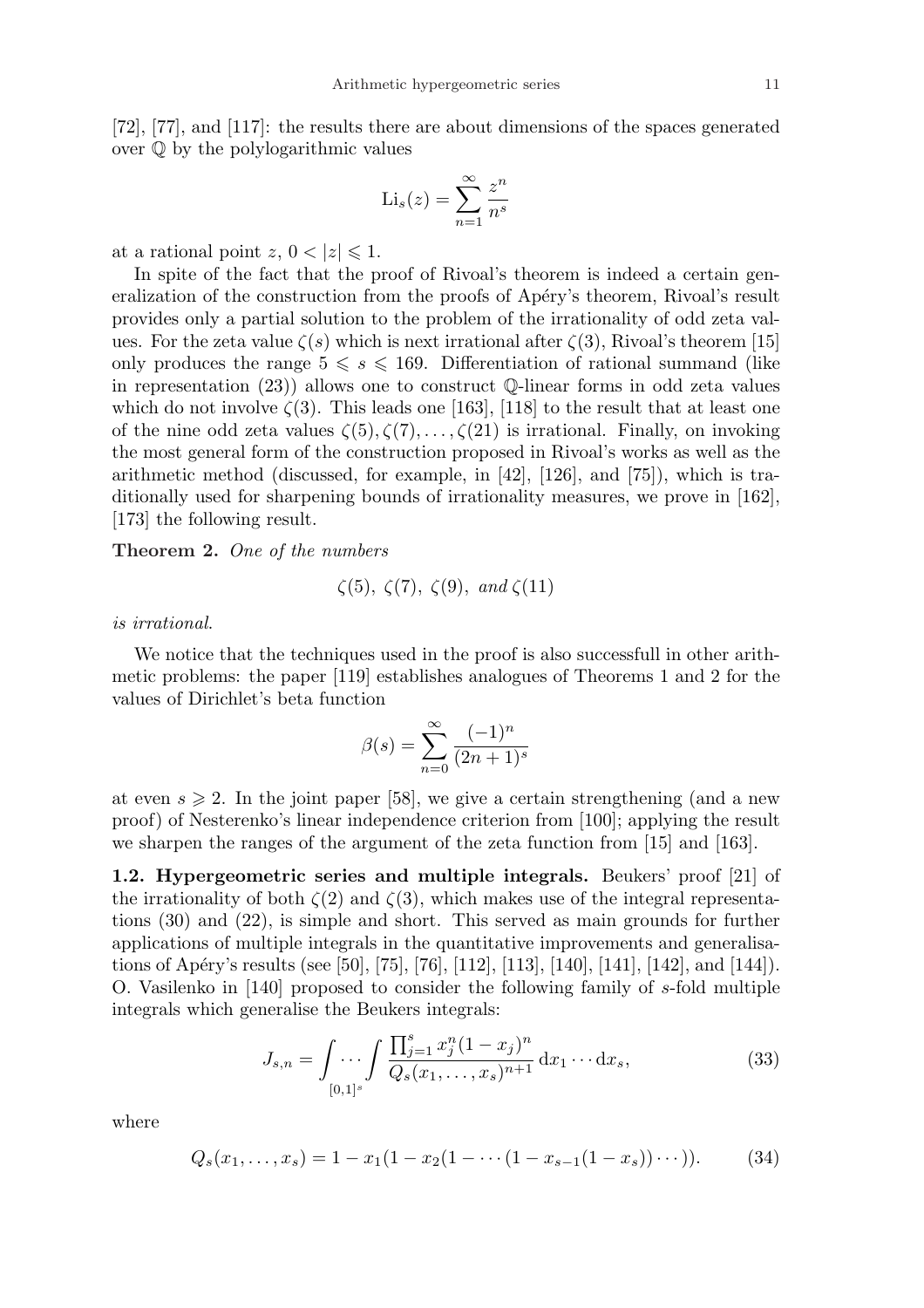[72], [77], and [117]: the results there are about dimensions of the spaces generated over $\mathbb{Q}$ by the polylogarithmic values

$$\mathrm{Li}_s(z) = \sum_{n=1}^{\infty} \frac{z^n}{n^s}$$

at a rational point $z$, $0 < |z| \leqslant 1$.

In spite of the fact that the proof of Rivoal's theorem is indeed a certain generalization of the construction from the proofs of Apéry's theorem, Rivoal's result provides only a partial solution to the problem of the irrationality of odd zeta values. For the zeta value $\zeta(s)$ which is next irrational after $\zeta(3)$, Rivoal's theorem [15] only produces the range $5 \leqslant s \leqslant 169$. Differentiation of rational summand (like in representation (23)) allows one to construct $\mathbb{Q}$-linear forms in odd zeta values which do not involve $\zeta(3)$. This leads one [163], [118] to the result that at least one of the nine odd zeta values $\zeta(5), \zeta(7), \dots, \zeta(21)$ is irrational. Finally, on invoking the most general form of the construction proposed in Rivoal's works as well as the arithmetic method (discussed, for example, in [42], [126], and [75]), which is traditionally used for sharpening bounds of irrationality measures, we prove in [162], [173] the following result.

**Theorem 2.** *One of the numbers*

$$\zeta(5),\ \zeta(7),\ \zeta(9),\ \text{and}\ \zeta(11)$$

*is irrational.*

We notice that the techniques used in the proof is also successfull in other arithmetic problems: the paper [119] establishes analogues of Theorems 1 and 2 for the values of Dirichlet's beta function

$$\beta(s) = \sum_{n=0}^{\infty} \frac{(-1)^n}{(2n+1)^s}$$

at even $s \geqslant 2$. In the joint paper [58], we give a certain strengthening (and a new proof) of Nesterenko's linear independence criterion from [100]; applying the result we sharpen the ranges of the argument of the zeta function from [15] and [163].

**1.2. Hypergeometric series and multiple integrals.** Beukers' proof [21] of the irrationality of both $\zeta(2)$ and $\zeta(3)$, which makes use of the integral representations (30) and (22), is simple and short. This served as main grounds for further applications of multiple integrals in the quantitative improvements and generalisations of Apéry's results (see [50], [75], [76], [112], [113], [140], [141], [142], and [144]). O. Vasilenko in [140] proposed to consider the following family of $s$-fold multiple integrals which generalise the Beukers integrals:

$$J_{s,n} = \int \cdots \int\limits_{[0,1]^s} \frac{\prod_{j=1}^{s} x_j^n (1-x_j)^n}{Q_s(x_1,\dots,x_s)^{n+1}} \,\mathrm{d}x_1 \cdots \mathrm{d}x_s, \tag{33}$$

where

$$Q_s(x_1,\dots,x_s) = 1 - x_1(1 - x_2(1 - \cdots (1 - x_{s-1}(1 - x_s)) \cdots)). \tag{34}$$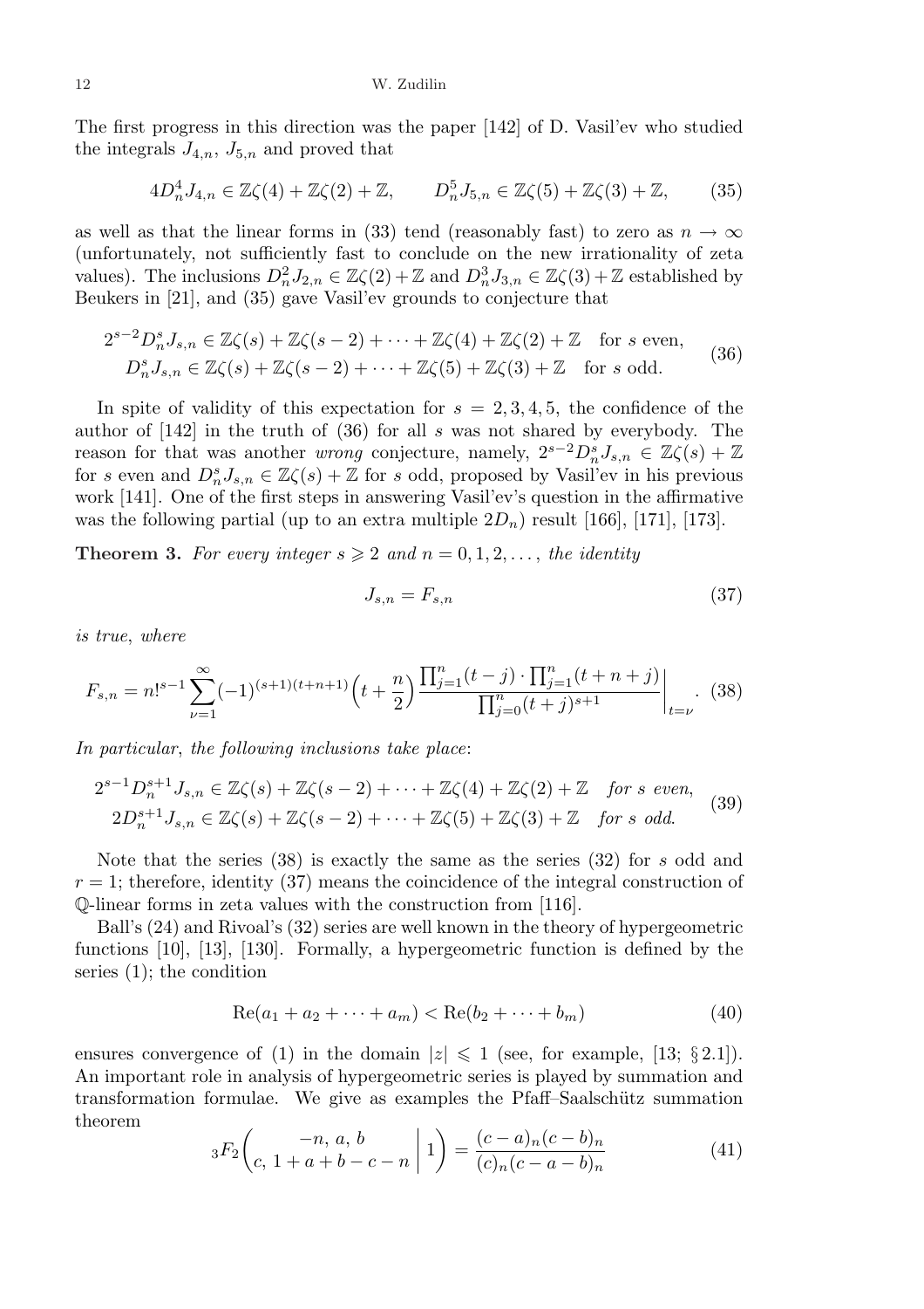The first progress in this direction was the paper [142] of D. Vasil'ev who studied the integrals $J_{4,n}$, $J_{5,n}$ and proved that

$$4D_n^4 J_{4,n} \in \mathbb{Z}\zeta(4) + \mathbb{Z}\zeta(2) + \mathbb{Z}, \qquad D_n^5 J_{5,n} \in \mathbb{Z}\zeta(5) + \mathbb{Z}\zeta(3) + \mathbb{Z}, \tag{35}$$

as well as that the linear forms in (33) tend (reasonably fast) to zero as $n \to \infty$ (unfortunately, not sufficiently fast to conclude on the new irrationality of zeta values). The inclusions $D_n^2 J_{2,n} \in \mathbb{Z}\zeta(2) + \mathbb{Z}$ and $D_n^3 J_{3,n} \in \mathbb{Z}\zeta(3) + \mathbb{Z}$ established by Beukers in [21], and (35) gave Vasil'ev grounds to conjecture that

$$\begin{aligned} 2^{s-2} D_n^s J_{s,n} &\in \mathbb{Z}\zeta(s) + \mathbb{Z}\zeta(s-2) + \dots + \mathbb{Z}\zeta(4) + \mathbb{Z}\zeta(2) + \mathbb{Z} \quad \text{for } s \text{ even}, \\ D_n^s J_{s,n} &\in \mathbb{Z}\zeta(s) + \mathbb{Z}\zeta(s-2) + \dots + \mathbb{Z}\zeta(5) + \mathbb{Z}\zeta(3) + \mathbb{Z} \quad \text{for } s \text{ odd}. \end{aligned} \tag{36}$$

In spite of validity of this expectation for $s = 2, 3, 4, 5$, the confidence of the author of [142] in the truth of (36) for all $s$ was not shared by everybody. The reason for that was another *wrong* conjecture, namely, $2^{s-2} D_n^s J_{s,n} \in \mathbb{Z}\zeta(s) + \mathbb{Z}$ for $s$ even and $D_n^s J_{s,n} \in \mathbb{Z}\zeta(s) + \mathbb{Z}$ for $s$ odd, proposed by Vasil'ev in his previous work [141]. One of the first steps in answering Vasil'ev's question in the affirmative was the following partial (up to an extra multiple $2D_n$) result [166], [171], [173].

**Theorem 3.** *For every integer $s \geqslant 2$ and $n = 0, 1, 2, \dots$, the identity*

$$J_{s,n} = F_{s,n} \tag{37}$$

*is true, where*

$$F_{s,n} = n!^{s-1} \sum_{\nu=1}^{\infty} (-1)^{(s+1)(t+n+1)} \Big(t + \frac{n}{2}\Big) \frac{\prod_{j=1}^{n}(t-j) \cdot \prod_{j=1}^{n}(t+n+j)}{\prod_{j=0}^{n}(t+j)^{s+1}} \bigg|_{t=\nu}. \tag{38}$$

*In particular, the following inclusions take place:*

$$\begin{aligned} 2^{s-1} D_n^{s+1} J_{s,n} &\in \mathbb{Z}\zeta(s) + \mathbb{Z}\zeta(s-2) + \dots + \mathbb{Z}\zeta(4) + \mathbb{Z}\zeta(2) + \mathbb{Z} \quad \textit{for } s \textit{ even}, \\ 2D_n^{s+1} J_{s,n} &\in \mathbb{Z}\zeta(s) + \mathbb{Z}\zeta(s-2) + \dots + \mathbb{Z}\zeta(5) + \mathbb{Z}\zeta(3) + \mathbb{Z} \quad \textit{for } s \textit{ odd}. \end{aligned} \tag{39}$$

Note that the series (38) is exactly the same as the series (32) for $s$ odd and $r = 1$; therefore, identity (37) means the coincidence of the integral construction of $\mathbb{Q}$-linear forms in zeta values with the construction from [116].

Ball's (24) and Rivoal's (32) series are well known in the theory of hypergeometric functions [10], [13], [130]. Formally, a hypergeometric function is defined by the series (1); the condition

$$\operatorname{Re}(a_1 + a_2 + \dots + a_m) < \operatorname{Re}(b_2 + \dots + b_m) \tag{40}$$

ensures convergence of (1) in the domain $|z| \leqslant 1$ (see, for example, [13; § 2.1]). An important role in analysis of hypergeometric series is played by summation and transformation formulae. We give as examples the Pfaff–Saalschütz summation theorem

$${}_3F_2\left(\begin{matrix} -n,\, a,\, b \\ c,\, 1 + a + b - c - n \end{matrix} \,\middle|\, 1\right) = \frac{(c-a)_n (c-b)_n}{(c)_n (c-a-b)_n} \tag{41}$$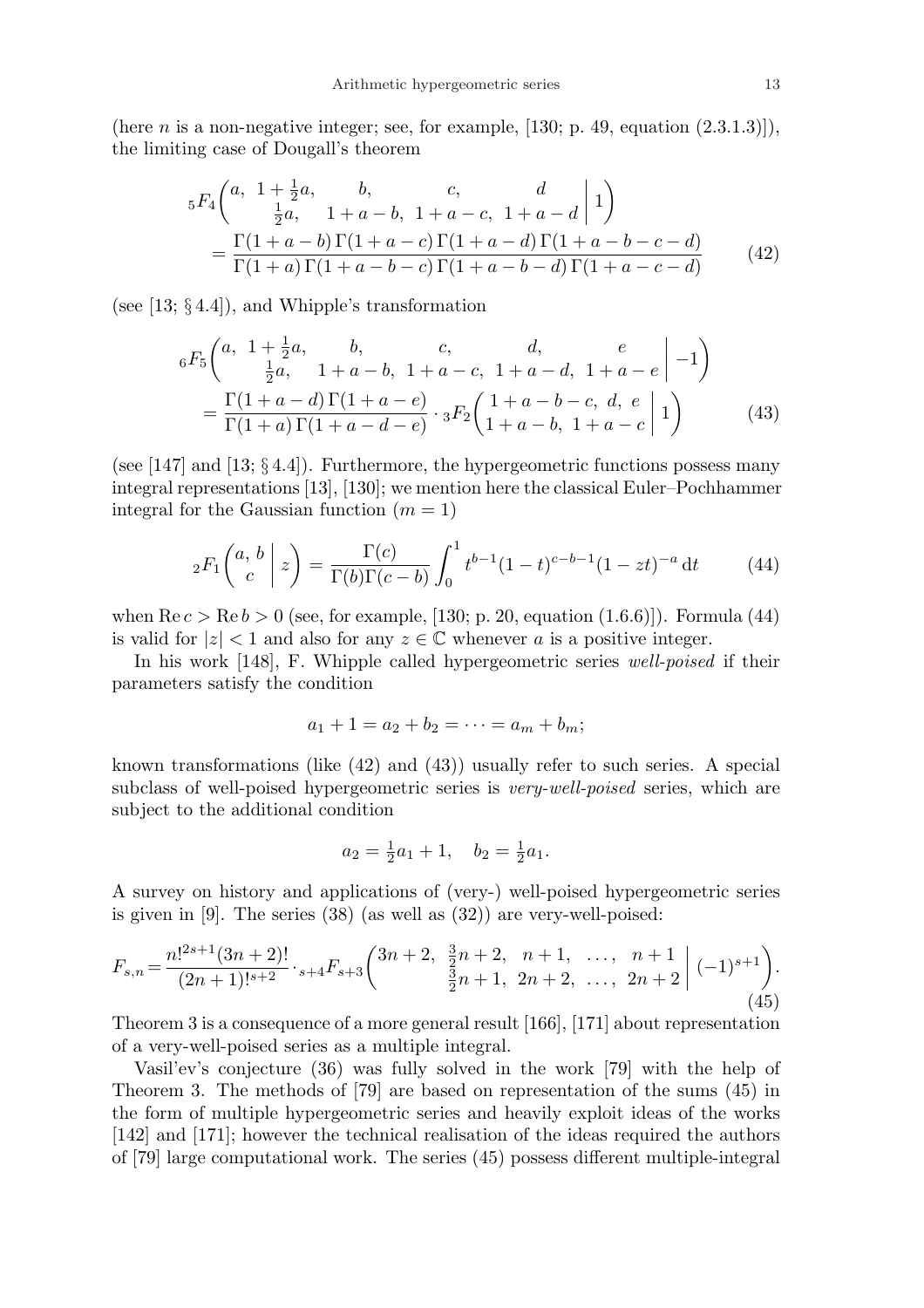(here $n$ is a non-negative integer; see, for example, [130; p. 49, equation (2.3.1.3)]), the limiting case of Dougall's theorem

$$
{}_5F_4\left(\begin{matrix} a, & 1+\frac{1}{2}a, & b, & c, & d \\ & \frac{1}{2}a, & 1+a-b, & 1+a-c, & 1+a-d \end{matrix} \,\middle|\, 1\right)
= \frac{\Gamma(1+a-b)\,\Gamma(1+a-c)\,\Gamma(1+a-d)\,\Gamma(1+a-b-c-d)}{\Gamma(1+a)\,\Gamma(1+a-b-c)\,\Gamma(1+a-b-d)\,\Gamma(1+a-c-d)} \tag{42}
$$

(see [13; § 4.4]), and Whipple's transformation

$$
{}_6F_5\left(\begin{matrix} a, & 1+\frac{1}{2}a, & b, & c, & d, & e \\ & \frac{1}{2}a, & 1+a-b, & 1+a-c, & 1+a-d, & 1+a-e \end{matrix} \,\middle|\, -1\right)
= \frac{\Gamma(1+a-d)\,\Gamma(1+a-e)}{\Gamma(1+a)\,\Gamma(1+a-d-e)} \cdot {}_3F_2\left(\begin{matrix} 1+a-b-c, \ d, \ e \\ 1+a-b, \ 1+a-c \end{matrix} \,\middle|\, 1\right) \tag{43}
$$

(see [147] and [13; § 4.4]). Furthermore, the hypergeometric functions possess many integral representations [13], [130]; we mention here the classical Euler–Pochhammer integral for the Gaussian function ($m=1$)

$$
{}_2F_1\left(\begin{matrix} a, \, b \\ c \end{matrix} \,\middle|\, z\right) = \frac{\Gamma(c)}{\Gamma(b)\Gamma(c-b)} \int_0^1 t^{b-1}(1-t)^{c-b-1}(1-zt)^{-a}\,\mathrm{d}t \tag{44}
$$

when $\operatorname{Re} c > \operatorname{Re} b > 0$ (see, for example, [130; p. 20, equation (1.6.6)]). Formula (44) is valid for $|z|<1$ and also for any $z \in \mathbb{C}$ whenever $a$ is a positive integer.

In his work [148], F. Whipple called hypergeometric series *well-poised* if their parameters satisfy the condition

$$
a_1 + 1 = a_2 + b_2 = \dots = a_m + b_m;
$$

known transformations (like (42) and (43)) usually refer to such series. A special subclass of well-poised hypergeometric series is *very-well-poised* series, which are subject to the additional condition

$$
a_2 = \tfrac{1}{2}a_1 + 1, \quad b_2 = \tfrac{1}{2}a_1.
$$

A survey on history and applications of (very-) well-poised hypergeometric series is given in [9]. The series (38) (as well as (32)) are very-well-poised:

$$
F_{s,n} = \frac{n!^{2s+1}(3n+2)!}{(2n+1)!^{s+2}} \cdot {}_{s+4}F_{s+3}\left(\begin{matrix} 3n+2, & \frac{3}{2}n+2, & n+1, & \dots, & n+1 \\ & \frac{3}{2}n+1, & 2n+2, & \dots, & 2n+2 \end{matrix} \,\middle|\, (-1)^{s+1}\right). \tag{45}
$$

Theorem 3 is a consequence of a more general result [166], [171] about representation of a very-well-poised series as a multiple integral.

Vasil'ev's conjecture (36) was fully solved in the work [79] with the help of Theorem 3. The methods of [79] are based on representation of the sums (45) in the form of multiple hypergeometric series and heavily exploit ideas of the works [142] and [171]; however the technical realisation of the ideas required the authors of [79] large computational work. The series (45) possess different multiple-integral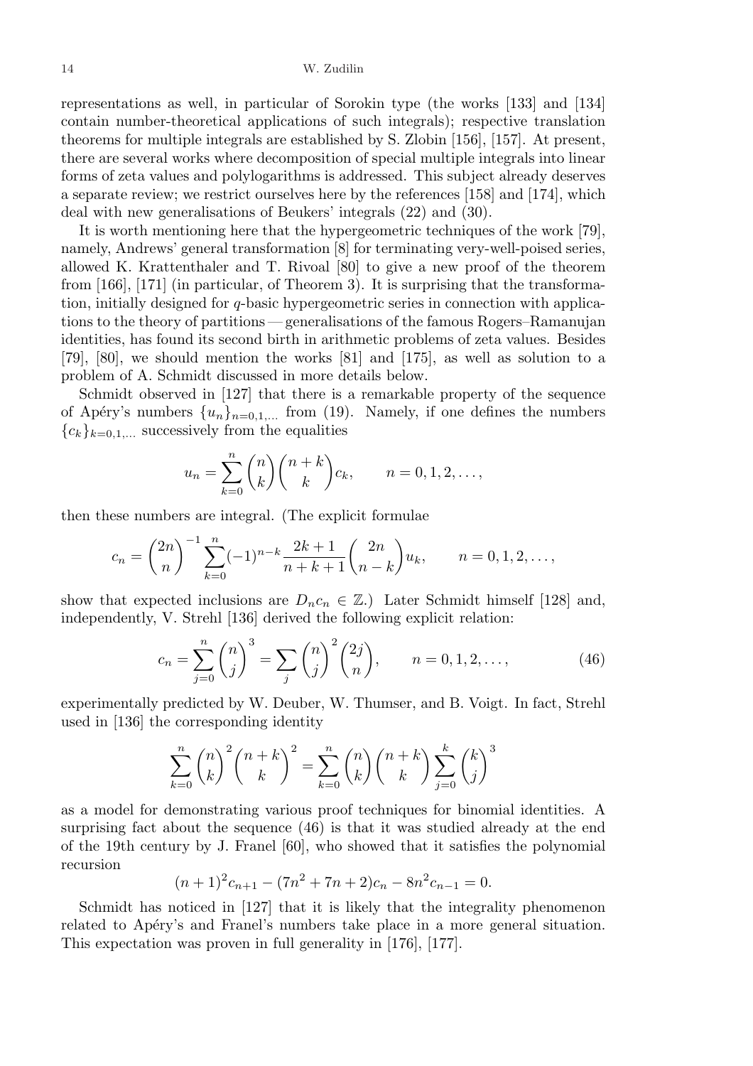representations as well, in particular of Sorokin type (the works [133] and [134] contain number-theoretical applications of such integrals); respective translation theorems for multiple integrals are established by S. Zlobin [156], [157]. At present, there are several works where decomposition of special multiple integrals into linear forms of zeta values and polylogarithms is addressed. This subject already deserves a separate review; we restrict ourselves here by the references [158] and [174], which deal with new generalisations of Beukers' integrals (22) and (30).

It is worth mentioning here that the hypergeometric techniques of the work [79], namely, Andrews' general transformation [8] for terminating very-well-poised series, allowed K. Krattenthaler and T. Rivoal [80] to give a new proof of the theorem from [166], [171] (in particular, of Theorem 3). It is surprising that the transformation, initially designed for $q$-basic hypergeometric series in connection with applications to the theory of partitions — generalisations of the famous Rogers–Ramanujan identities, has found its second birth in arithmetic problems of zeta values. Besides [79], [80], we should mention the works [81] and [175], as well as solution to a problem of A. Schmidt discussed in more details below.

Schmidt observed in [127] that there is a remarkable property of the sequence of Apéry's numbers $\{u_n\}_{n=0,1,\dots}$ from (19). Namely, if one defines the numbers $\{c_k\}_{k=0,1,\dots}$ successively from the equalities

$$u_n = \sum_{k=0}^{n} \binom{n}{k} \binom{n+k}{k} c_k, \qquad n = 0, 1, 2, \dots,$$

then these numbers are integral. (The explicit formulae

$$c_n = \binom{2n}{n}^{-1} \sum_{k=0}^{n} (-1)^{n-k} \frac{2k+1}{n+k+1} \binom{2n}{n-k} u_k, \qquad n = 0, 1, 2, \dots,$$

show that expected inclusions are $D_n c_n \in \mathbb{Z}$.) Later Schmidt himself [128] and, independently, V. Strehl [136] derived the following explicit relation:

$$c_n = \sum_{j=0}^{n} \binom{n}{j}^3 = \sum_{j} \binom{n}{j}^2 \binom{2j}{n}, \qquad n = 0, 1, 2, \dots, \tag{46}$$

experimentally predicted by W. Deuber, W. Thumser, and B. Voigt. In fact, Strehl used in [136] the corresponding identity

$$\sum_{k=0}^{n} \binom{n}{k}^2 \binom{n+k}{k}^2 = \sum_{k=0}^{n} \binom{n}{k} \binom{n+k}{k} \sum_{j=0}^{k} \binom{k}{j}^3$$

as a model for demonstrating various proof techniques for binomial identities. A surprising fact about the sequence (46) is that it was studied already at the end of the 19th century by J. Franel [60], who showed that it satisfies the polynomial recursion

$$(n+1)^2 c_{n+1} - (7n^2 + 7n + 2) c_n - 8n^2 c_{n-1} = 0.$$

Schmidt has noticed in [127] that it is likely that the integrality phenomenon related to Apéry's and Franel's numbers take place in a more general situation. This expectation was proven in full generality in [176], [177].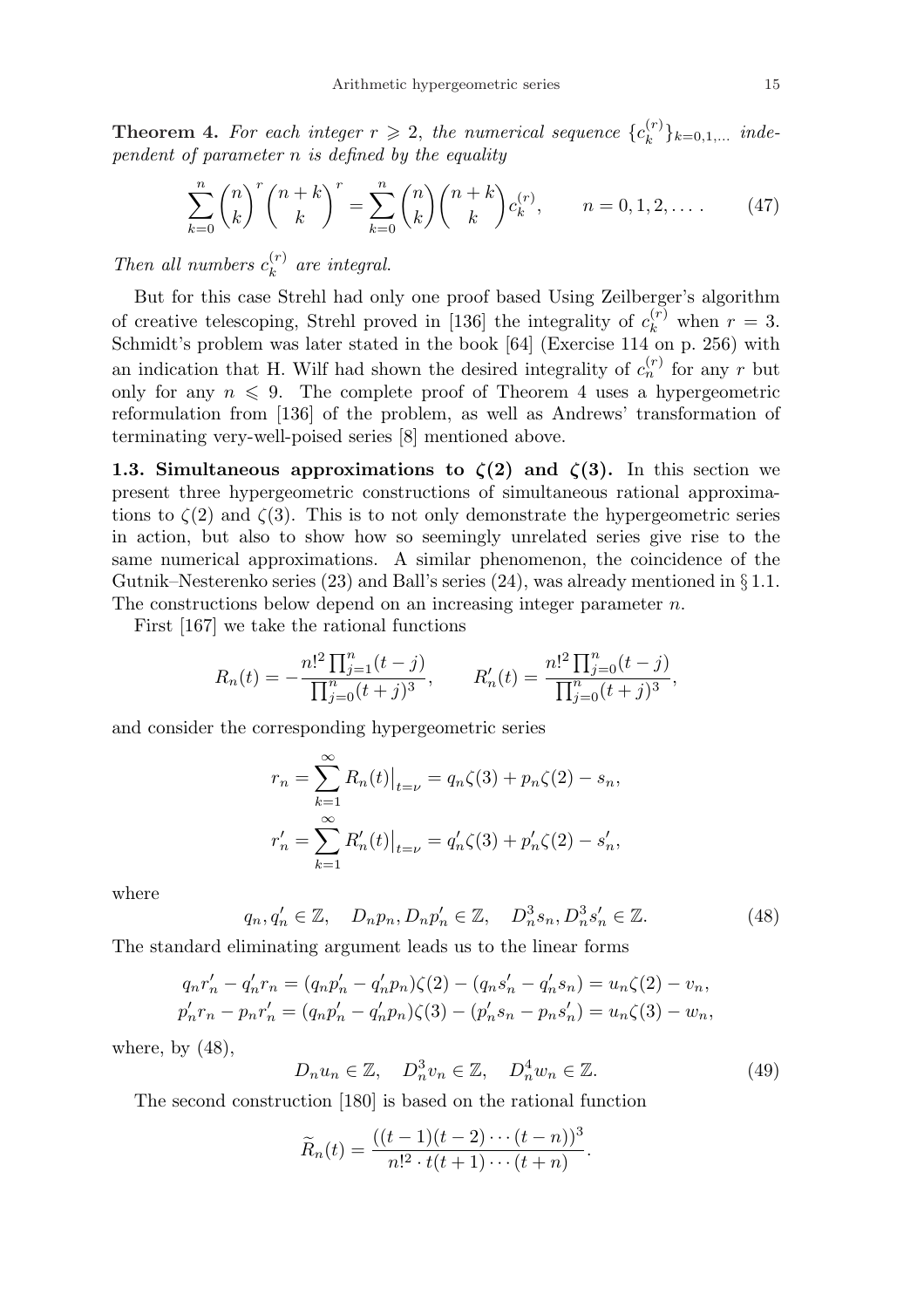**Theorem 4.** *For each integer $r \geqslant 2$, the numerical sequence $\{c_k^{(r)}\}_{k=0,1,\dots}$ independent of parameter $n$ is defined by the equality*

$$\sum_{k=0}^{n} \binom{n}{k}^r \binom{n+k}{k}^r = \sum_{k=0}^{n} \binom{n}{k} \binom{n+k}{k} c_k^{(r)}, \qquad n = 0, 1, 2, \dots . \tag{47}$$

*Then all numbers $c_k^{(r)}$ are integral.*

But for this case Strehl had only one proof based Using Zeilberger's algorithm of creative telescoping, Strehl proved in [136] the integrality of $c_k^{(r)}$ when $r = 3$. Schmidt's problem was later stated in the book [64] (Exercise 114 on p. 256) with an indication that H. Wilf had shown the desired integrality of $c_n^{(r)}$ for any $r$ but only for any $n \leqslant 9$. The complete proof of Theorem 4 uses a hypergeometric reformulation from [136] of the problem, as well as Andrews' transformation of terminating very-well-poised series [8] mentioned above.

**1.3. Simultaneous approximations to $\zeta(2)$ and $\zeta(3)$.** In this section we present three hypergeometric constructions of simultaneous rational approximations to $\zeta(2)$ and $\zeta(3)$. This is to not only demonstrate the hypergeometric series in action, but also to show how so seemingly unrelated series give rise to the same numerical approximations. A similar phenomenon, the coincidence of the Gutnik–Nesterenko series (23) and Ball's series (24), was already mentioned in § 1.1. The constructions below depend on an increasing integer parameter $n$.

First [167] we take the rational functions

$$R_n(t) = -\frac{n!^2 \prod_{j=1}^{n}(t-j)}{\prod_{j=0}^{n}(t+j)^3}, \qquad R_n'(t) = \frac{n!^2 \prod_{j=0}^{n}(t-j)}{\prod_{j=0}^{n}(t+j)^3},$$

and consider the corresponding hypergeometric series

$$r_n = \sum_{k=1}^{\infty} R_n(t)\big|_{t=\nu} = q_n\zeta(3) + p_n\zeta(2) - s_n,$$

$$r_n' = \sum_{k=1}^{\infty} R_n'(t)\big|_{t=\nu} = q_n'\zeta(3) + p_n'\zeta(2) - s_n',$$

where

$$q_n, q_n' \in \mathbb{Z}, \quad D_n p_n, D_n p_n' \in \mathbb{Z}, \quad D_n^3 s_n, D_n^3 s_n' \in \mathbb{Z}. \tag{48}$$

The standard eliminating argument leads us to the linear forms

$$q_n r_n' - q_n' r_n = (q_n p_n' - q_n' p_n)\zeta(2) - (q_n s_n' - q_n' s_n) = u_n\zeta(2) - v_n,$$

$$p_n' r_n - p_n r_n' = (q_n p_n' - q_n' p_n)\zeta(3) - (p_n' s_n - p_n s_n') = u_n\zeta(3) - w_n,$$

where, by (48),

$$D_n u_n \in \mathbb{Z}, \quad D_n^3 v_n \in \mathbb{Z}, \quad D_n^4 w_n \in \mathbb{Z}. \tag{49}$$

The second construction [180] is based on the rational function

$$\widetilde{R}_n(t) = \frac{((t-1)(t-2)\cdots(t-n))^3}{n!^2 \cdot t(t+1)\cdots(t+n)}.$$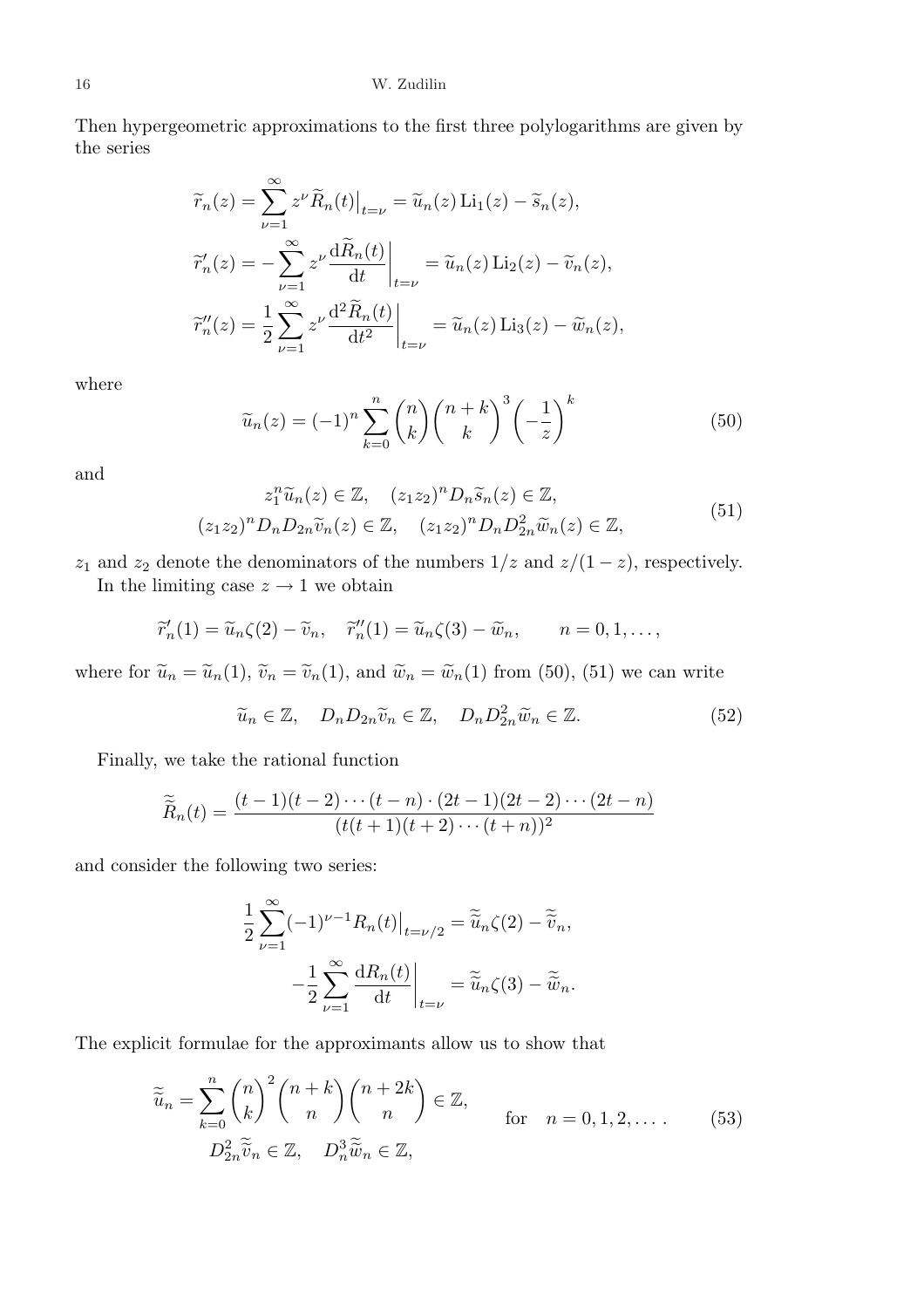Then hypergeometric approximations to the first three polylogarithms are given by the series

$$
\begin{aligned}
\widetilde{r}_n(z) &= \sum_{\nu=1}^{\infty} z^{\nu} \widetilde{R}_n(t)\big|_{t=\nu} = \widetilde{u}_n(z)\,\mathrm{Li}_1(z) - \widetilde{s}_n(z),\\
\widetilde{r}'_n(z) &= -\sum_{\nu=1}^{\infty} z^{\nu} \frac{\mathrm{d}\widetilde{R}_n(t)}{\mathrm{d}t}\bigg|_{t=\nu} = \widetilde{u}_n(z)\,\mathrm{Li}_2(z) - \widetilde{v}_n(z),\\
\widetilde{r}''_n(z) &= \frac{1}{2}\sum_{\nu=1}^{\infty} z^{\nu} \frac{\mathrm{d}^2\widetilde{R}_n(t)}{\mathrm{d}t^2}\bigg|_{t=\nu} = \widetilde{u}_n(z)\,\mathrm{Li}_3(z) - \widetilde{w}_n(z),
\end{aligned}
$$

where

$$
\widetilde{u}_n(z) = (-1)^n \sum_{k=0}^{n} \binom{n}{k} \binom{n+k}{k}^3 \left(-\frac{1}{z}\right)^k \tag{50}
$$

and

$$
\begin{aligned}
z_1^n \widetilde{u}_n(z) \in \mathbb{Z}, \quad (z_1 z_2)^n D_n \widetilde{s}_n(z) \in \mathbb{Z},\\
(z_1 z_2)^n D_n D_{2n} \widetilde{v}_n(z) \in \mathbb{Z}, \quad (z_1 z_2)^n D_n D_{2n}^2 \widetilde{w}_n(z) \in \mathbb{Z},
\end{aligned} \tag{51}
$$

$z_1$ and $z_2$ denote the denominators of the numbers $1/z$ and $z/(1-z)$, respectively.

In the limiting case $z \to 1$ we obtain

$$
\widetilde{r}'_n(1) = \widetilde{u}_n \zeta(2) - \widetilde{v}_n, \quad \widetilde{r}''_n(1) = \widetilde{u}_n \zeta(3) - \widetilde{w}_n, \qquad n = 0, 1, \dots,
$$

where for $\widetilde{u}_n = \widetilde{u}_n(1)$, $\widetilde{v}_n = \widetilde{v}_n(1)$, and $\widetilde{w}_n = \widetilde{w}_n(1)$ from (50), (51) we can write

$$
\widetilde{u}_n \in \mathbb{Z}, \quad D_n D_{2n} \widetilde{v}_n \in \mathbb{Z}, \quad D_n D_{2n}^2 \widetilde{w}_n \in \mathbb{Z}. \tag{52}
$$

Finally, we take the rational function

$$
\widetilde{\widetilde{R}}_n(t) = \frac{(t-1)(t-2)\cdots(t-n)\cdot(2t-1)(2t-2)\cdots(2t-n)}{(t(t+1)(t+2)\cdots(t+n))^2}
$$

and consider the following two series:

$$
\begin{aligned}
\frac{1}{2}\sum_{\nu=1}^{\infty} (-1)^{\nu-1} R_n(t)\big|_{t=\nu/2} &= \widetilde{\widetilde{u}}_n \zeta(2) - \widetilde{\widetilde{v}}_n,\\
-\frac{1}{2}\sum_{\nu=1}^{\infty} \frac{\mathrm{d}R_n(t)}{\mathrm{d}t}\bigg|_{t=\nu} &= \widetilde{\widetilde{u}}_n \zeta(3) - \widetilde{\widetilde{w}}_n.
\end{aligned}
$$

The explicit formulae for the approximants allow us to show that

$$
\begin{aligned}
\widetilde{\widetilde{u}}_n = \sum_{k=0}^{n} \binom{n}{k}^2 \binom{n+k}{n} \binom{n+2k}{n} \in \mathbb{Z}, \\
D_{2n}^2 \widetilde{\widetilde{v}}_n \in \mathbb{Z}, \quad D_n^3 \widetilde{\widetilde{w}}_n \in \mathbb{Z},
\end{aligned} \qquad \text{for} \quad n = 0, 1, 2, \dots. \tag{53}
$$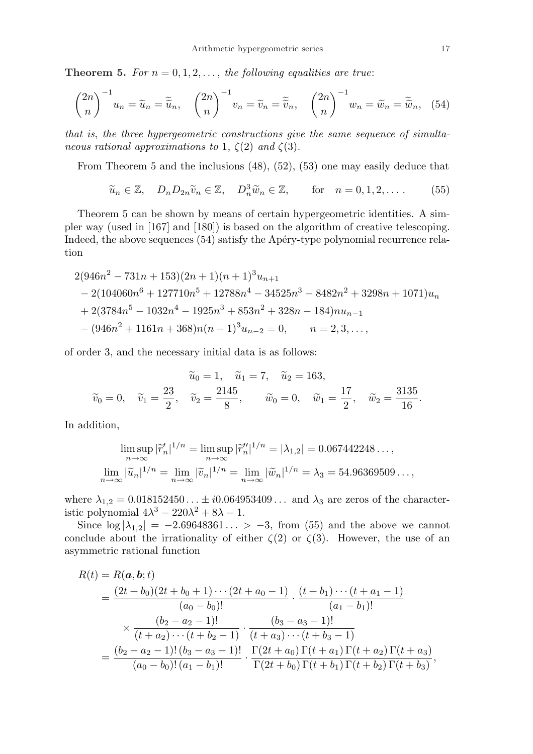**Theorem 5.** *For $n = 0, 1, 2, \dots$, the following equalities are true*:

$$\binom{2n}{n}^{-1} u_n = \widetilde{u}_n = \widetilde{\widetilde{u}}_n, \quad \binom{2n}{n}^{-1} v_n = \widetilde{v}_n = \widetilde{\widetilde{v}}_n, \quad \binom{2n}{n}^{-1} w_n = \widetilde{w}_n = \widetilde{\widetilde{w}}_n, \quad (54)$$

*that is, the three hypergeometric constructions give the same sequence of simultaneous rational approximations to* 1, $\zeta(2)$ *and* $\zeta(3)$.

From Theorem 5 and the inclusions (48), (52), (53) one may easily deduce that

$$\widetilde{u}_n \in \mathbb{Z}, \quad D_n D_{2n} \widetilde{v}_n \in \mathbb{Z}, \quad D_n^3 \widetilde{w}_n \in \mathbb{Z}, \qquad \text{for} \quad n = 0, 1, 2, \dots. \qquad (55)$$

Theorem 5 can be shown by means of certain hypergeometric identities. A simpler way (used in [167] and [180]) is based on the algorithm of creative telescoping. Indeed, the above sequences (54) satisfy the Apéry-type polynomial recurrence relation

$$\begin{aligned}
&2(946n^2 - 731n + 153)(2n+1)(n+1)^3 u_{n+1} \\
&\quad - 2(104060n^6 + 127710n^5 + 12788n^4 - 34525n^3 - 8482n^2 + 3298n + 1071)u_n \\
&\quad + 2(3784n^5 - 1032n^4 - 1925n^3 + 853n^2 + 328n - 184)n u_{n-1} \\
&\quad - (946n^2 + 1161n + 368)n(n-1)^3 u_{n-2} = 0, \qquad n = 2, 3, \dots,
\end{aligned}$$

of order 3, and the necessary initial data is as follows:

$$\widetilde{u}_0 = 1, \quad \widetilde{u}_1 = 7, \quad \widetilde{u}_2 = 163,$$

$$\widetilde{v}_0 = 0, \quad \widetilde{v}_1 = \frac{23}{2}, \quad \widetilde{v}_2 = \frac{2145}{8}, \qquad \widetilde{w}_0 = 0, \quad \widetilde{w}_1 = \frac{17}{2}, \quad \widetilde{w}_2 = \frac{3135}{16}.$$

In addition,

$$\limsup_{n\to\infty} |\widetilde{r}'_n|^{1/n} = \limsup_{n\to\infty} |\widetilde{r}''_n|^{1/n} = |\lambda_{1,2}| = 0.067442248\dots,$$

$$\lim_{n\to\infty} |\widetilde{u}_n|^{1/n} = \lim_{n\to\infty} |\widetilde{v}_n|^{1/n} = \lim_{n\to\infty} |\widetilde{w}_n|^{1/n} = \lambda_3 = 54.96369509\dots,$$

where $\lambda_{1,2} = 0.018152450\dots \pm i0.064953409\dots$ and $\lambda_3$ are zeros of the characteristic polynomial $4\lambda^3 - 220\lambda^2 + 8\lambda - 1$.

Since $\log|\lambda_{1,2}| = -2.69648361\dots > -3$, from (55) and the above we cannot conclude about the irrationality of either $\zeta(2)$ or $\zeta(3)$. However, the use of an asymmetric rational function

$$\begin{aligned}
R(t) &= R(\boldsymbol{a}, \boldsymbol{b}; t) \\
&= \frac{(2t+b_0)(2t+b_0+1)\cdots(2t+a_0-1)}{(a_0-b_0)!} \cdot \frac{(t+b_1)\cdots(t+a_1-1)}{(a_1-b_1)!} \\
&\quad \times \frac{(b_2-a_2-1)!}{(t+a_2)\cdots(t+b_2-1)} \cdot \frac{(b_3-a_3-1)!}{(t+a_3)\cdots(t+b_3-1)} \\
&= \frac{(b_2-a_2-1)!\,(b_3-a_3-1)!}{(a_0-b_0)!\,(a_1-b_1)!} \cdot \frac{\Gamma(2t+a_0)\,\Gamma(t+a_1)\,\Gamma(t+a_2)\,\Gamma(t+a_3)}{\Gamma(2t+b_0)\,\Gamma(t+b_1)\,\Gamma(t+b_2)\,\Gamma(t+b_3)},
\end{aligned}$$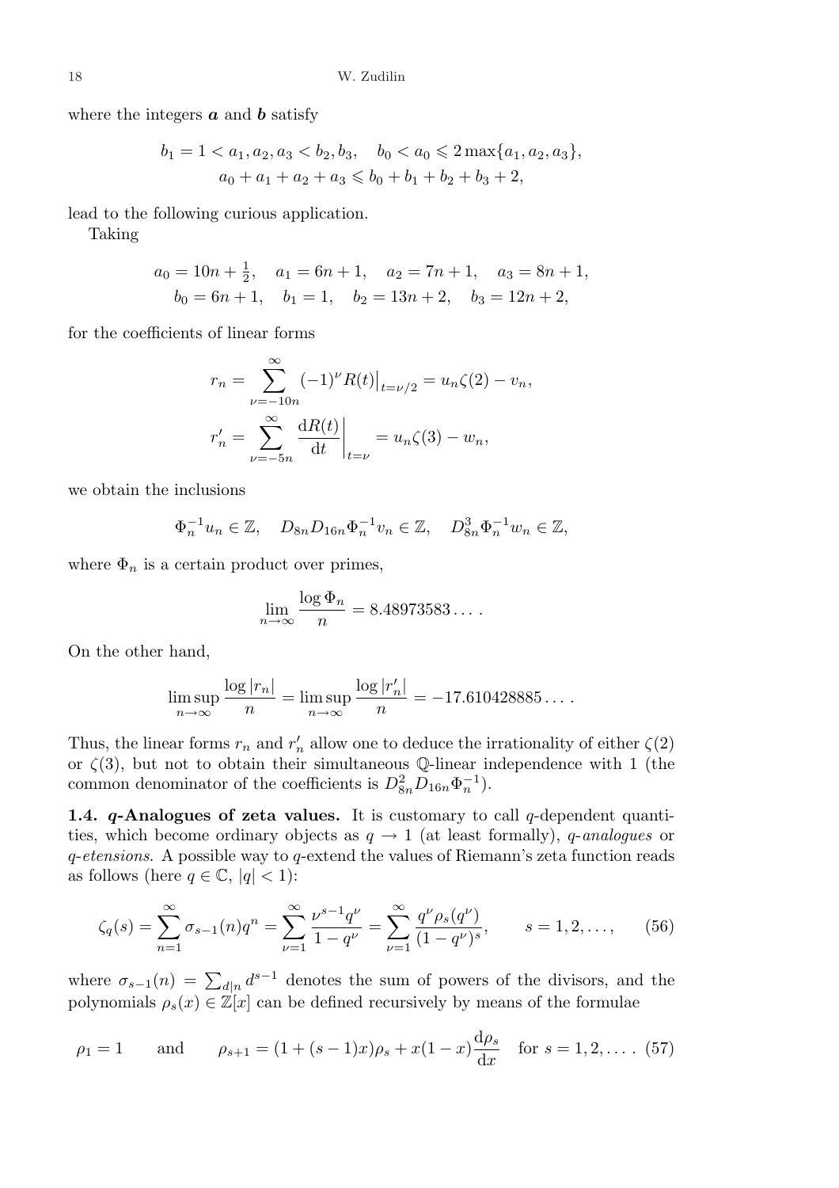where the integers $\boldsymbol{a}$ and $\boldsymbol{b}$ satisfy

$$
b_1 = 1 < a_1, a_2, a_3 < b_2, b_3, \quad b_0 < a_0 \leqslant 2\max\{a_1, a_2, a_3\},
$$
$$
a_0 + a_1 + a_2 + a_3 \leqslant b_0 + b_1 + b_2 + b_3 + 2,
$$

lead to the following curious application.

Taking

$$
a_0 = 10n + \tfrac{1}{2}, \quad a_1 = 6n+1, \quad a_2 = 7n+1, \quad a_3 = 8n+1,
$$
$$
b_0 = 6n+1, \quad b_1 = 1, \quad b_2 = 13n+2, \quad b_3 = 12n+2,
$$

for the coefficients of linear forms

$$
r_n = \sum_{\nu=-10n}^{\infty} (-1)^{\nu} R(t)\big|_{t=\nu/2} = u_n\zeta(2) - v_n,
$$
$$
r_n' = \sum_{\nu=-5n}^{\infty} \frac{\mathrm{d}R(t)}{\mathrm{d}t}\bigg|_{t=\nu} = u_n\zeta(3) - w_n,
$$

we obtain the inclusions

$$
\Phi_n^{-1}u_n \in \mathbb{Z}, \quad D_{8n}D_{16n}\Phi_n^{-1}v_n \in \mathbb{Z}, \quad D_{8n}^3\Phi_n^{-1}w_n \in \mathbb{Z},
$$

where $\Phi_n$ is a certain product over primes,

$$
\lim_{n\to\infty} \frac{\log \Phi_n}{n} = 8.48973583\ldots.
$$

On the other hand,

$$
\limsup_{n\to\infty} \frac{\log|r_n|}{n} = \limsup_{n\to\infty} \frac{\log|r_n'|}{n} = -17.610428885\ldots.
$$

Thus, the linear forms $r_n$ and $r_n'$ allow one to deduce the irrationality of either $\zeta(2)$ or $\zeta(3)$, but not to obtain their simultaneous $\mathbb{Q}$-linear independence with 1 (the common denominator of the coefficients is $D_{8n}^2 D_{16n}\Phi_n^{-1}$).

**1.4. $q$-Analogues of zeta values.** It is customary to call $q$-dependent quantities, which become ordinary objects as $q \to 1$ (at least formally), *$q$-analogues* or *$q$-etensions*. A possible way to $q$-extend the values of Riemann's zeta function reads as follows (here $q \in \mathbb{C}$, $|q| < 1$):

$$
\zeta_q(s) = \sum_{n=1}^{\infty} \sigma_{s-1}(n) q^n = \sum_{\nu=1}^{\infty} \frac{\nu^{s-1}q^{\nu}}{1-q^{\nu}} = \sum_{\nu=1}^{\infty} \frac{q^{\nu}\rho_s(q^{\nu})}{(1-q^{\nu})^s}, \qquad s = 1, 2, \ldots, \tag{56}
$$

where $\sigma_{s-1}(n) = \sum_{d|n} d^{s-1}$ denotes the sum of powers of the divisors, and the polynomials $\rho_s(x) \in \mathbb{Z}[x]$ can be defined recursively by means of the formulae

$$
\rho_1 = 1 \qquad \text{and} \qquad \rho_{s+1} = (1 + (s-1)x)\rho_s + x(1-x)\frac{\mathrm{d}\rho_s}{\mathrm{d}x} \quad \text{for } s = 1, 2, \ldots. \tag{57}
$$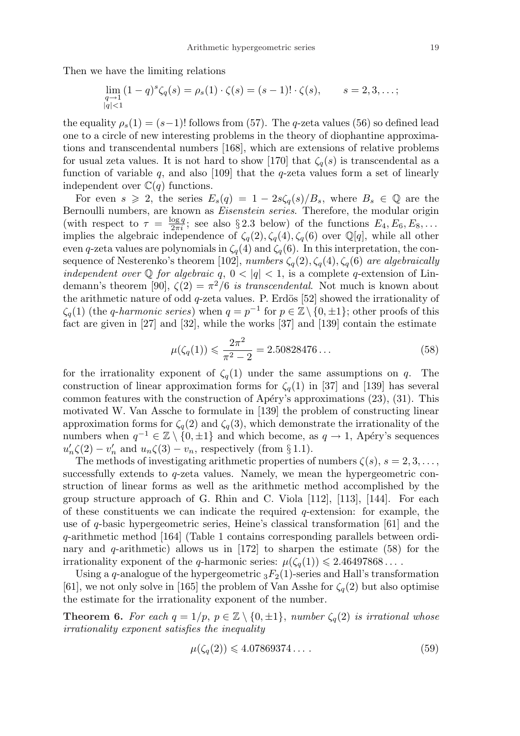Then we have the limiting relations

$$\lim_{\substack{q\to 1\\ |q|<1}} (1-q)^s \zeta_q(s) = \rho_s(1)\cdot\zeta(s) = (s-1)!\cdot\zeta(s), \qquad s=2,3,\dots;$$

the equality $\rho_s(1) = (s-1)!$ follows from (57). The $q$-zeta values (56) so defined lead one to a circle of new interesting problems in the theory of diophantine approximations and transcendental numbers [168], which are extensions of relative problems for usual zeta values. It is not hard to show [170] that $\zeta_q(s)$ is transcendental as a function of variable $q$, and also [109] that the $q$-zeta values form a set of linearly independent over $\mathbb{C}(q)$ functions.

For even $s \geqslant 2$, the series $E_s(q) = 1 - 2s\zeta_q(s)/B_s$, where $B_s \in \mathbb{Q}$ are the Bernoulli numbers, are known as *Eisenstein series*. Therefore, the modular origin (with respect to $\tau = \frac{\log q}{2\pi i}$; see also § 2.3 below) of the functions $E_4, E_6, E_8, \dots$ implies the algebraic independence of $\zeta_q(2), \zeta_q(4), \zeta_q(6)$ over $\mathbb{Q}[q]$, while all other even $q$-zeta values are polynomials in $\zeta_q(4)$ and $\zeta_q(6)$. In this interpretation, the consequence of Nesterenko's theorem [102], *numbers* $\zeta_q(2), \zeta_q(4), \zeta_q(6)$ *are algebraically independent over* $\mathbb{Q}$ *for algebraic* $q$, $0 < |q| < 1$, is a complete $q$-extension of Lindemann's theorem [90], $\zeta(2) = \pi^2/6$ *is transcendental*. Not much is known about the arithmetic nature of odd $q$-zeta values. P. Erdös [52] showed the irrationality of $\zeta_q(1)$ (the *q-harmonic series*) when $q = p^{-1}$ for $p \in \mathbb{Z} \setminus \{0, \pm 1\}$; other proofs of this fact are given in [27] and [32], while the works [37] and [139] contain the estimate

$$\mu(\zeta_q(1)) \leqslant \frac{2\pi^2}{\pi^2 - 2} = 2.50828476\dots \tag{58}$$

for the irrationality exponent of $\zeta_q(1)$ under the same assumptions on $q$. The construction of linear approximation forms for $\zeta_q(1)$ in [37] and [139] has several common features with the construction of Apéry's approximations (23), (31). This motivated W. Van Assche to formulate in [139] the problem of constructing linear approximation forms for $\zeta_q(2)$ and $\zeta_q(3)$, which demonstrate the irrationality of the numbers when $q^{-1} \in \mathbb{Z} \setminus \{0, \pm 1\}$ and which become, as $q \to 1$, Apéry's sequences $u_n'\zeta(2) - v_n'$ and $u_n\zeta(3) - v_n$, respectively (from § 1.1).

The methods of investigating arithmetic properties of numbers $\zeta(s)$, $s = 2, 3, \dots$, successfully extends to $q$-zeta values. Namely, we mean the hypergeometric construction of linear forms as well as the arithmetic method accomplished by the group structure approach of G. Rhin and C. Viola [112], [113], [144]. For each of these constituents we can indicate the required $q$-extension: for example, the use of $q$-basic hypergeometric series, Heine's classical transformation [61] and the $q$-arithmetic method [164] (Table 1 contains corresponding parallels between ordinary and $q$-arithmetic) allows us in [172] to sharpen the estimate (58) for the irrationality exponent of the $q$-harmonic series: $\mu(\zeta_q(1)) \leqslant 2.46497868\dots$ .

Using a $q$-analogue of the hypergeometric ${}_3F_2(1)$-series and Hall's transformation [61], we not only solve in [165] the problem of Van Asshe for $\zeta_q(2)$ but also optimise the estimate for the irrationality exponent of the number.

**Theorem 6.** *For each* $q = 1/p$, $p \in \mathbb{Z} \setminus \{0, \pm 1\}$, *number* $\zeta_q(2)$ *is irrational whose irrationality exponent satisfies the inequality*

$$\mu(\zeta_q(2)) \leqslant 4.07869374\dots . \tag{59}$$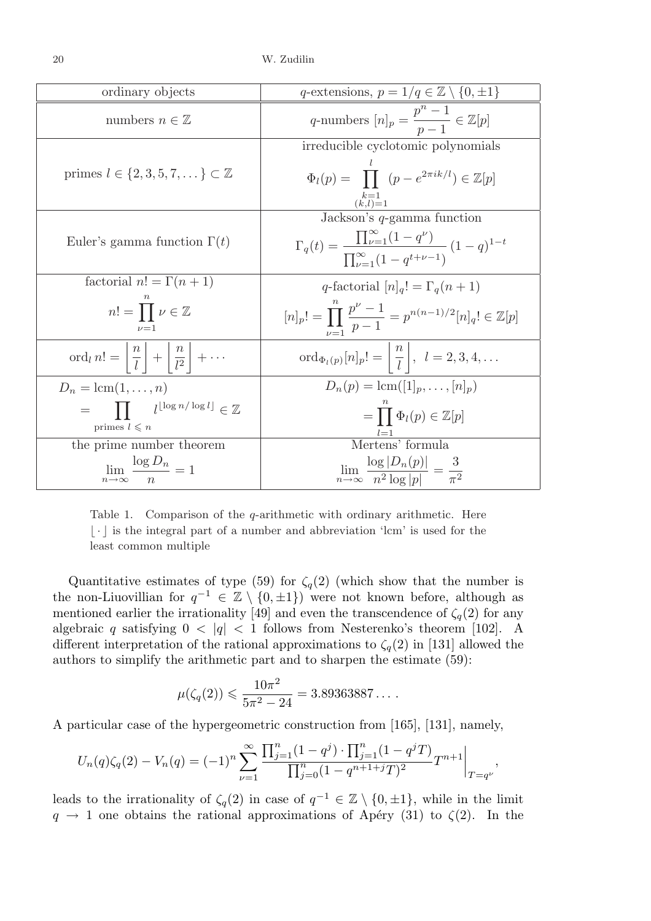| ordinary objects | $q$-extensions, $p = 1/q \in \mathbb{Z} \setminus \{0, \pm 1\}$ |
|---|---|
| numbers $n \in \mathbb{Z}$ | $q$-numbers $[n]_p = \dfrac{p^n - 1}{p - 1} \in \mathbb{Z}[p]$ |
| primes $l \in \{2, 3, 5, 7, \dots\} \subset \mathbb{Z}$ | irreducible cyclotomic polynomials $\Phi_l(p) = \prod_{\substack{k=1 \\ (k,l)=1}}^{l} (p - e^{2\pi i k/l}) \in \mathbb{Z}[p]$ |
| Euler's gamma function $\Gamma(t)$ | Jackson's $q$-gamma function $\Gamma_q(t) = \dfrac{\prod_{\nu=1}^{\infty}(1 - q^\nu)}{\prod_{\nu=1}^{\infty}(1 - q^{t+\nu-1})} (1 - q)^{1-t}$ |
| factorial $n! = \Gamma(n+1)$ $n! = \prod_{\nu=1}^{n} \nu \in \mathbb{Z}$ | $q$-factorial $[n]_q! = \Gamma_q(n+1)$ $[n]_p! = \prod_{\nu=1}^{n} \dfrac{p^\nu - 1}{p - 1} = p^{n(n-1)/2}[n]_q! \in \mathbb{Z}[p]$ |
| $\operatorname{ord}_l n! = \left\lfloor \dfrac{n}{l} \right\rfloor + \left\lfloor \dfrac{n}{l^2} \right\rfloor + \cdots$ | $\operatorname{ord}_{\Phi_l(p)} [n]_p! = \left\lfloor \dfrac{n}{l} \right\rfloor, \quad l = 2, 3, 4, \dots$ |
| $D_n = \operatorname{lcm}(1, \dots, n)$ $= \prod_{\text{primes } l \leqslant n} l^{\lfloor \log n / \log l \rfloor} \in \mathbb{Z}$ | $D_n(p) = \operatorname{lcm}([1]_p, \dots, [n]_p)$ $= \prod_{l=1}^{n} \Phi_l(p) \in \mathbb{Z}[p]$ |
| the prime number theorem $\lim\limits_{n \to \infty} \dfrac{\log D_n}{n} = 1$ | Mertens' formula $\lim\limits_{n \to \infty} \dfrac{\log \lvert D_n(p) \rvert}{n^2 \log \lvert p \rvert} = \dfrac{3}{\pi^2}$ |

Table 1. Comparison of the $q$-arithmetic with ordinary arithmetic. Here $\lfloor \cdot \rfloor$ is the integral part of a number and abbreviation 'lcm' is used for the least common multiple

Quantitative estimates of type (59) for $\zeta_q(2)$ (which show that the number is the non-Liouvillian for $q^{-1} \in \mathbb{Z} \setminus \{0, \pm 1\}$) were not known before, although as mentioned earlier the irrationality [49] and even the transcendence of $\zeta_q(2)$ for any algebraic $q$ satisfying $0 < |q| < 1$ follows from Nesterenko's theorem [102]. A different interpretation of the rational approximations to $\zeta_q(2)$ in [131] allowed the authors to simplify the arithmetic part and to sharpen the estimate (59):

$$\mu(\zeta_q(2)) \leqslant \frac{10\pi^2}{5\pi^2 - 24} = 3.89363887\ldots.$$

A particular case of the hypergeometric construction from [165], [131], namely,

$$U_n(q)\zeta_q(2) - V_n(q) = (-1)^n \sum_{\nu=1}^{\infty} \frac{\prod_{j=1}^{n}(1 - q^j) \cdot \prod_{j=1}^{n}(1 - q^j T)}{\prod_{j=0}^{n}(1 - q^{n+1+j}T)^2} T^{n+1} \bigg|_{T = q^\nu},$$

leads to the irrationality of $\zeta_q(2)$ in case of $q^{-1} \in \mathbb{Z} \setminus \{0, \pm 1\}$, while in the limit $q \to 1$ one obtains the rational approximations of Apéry (31) to $\zeta(2)$. In the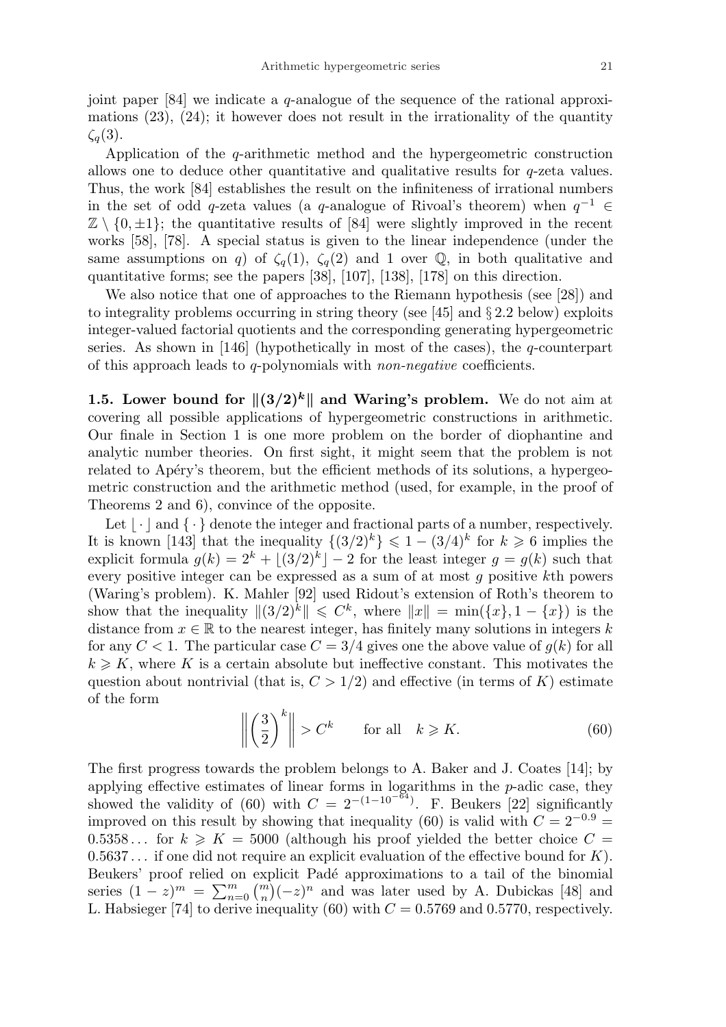joint paper [84] we indicate a $q$-analogue of the sequence of the rational approximations (23), (24); it however does not result in the irrationality of the quantity $\zeta_q(3)$.

Application of the $q$-arithmetic method and the hypergeometric construction allows one to deduce other quantitative and qualitative results for $q$-zeta values. Thus, the work [84] establishes the result on the infiniteness of irrational numbers in the set of odd $q$-zeta values (a $q$-analogue of Rivoal's theorem) when $q^{-1} \in \mathbb{Z} \setminus \{0, \pm 1\}$; the quantitative results of [84] were slightly improved in the recent works [58], [78]. A special status is given to the linear independence (under the same assumptions on $q$) of $\zeta_q(1)$, $\zeta_q(2)$ and 1 over $\mathbb{Q}$, in both qualitative and quantitative forms; see the papers [38], [107], [138], [178] on this direction.

We also notice that one of approaches to the Riemann hypothesis (see [28]) and to integrality problems occurring in string theory (see [45] and § 2.2 below) exploits integer-valued factorial quotients and the corresponding generating hypergeometric series. As shown in [146] (hypothetically in most of the cases), the $q$-counterpart of this approach leads to $q$-polynomials with *non-negative* coefficients.

**1.5. Lower bound for $\|(3/2)^k\|$ and Waring's problem.** We do not aim at covering all possible applications of hypergeometric constructions in arithmetic. Our finale in Section 1 is one more problem on the border of diophantine and analytic number theories. On first sight, it might seem that the problem is not related to Apéry's theorem, but the efficient methods of its solutions, a hypergeometric construction and the arithmetic method (used, for example, in the proof of Theorems 2 and 6), convince of the opposite.

Let $\lfloor \cdot \rfloor$ and $\{ \cdot \}$ denote the integer and fractional parts of a number, respectively. It is known [143] that the inequality $\{(3/2)^k\} \leqslant 1 - (3/4)^k$ for $k \geqslant 6$ implies the explicit formula $g(k) = 2^k + \lfloor (3/2)^k \rfloor - 2$ for the least integer $g = g(k)$ such that every positive integer can be expressed as a sum of at most $g$ positive $k$th powers (Waring's problem). K. Mahler [92] used Ridout's extension of Roth's theorem to show that the inequality $\|(3/2)^k\| \leqslant C^k$, where $\|x\| = \min(\{x\}, 1 - \{x\})$ is the distance from $x \in \mathbb{R}$ to the nearest integer, has finitely many solutions in integers $k$ for any $C < 1$. The particular case $C = 3/4$ gives one the above value of $g(k)$ for all $k \geqslant K$, where $K$ is a certain absolute but ineffective constant. This motivates the question about nontrivial (that is, $C > 1/2$) and effective (in terms of $K$) estimate of the form

$$\left\| \left( \frac{3}{2} \right)^k \right\| > C^k \qquad \text{for all} \quad k \geqslant K. \tag{60}$$

The first progress towards the problem belongs to A. Baker and J. Coates [14]; by applying effective estimates of linear forms in logarithms in the $p$-adic case, they showed the validity of (60) with $C = 2^{-(1-10^{-64})}$. F. Beukers [22] significantly improved on this result by showing that inequality (60) is valid with $C = 2^{-0.9} = 0.5358\ldots$ for $k \geqslant K = 5000$ (although his proof yielded the better choice $C = 0.5637\ldots$ if one did not require an explicit evaluation of the effective bound for $K$). Beukers' proof relied on explicit Padé approximations to a tail of the binomial series $(1-z)^m = \sum_{n=0}^{m} \binom{m}{n} (-z)^n$ and was later used by A. Dubickas [48] and L. Habsieger [74] to derive inequality (60) with $C = 0.5769$ and $0.5770$, respectively.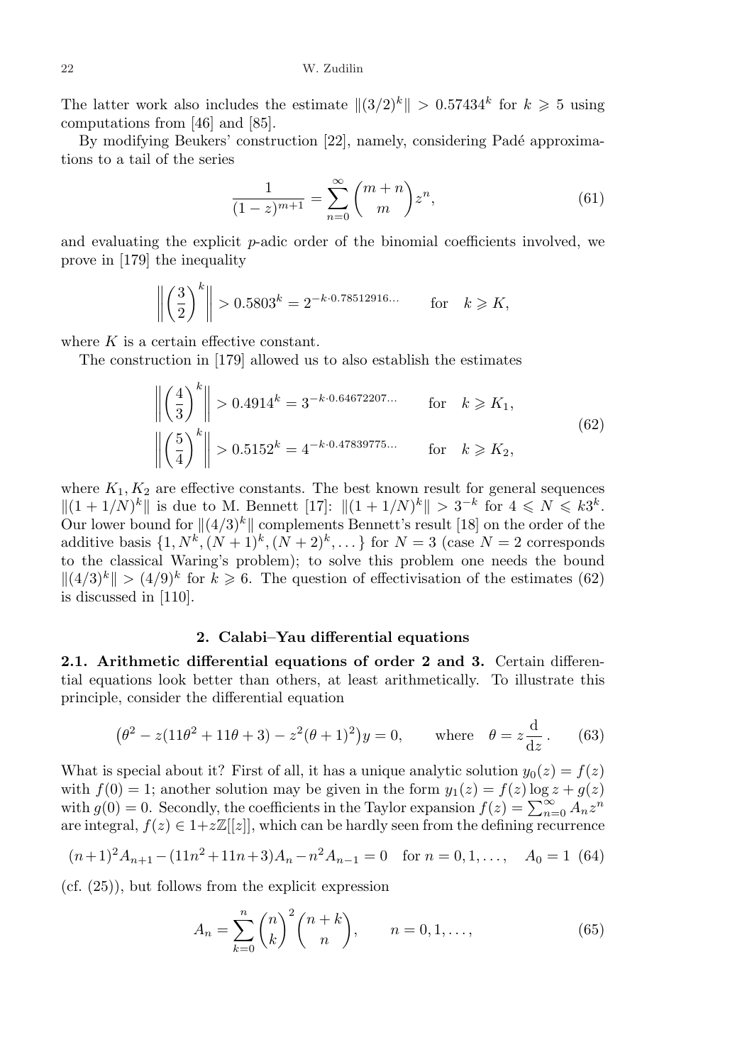The latter work also includes the estimate $\|(3/2)^k\| > 0.57434^k$ for $k \geqslant 5$ using computations from [46] and [85].

By modifying Beukers' construction [22], namely, considering Padé approximations to a tail of the series

$$\frac{1}{(1-z)^{m+1}} = \sum_{n=0}^{\infty} \binom{m+n}{m} z^n, \tag{61}$$

and evaluating the explicit $p$-adic order of the binomial coefficients involved, we prove in [179] the inequality

$$\left\| \left(\frac{3}{2}\right)^k \right\| > 0.5803^k = 2^{-k \cdot 0.78512916\ldots} \qquad \text{for} \quad k \geqslant K,$$

where $K$ is a certain effective constant.

The construction in [179] allowed us to also establish the estimates

$$\begin{aligned} \left\| \left(\frac{4}{3}\right)^k \right\| &> 0.4914^k = 3^{-k \cdot 0.64672207\ldots} \qquad \text{for} \quad k \geqslant K_1, \\ \left\| \left(\frac{5}{4}\right)^k \right\| &> 0.5152^k = 4^{-k \cdot 0.47839775\ldots} \qquad \text{for} \quad k \geqslant K_2, \end{aligned} \tag{62}$$

where $K_1, K_2$ are effective constants. The best known result for general sequences $\|(1+1/N)^k\|$ is due to M. Bennett [17]: $\|(1+1/N)^k\| > 3^{-k}$ for $4 \leqslant N \leqslant k3^k$. Our lower bound for $\|(4/3)^k\|$ complements Bennett's result [18] on the order of the additive basis $\{1, N^k, (N+1)^k, (N+2)^k, \ldots\}$ for $N = 3$ (case $N = 2$ corresponds to the classical Waring's problem); to solve this problem one needs the bound $\|(4/3)^k\| > (4/9)^k$ for $k \geqslant 6$. The question of effectivisation of the estimates (62) is discussed in [110].

## 2. Calabi–Yau differential equations

**2.1. Arithmetic differential equations of order 2 and 3.** Certain differential equations look better than others, at least arithmetically. To illustrate this principle, consider the differential equation

$$\big(\theta^2 - z(11\theta^2 + 11\theta + 3) - z^2(\theta+1)^2\big)y = 0, \qquad \text{where} \quad \theta = z\frac{\mathrm{d}}{\mathrm{d}z}. \tag{63}$$

What is special about it? First of all, it has a unique analytic solution $y_0(z) = f(z)$ with $f(0) = 1$; another solution may be given in the form $y_1(z) = f(z)\log z + g(z)$ with $g(0) = 0$. Secondly, the coefficients in the Taylor expansion $f(z) = \sum_{n=0}^{\infty} A_n z^n$ are integral, $f(z) \in 1 + z\mathbb{Z}[[z]]$, which can be hardly seen from the defining recurrence

$$(n+1)^2 A_{n+1} - (11n^2 + 11n + 3)A_n - n^2 A_{n-1} = 0 \quad \text{for } n = 0, 1, \ldots, \quad A_0 = 1 \tag{64}$$

(cf. (25)), but follows from the explicit expression

$$A_n = \sum_{k=0}^{n} \binom{n}{k}^2 \binom{n+k}{n}, \qquad n = 0, 1, \ldots, \tag{65}$$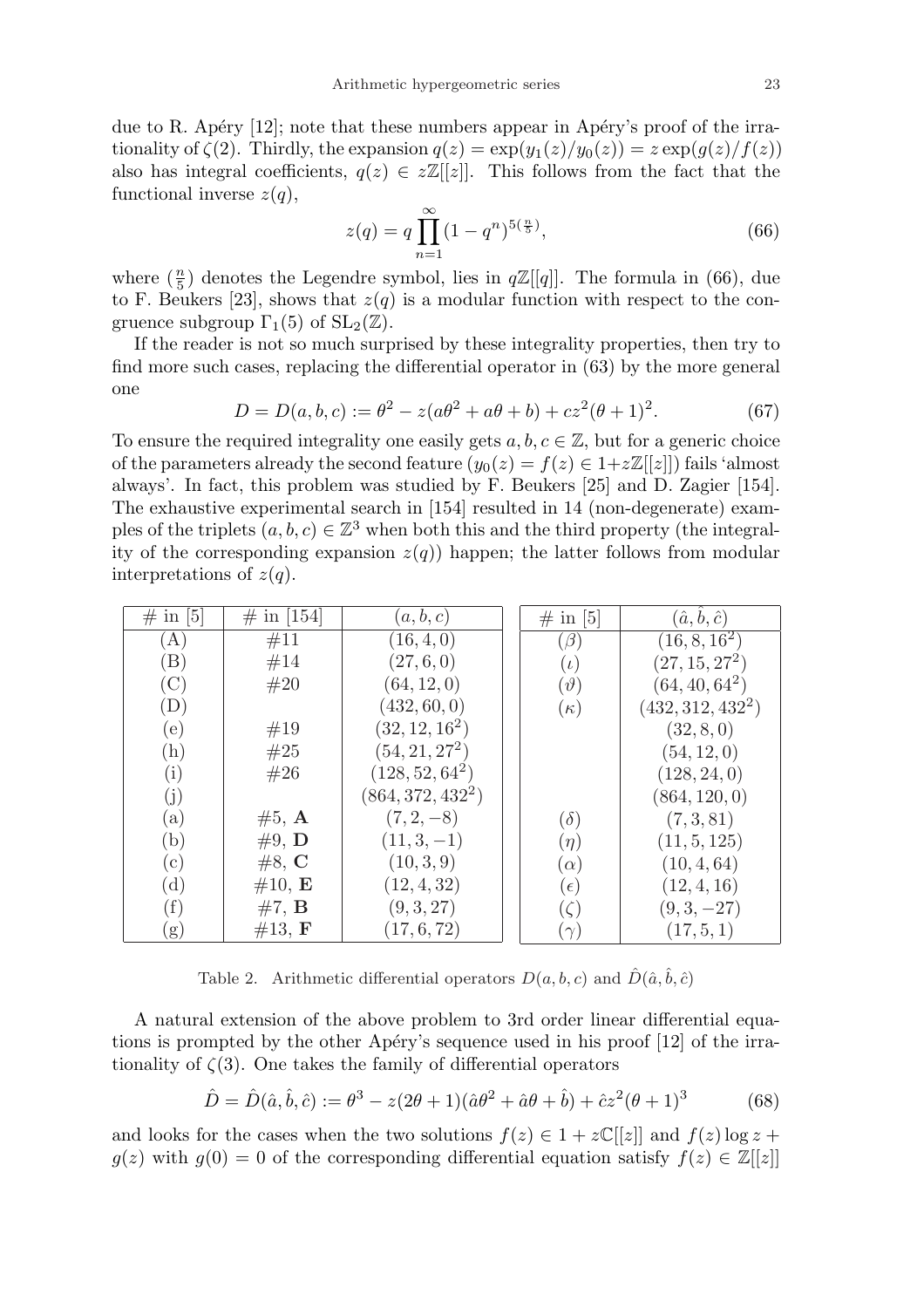due to R. Apéry [12]; note that these numbers appear in Apéry's proof of the irrationality of $\zeta(2)$. Thirdly, the expansion $q(z) = \exp(y_1(z)/y_0(z)) = z\exp(g(z)/f(z))$ also has integral coefficients, $q(z) \in z\mathbb{Z}[[z]]$. This follows from the fact that the functional inverse $z(q)$,

$$z(q) = q\prod_{n=1}^{\infty}(1-q^n)^{5(\frac{n}{5})}, \tag{66}$$

where $(\frac{n}{5})$ denotes the Legendre symbol, lies in $q\mathbb{Z}[[q]]$. The formula in (66), due to F. Beukers [23], shows that $z(q)$ is a modular function with respect to the congruence subgroup $\Gamma_1(5)$ of $\mathrm{SL}_2(\mathbb{Z})$.

If the reader is not so much surprised by these integrality properties, then try to find more such cases, replacing the differential operator in (63) by the more general one

$$D = D(a,b,c) := \theta^2 - z(a\theta^2 + a\theta + b) + cz^2(\theta+1)^2. \tag{67}$$

To ensure the required integrality one easily gets $a,b,c \in \mathbb{Z}$, but for a generic choice of the parameters already the second feature ($y_0(z) = f(z) \in 1+z\mathbb{Z}[[z]]$) fails 'almost always'. In fact, this problem was studied by F. Beukers [25] and D. Zagier [154]. The exhaustive experimental search in [154] resulted in 14 (non-degenerate) examples of the triplets $(a,b,c) \in \mathbb{Z}^3$ when both this and the third property (the integrality of the corresponding expansion $z(q)$) happen; the latter follows from modular interpretations of $z(q)$.

| # in [5] | # in [154] | $(a,b,c)$ | # in [5] | $(\hat{a},\hat{b},\hat{c})$ |
|---|---|---|---|---|
| (A) | #11 | $(16,4,0)$ | $(\beta)$ | $(16,8,16^2)$ |
| (B) | #14 | $(27,6,0)$ | $(\iota)$ | $(27,15,27^2)$ |
| (C) | #20 | $(64,12,0)$ | $(\vartheta)$ | $(64,40,64^2)$ |
| (D) | | $(432,60,0)$ | $(\kappa)$ | $(432,312,432^2)$ |
| (e) | #19 | $(32,12,16^2)$ | | $(32,8,0)$ |
| (h) | #25 | $(54,21,27^2)$ | | $(54,12,0)$ |
| (i) | #26 | $(128,52,64^2)$ | | $(128,24,0)$ |
| (j) | | $(864,372,432^2)$ | | $(864,120,0)$ |
| (a) | #5, **A** | $(7,2,-8)$ | $(\delta)$ | $(7,3,81)$ |
| (b) | #9, **D** | $(11,3,-1)$ | $(\eta)$ | $(11,5,125)$ |
| (c) | #8, **C** | $(10,3,9)$ | $(\alpha)$ | $(10,4,64)$ |
| (d) | #10, **E** | $(12,4,32)$ | $(\epsilon)$ | $(12,4,16)$ |
| (f) | #7, **B** | $(9,3,27)$ | $(\zeta)$ | $(9,3,-27)$ |
| (g) | #13, **F** | $(17,6,72)$ | $(\gamma)$ | $(17,5,1)$ |

Table 2. Arithmetic differential operators $D(a,b,c)$ and $\hat{D}(\hat{a},\hat{b},\hat{c})$

A natural extension of the above problem to 3rd order linear differential equations is prompted by the other Apéry's sequence used in his proof [12] of the irrationality of $\zeta(3)$. One takes the family of differential operators

$$\hat{D} = \hat{D}(\hat{a},\hat{b},\hat{c}) := \theta^3 - z(2\theta+1)(\hat{a}\theta^2 + \hat{a}\theta + \hat{b}) + \hat{c}z^2(\theta+1)^3 \tag{68}$$

and looks for the cases when the two solutions $f(z) \in 1 + z\mathbb{C}[[z]]$ and $f(z)\log z + g(z)$ with $g(0) = 0$ of the corresponding differential equation satisfy $f(z) \in \mathbb{Z}[[z]]$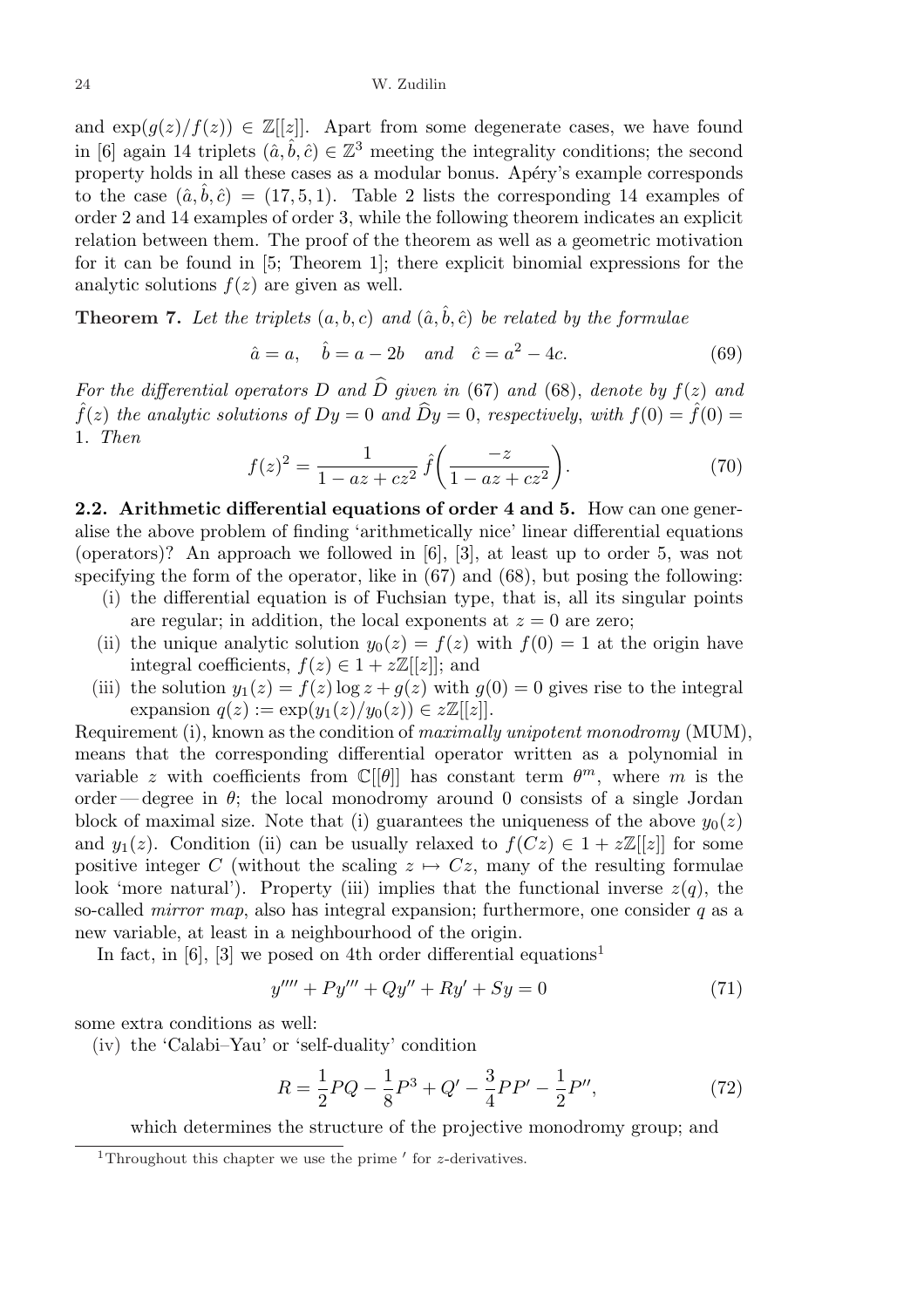and $\exp(g(z)/f(z)) \in \mathbb{Z}[[z]]$. Apart from some degenerate cases, we have found in [6] again 14 triplets $(\hat{a}, \hat{b}, \hat{c}) \in \mathbb{Z}^3$ meeting the integrality conditions; the second property holds in all these cases as a modular bonus. Apéry's example corresponds to the case $(\hat{a}, \hat{b}, \hat{c}) = (17, 5, 1)$. Table 2 lists the corresponding 14 examples of order 2 and 14 examples of order 3, while the following theorem indicates an explicit relation between them. The proof of the theorem as well as a geometric motivation for it can be found in [5; Theorem 1]; there explicit binomial expressions for the analytic solutions $f(z)$ are given as well.

**Theorem 7.** *Let the triplets $(a, b, c)$ and $(\hat{a}, \hat{b}, \hat{c})$ be related by the formulae*

$$\hat{a} = a, \quad \hat{b} = a - 2b \quad \text{and} \quad \hat{c} = a^2 - 4c. \tag{69}$$

*For the differential operators $D$ and $\widehat{D}$ given in* (67) *and* (68), *denote by $f(z)$ and $\hat{f}(z)$ the analytic solutions of $Dy = 0$ and $\widehat{D}y = 0$, respectively, with $f(0) = \hat{f}(0) = 1$. Then*

$$f(z)^2 = \frac{1}{1 - az + cz^2}\, \hat{f}\biggl(\frac{-z}{1 - az + cz^2}\biggr). \tag{70}$$

**2.2. Arithmetic differential equations of order 4 and 5.** How can one generalise the above problem of finding 'arithmetically nice' linear differential equations (operators)? An approach we followed in [6], [3], at least up to order 5, was not specifying the form of the operator, like in (67) and (68), but posing the following:

(i) the differential equation is of Fuchsian type, that is, all its singular points are regular; in addition, the local exponents at $z = 0$ are zero;

(ii) the unique analytic solution $y_0(z) = f(z)$ with $f(0) = 1$ at the origin have integral coefficients, $f(z) \in 1 + z\mathbb{Z}[[z]]$; and

(iii) the solution $y_1(z) = f(z) \log z + g(z)$ with $g(0) = 0$ gives rise to the integral expansion $q(z) := \exp(y_1(z)/y_0(z)) \in z\mathbb{Z}[[z]]$.

Requirement (i), known as the condition of *maximally unipotent monodromy* (MUM), means that the corresponding differential operator written as a polynomial in variable $z$ with coefficients from $\mathbb{C}[[\theta]]$ has constant term $\theta^m$, where $m$ is the order — degree in $\theta$; the local monodromy around 0 consists of a single Jordan block of maximal size. Note that (i) guarantees the uniqueness of the above $y_0(z)$ and $y_1(z)$. Condition (ii) can be usually relaxed to $f(Cz) \in 1 + z\mathbb{Z}[[z]]$ for some positive integer $C$ (without the scaling $z \mapsto Cz$, many of the resulting formulae look 'more natural'). Property (iii) implies that the functional inverse $z(q)$, the so-called *mirror map*, also has integral expansion; furthermore, one consider $q$ as a new variable, at least in a neighbourhood of the origin.

In fact, in [6], [3] we posed on 4th order differential equations[1]

$$y'''' + Py''' + Qy'' + Ry' + Sy = 0 \tag{71}$$

some extra conditions as well:

(iv) the 'Calabi–Yau' or 'self-duality' condition

$$R = \frac{1}{2}PQ - \frac{1}{8}P^3 + Q' - \frac{3}{4}PP' - \frac{1}{2}P'', \tag{72}$$

which determines the structure of the projective monodromy group; and

[1] Throughout this chapter we use the prime $'$ for $z$-derivatives.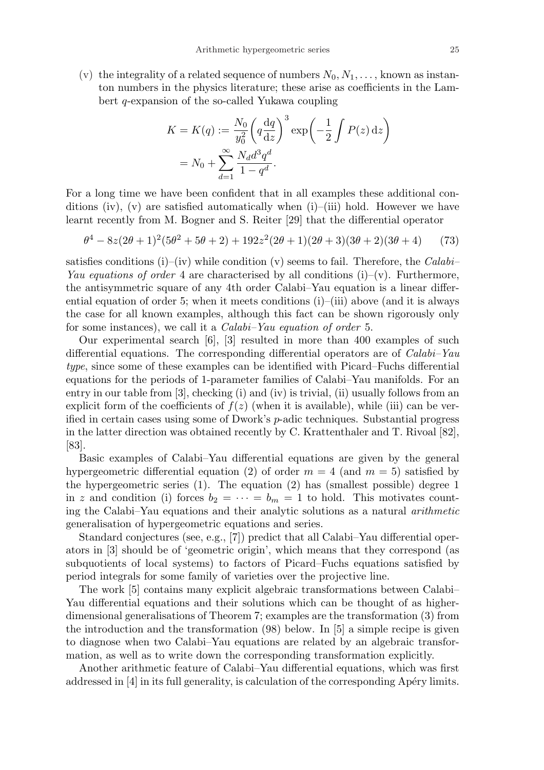(v) the integrality of a related sequence of numbers $N_0, N_1, \dots$, known as instanton numbers in the physics literature; these arise as coefficients in the Lambert $q$-expansion of the so-called Yukawa coupling

$$
\begin{aligned}
K = K(q) &:= \frac{N_0}{y_0^2}\left(q\frac{\mathrm{d}q}{\mathrm{d}z}\right)^3 \exp\left(-\frac{1}{2}\int P(z)\,\mathrm{d}z\right) \\
&= N_0 + \sum_{d=1}^{\infty} \frac{N_d d^3 q^d}{1-q^d}.
\end{aligned}
$$

For a long time we have been confident that in all examples these additional conditions (iv), (v) are satisfied automatically when (i)–(iii) hold. However we have learnt recently from M. Bogner and S. Reiter [29] that the differential operator

$$
\theta^4 - 8z(2\theta+1)^2(5\theta^2+5\theta+2) + 192z^2(2\theta+1)(2\theta+3)(3\theta+2)(3\theta+4) \qquad (73)
$$

satisfies conditions (i)–(iv) while condition (v) seems to fail. Therefore, the *Calabi–Yau equations of order* 4 are characterised by all conditions (i)–(v). Furthermore, the antisymmetric square of any 4th order Calabi–Yau equation is a linear differential equation of order 5; when it meets conditions (i)–(iii) above (and it is always the case for all known examples, although this fact can be shown rigorously only for some instances), we call it a *Calabi–Yau equation of order* 5.

Our experimental search [6], [3] resulted in more than 400 examples of such differential equations. The corresponding differential operators are of *Calabi–Yau type*, since some of these examples can be identified with Picard–Fuchs differential equations for the periods of 1-parameter families of Calabi–Yau manifolds. For an entry in our table from [3], checking (i) and (iv) is trivial, (ii) usually follows from an explicit form of the coefficients of $f(z)$ (when it is available), while (iii) can be verified in certain cases using some of Dwork's $p$-adic techniques. Substantial progress in the latter direction was obtained recently by C. Krattenthaler and T. Rivoal [82], [83].

Basic examples of Calabi–Yau differential equations are given by the general hypergeometric differential equation (2) of order $m = 4$ (and $m = 5$) satisfied by the hypergeometric series (1). The equation (2) has (smallest possible) degree 1 in $z$ and condition (i) forces $b_2 = \dots = b_m = 1$ to hold. This motivates counting the Calabi–Yau equations and their analytic solutions as a natural *arithmetic* generalisation of hypergeometric equations and series.

Standard conjectures (see, e.g., [7]) predict that all Calabi–Yau differential operators in [3] should be of 'geometric origin', which means that they correspond (as subquotients of local systems) to factors of Picard–Fuchs equations satisfied by period integrals for some family of varieties over the projective line.

The work [5] contains many explicit algebraic transformations between Calabi–Yau differential equations and their solutions which can be thought of as higher-dimensional generalisations of Theorem 7; examples are the transformation (3) from the introduction and the transformation (98) below. In [5] a simple recipe is given to diagnose when two Calabi–Yau equations are related by an algebraic transformation, as well as to write down the corresponding transformation explicitly.

Another arithmetic feature of Calabi–Yau differential equations, which was first addressed in [4] in its full generality, is calculation of the corresponding Apéry limits.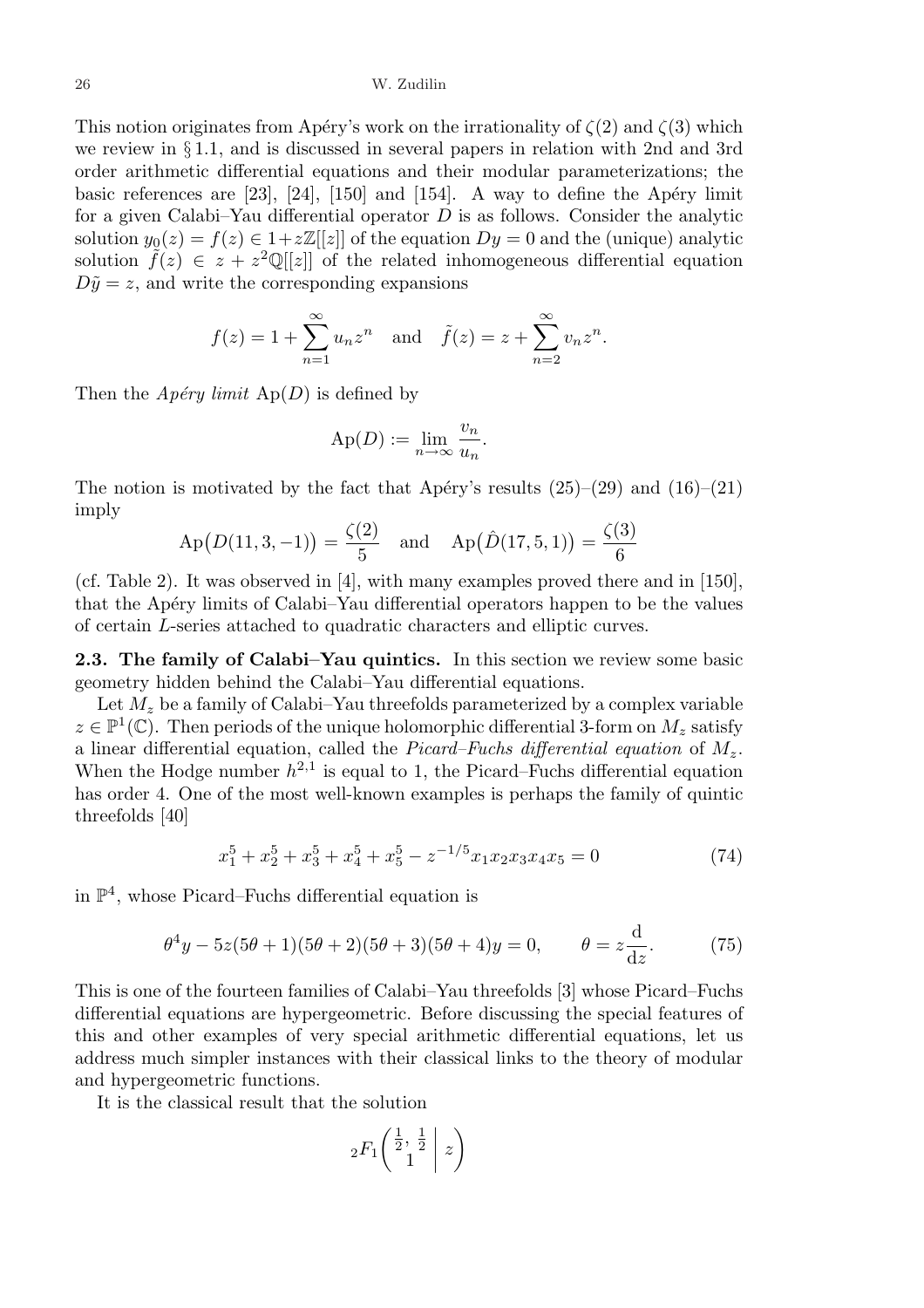This notion originates from Apéry's work on the irrationality of $\zeta(2)$ and $\zeta(3)$ which we review in § 1.1, and is discussed in several papers in relation with 2nd and 3rd order arithmetic differential equations and their modular parameterizations; the basic references are [23], [24], [150] and [154]. A way to define the Apéry limit for a given Calabi–Yau differential operator $D$ is as follows. Consider the analytic solution $y_0(z) = f(z) \in 1+z\mathbb{Z}[[z]]$ of the equation $Dy = 0$ and the (unique) analytic solution $\tilde{f}(z) \in z + z^2\mathbb{Q}[[z]]$ of the related inhomogeneous differential equation $D\tilde{y} = z$, and write the corresponding expansions

$$f(z) = 1 + \sum_{n=1}^{\infty} u_n z^n \quad \text{and} \quad \tilde{f}(z) = z + \sum_{n=2}^{\infty} v_n z^n.$$

Then the *Apéry limit* $\operatorname{Ap}(D)$ is defined by

$$\operatorname{Ap}(D) := \lim_{n\to\infty} \frac{v_n}{u_n}.$$

The notion is motivated by the fact that Apéry's results (25)–(29) and (16)–(21) imply

$$\operatorname{Ap}\big(D(11,3,-1)\big) = \frac{\zeta(2)}{5} \quad \text{and} \quad \operatorname{Ap}\big(\hat{D}(17,5,1)\big) = \frac{\zeta(3)}{6}$$

(cf. Table 2). It was observed in [4], with many examples proved there and in [150], that the Apéry limits of Calabi–Yau differential operators happen to be the values of certain $L$-series attached to quadratic characters and elliptic curves.

**2.3. The family of Calabi–Yau quintics.** In this section we review some basic geometry hidden behind the Calabi–Yau differential equations.

Let $M_z$ be a family of Calabi–Yau threefolds parameterized by a complex variable $z \in \mathbb{P}^1(\mathbb{C})$. Then periods of the unique holomorphic differential 3-form on $M_z$ satisfy a linear differential equation, called the *Picard–Fuchs differential equation* of $M_z$. When the Hodge number $h^{2,1}$ is equal to 1, the Picard–Fuchs differential equation has order 4. One of the most well-known examples is perhaps the family of quintic threefolds [40]

$$x_1^5 + x_2^5 + x_3^5 + x_4^5 + x_5^5 - z^{-1/5} x_1 x_2 x_3 x_4 x_5 = 0 \tag{74}$$

in $\mathbb{P}^4$, whose Picard–Fuchs differential equation is

$$\theta^4 y - 5z(5\theta+1)(5\theta+2)(5\theta+3)(5\theta+4)y = 0, \qquad \theta = z\frac{\mathrm{d}}{\mathrm{d}z}. \tag{75}$$

This is one of the fourteen families of Calabi–Yau threefolds [3] whose Picard–Fuchs differential equations are hypergeometric. Before discussing the special features of this and other examples of very special arithmetic differential equations, let us address much simpler instances with their classical links to the theory of modular and hypergeometric functions.

It is the classical result that the solution

$${}_2F_1\biggl(\begin{matrix} \frac12, \frac12 \\ 1 \end{matrix} \biggm| z\biggr)$$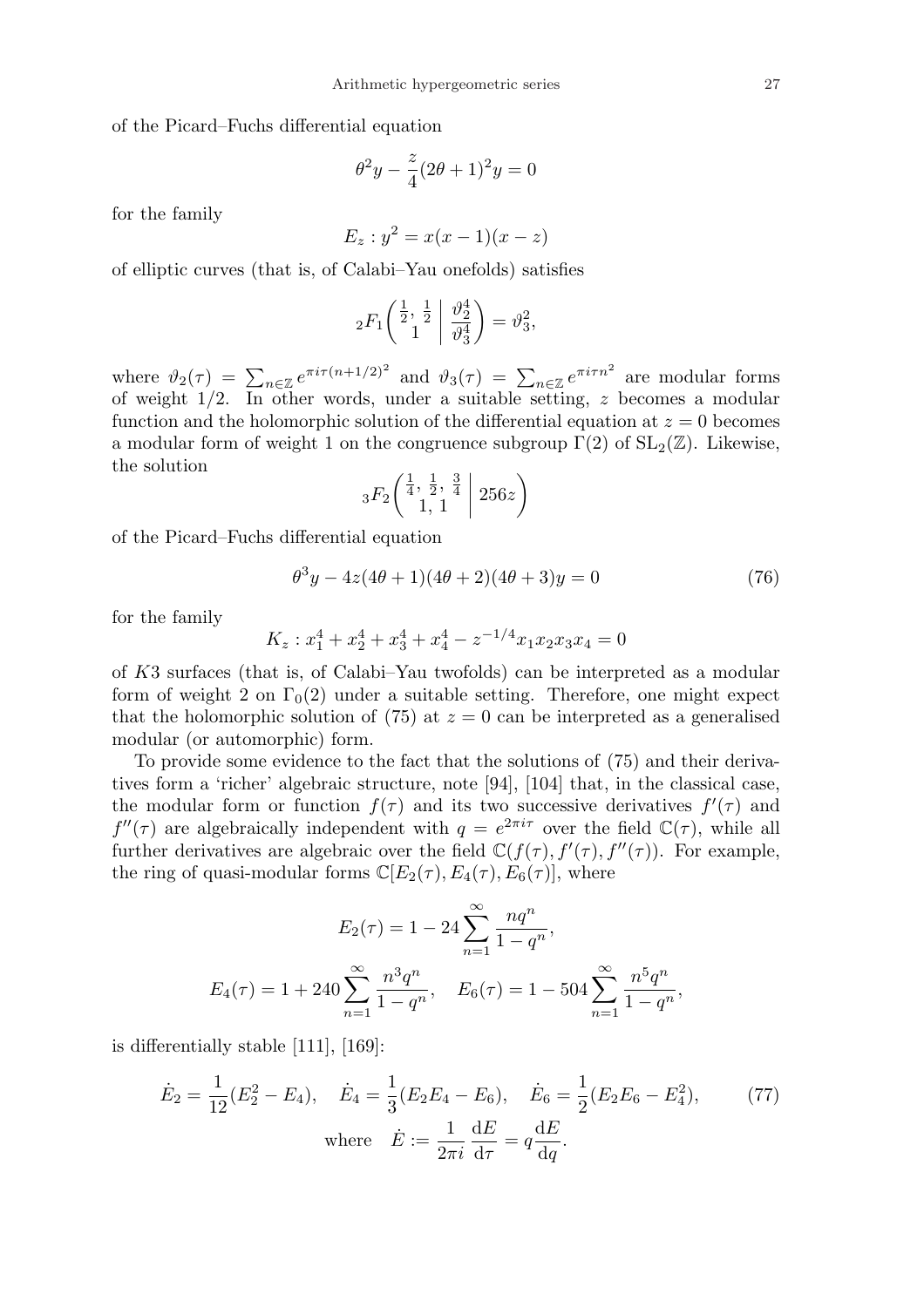of the Picard–Fuchs differential equation

$$\theta^2 y - \frac{z}{4}(2\theta+1)^2 y = 0$$

for the family

$$E_z : y^2 = x(x-1)(x-z)$$

of elliptic curves (that is, of Calabi–Yau onefolds) satisfies

$${}_2F_1\left(\begin{matrix}\frac{1}{2},\, \frac{1}{2}\\ 1\end{matrix}\;\middle|\; \frac{\vartheta_2^4}{\vartheta_3^4}\right) = \vartheta_3^2,$$

where $\vartheta_2(\tau) = \sum_{n\in\mathbb{Z}} e^{\pi i\tau(n+1/2)^2}$ and $\vartheta_3(\tau) = \sum_{n\in\mathbb{Z}} e^{\pi i\tau n^2}$ are modular forms of weight $1/2$. In other words, under a suitable setting, $z$ becomes a modular function and the holomorphic solution of the differential equation at $z=0$ becomes a modular form of weight 1 on the congruence subgroup $\Gamma(2)$ of $\mathrm{SL}_2(\mathbb{Z})$. Likewise, the solution

$${}_3F_2\left(\begin{matrix}\frac{1}{4},\, \frac{1}{2},\, \frac{3}{4}\\ 1,\, 1\end{matrix}\;\middle|\; 256z\right)$$

of the Picard–Fuchs differential equation

$$\theta^3 y - 4z(4\theta+1)(4\theta+2)(4\theta+3)y = 0 \tag{76}$$

for the family

$$K_z : x_1^4 + x_2^4 + x_3^4 + x_4^4 - z^{-1/4}x_1x_2x_3x_4 = 0$$

of $K3$ surfaces (that is, of Calabi–Yau twofolds) can be interpreted as a modular form of weight 2 on $\Gamma_0(2)$ under a suitable setting. Therefore, one might expect that the holomorphic solution of (75) at $z=0$ can be interpreted as a generalised modular (or automorphic) form.

To provide some evidence to the fact that the solutions of (75) and their derivatives form a 'richer' algebraic structure, note [94], [104] that, in the classical case, the modular form or function $f(\tau)$ and its two successive derivatives $f'(\tau)$ and $f''(\tau)$ are algebraically independent with $q = e^{2\pi i\tau}$ over the field $\mathbb{C}(\tau)$, while all further derivatives are algebraic over the field $\mathbb{C}(f(\tau), f'(\tau), f''(\tau))$. For example, the ring of quasi-modular forms $\mathbb{C}[E_2(\tau), E_4(\tau), E_6(\tau)]$, where

$$E_2(\tau) = 1 - 24\sum_{n=1}^{\infty}\frac{nq^n}{1-q^n},$$

$$E_4(\tau) = 1 + 240\sum_{n=1}^{\infty}\frac{n^3q^n}{1-q^n}, \quad E_6(\tau) = 1 - 504\sum_{n=1}^{\infty}\frac{n^5q^n}{1-q^n},$$

is differentially stable [111], [169]:

$$\dot{E}_2 = \frac{1}{12}(E_2^2 - E_4), \quad \dot{E}_4 = \frac{1}{3}(E_2E_4 - E_6), \quad \dot{E}_6 = \frac{1}{2}(E_2E_6 - E_4^2), \tag{77}$$

$$\text{where} \quad \dot{E} := \frac{1}{2\pi i}\,\frac{\mathrm{d}E}{\mathrm{d}\tau} = q\frac{\mathrm{d}E}{\mathrm{d}q}.$$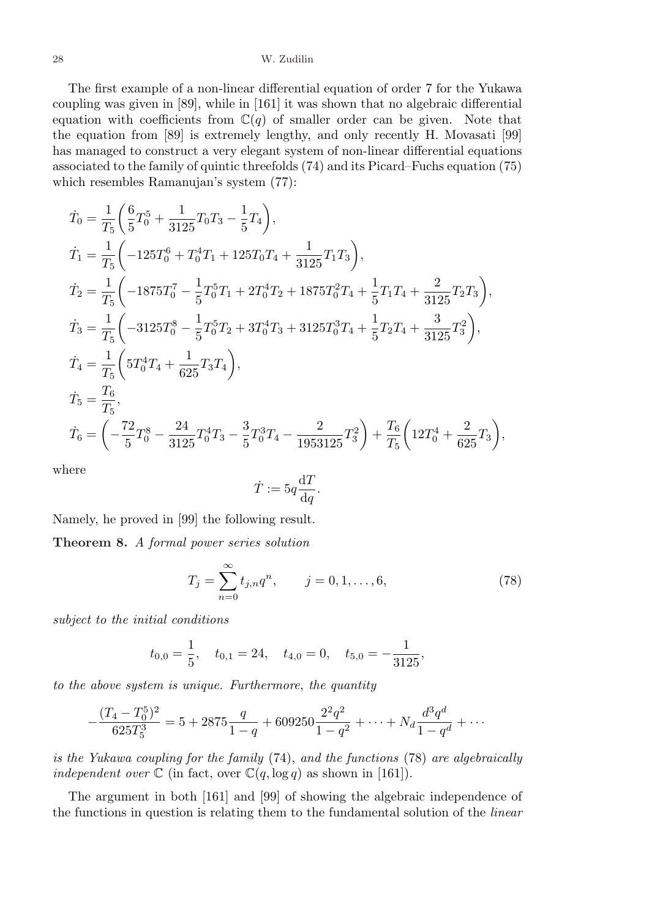The first example of a non-linear differential equation of order 7 for the Yukawa coupling was given in [89], while in [161] it was shown that no algebraic differential equation with coefficients from $\mathbb{C}(q)$ of smaller order can be given. Note that the equation from [89] is extremely lengthy, and only recently H. Movasati [99] has managed to construct a very elegant system of non-linear differential equations associated to the family of quintic threefolds (74) and its Picard–Fuchs equation (75) which resembles Ramanujan's system (77):

$$
\begin{aligned}
\dot{T}_0 &= \frac{1}{T_5}\bigg(\frac{6}{5}T_0^5 + \frac{1}{3125}T_0T_3 - \frac{1}{5}T_4\bigg),\\
\dot{T}_1 &= \frac{1}{T_5}\bigg(-125T_0^6 + T_0^4T_1 + 125T_0T_4 + \frac{1}{3125}T_1T_3\bigg),\\
\dot{T}_2 &= \frac{1}{T_5}\bigg(-1875T_0^7 - \frac{1}{5}T_0^5T_1 + 2T_0^4T_2 + 1875T_0^2T_4 + \frac{1}{5}T_1T_4 + \frac{2}{3125}T_2T_3\bigg),\\
\dot{T}_3 &= \frac{1}{T_5}\bigg(-3125T_0^8 - \frac{1}{5}T_0^5T_2 + 3T_0^4T_3 + 3125T_0^3T_4 + \frac{1}{5}T_2T_4 + \frac{3}{3125}T_3^2\bigg),\\
\dot{T}_4 &= \frac{1}{T_5}\bigg(5T_0^4T_4 + \frac{1}{625}T_3T_4\bigg),\\
\dot{T}_5 &= \frac{T_6}{T_5},\\
\dot{T}_6 &= \bigg(-\frac{72}{5}T_0^8 - \frac{24}{3125}T_0^4T_3 - \frac{3}{5}T_0^3T_4 - \frac{2}{1953125}T_3^2\bigg) + \frac{T_6}{T_5}\bigg(12T_0^4 + \frac{2}{625}T_3\bigg),
\end{aligned}
$$

where

$$
\dot{T} := 5q\frac{\mathrm{d}T}{\mathrm{d}q}.
$$

Namely, he proved in [99] the following result.

**Theorem 8.** *A formal power series solution*

$$
T_j = \sum_{n=0}^{\infty} t_{j,n}q^n, \qquad j = 0, 1, \ldots, 6, \tag{78}
$$

*subject to the initial conditions*

$$
t_{0,0} = \frac{1}{5}, \quad t_{0,1} = 24, \quad t_{4,0} = 0, \quad t_{5,0} = -\frac{1}{3125},
$$

*to the above system is unique. Furthermore, the quantity*

$$
-\frac{(T_4 - T_0^5)^2}{625T_5^3} = 5 + 2875\frac{q}{1-q} + 609250\frac{2^2q^2}{1-q^2} + \cdots + N_d\frac{d^3q^d}{1-q^d} + \cdots
$$

*is the Yukawa coupling for the family* (74), *and the functions* (78) *are algebraically independent over* $\mathbb{C}$ (*in fact, over* $\mathbb{C}(q, \log q)$ *as shown in* [161]).

The argument in both [161] and [99] of showing the algebraic independence of the functions in question is relating them to the fundamental solution of the *linear*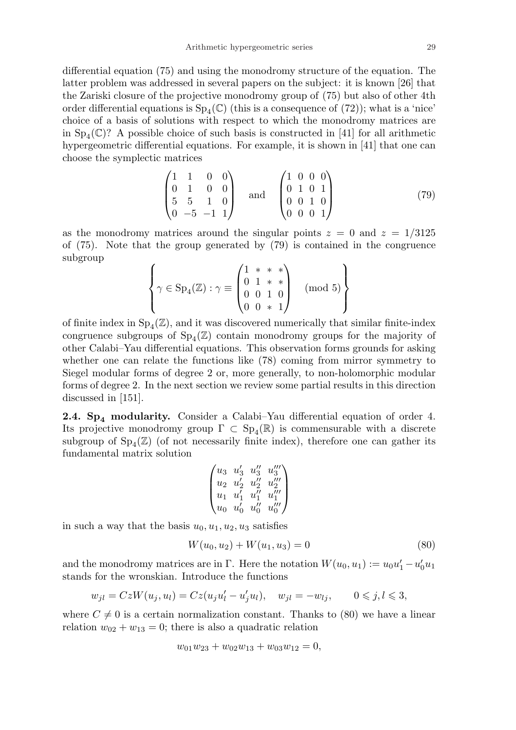differential equation (75) and using the monodromy structure of the equation. The latter problem was addressed in several papers on the subject: it is known [26] that the Zariski closure of the projective monodromy group of (75) but also of other 4th order differential equations is $\mathrm{Sp}_4(\mathbb{C})$ (this is a consequence of (72)); what is a 'nice' choice of a basis of solutions with respect to which the monodromy matrices are in $\mathrm{Sp}_4(\mathbb{C})$? A possible choice of such basis is constructed in [41] for all arithmetic hypergeometric differential equations. For example, it is shown in [41] that one can choose the symplectic matrices

$$\begin{pmatrix} 1 & 1 & 0 & 0 \\ 0 & 1 & 0 & 0 \\ 5 & 5 & 1 & 0 \\ 0 & -5 & -1 & 1 \end{pmatrix} \quad \text{and} \quad \begin{pmatrix} 1 & 0 & 0 & 0 \\ 0 & 1 & 0 & 1 \\ 0 & 0 & 1 & 0 \\ 0 & 0 & 0 & 1 \end{pmatrix} \tag{79}$$

as the monodromy matrices around the singular points $z = 0$ and $z = 1/3125$ of (75). Note that the group generated by (79) is contained in the congruence subgroup

$$\left\{ \gamma \in \mathrm{Sp}_4(\mathbb{Z}) : \gamma \equiv \begin{pmatrix} 1 & * & * & * \\ 0 & 1 & * & * \\ 0 & 0 & 1 & 0 \\ 0 & 0 & * & 1 \end{pmatrix} \pmod 5 \right\}$$

of finite index in $\mathrm{Sp}_4(\mathbb{Z})$, and it was discovered numerically that similar finite-index congruence subgroups of $\mathrm{Sp}_4(\mathbb{Z})$ contain monodromy groups for the majority of other Calabi–Yau differential equations. This observation forms grounds for asking whether one can relate the functions like (78) coming from mirror symmetry to Siegel modular forms of degree 2 or, more generally, to non-holomorphic modular forms of degree 2. In the next section we review some partial results in this direction discussed in [151].

**2.4. $\mathbf{Sp_4}$ modularity.** Consider a Calabi–Yau differential equation of order 4. Its projective monodromy group $\Gamma \subset \mathrm{Sp}_4(\mathbb{R})$ is commensurable with a discrete subgroup of $\mathrm{Sp}_4(\mathbb{Z})$ (of not necessarily finite index), therefore one can gather its fundamental matrix solution

$$\begin{pmatrix} u_3 & u_3' & u_3'' & u_3''' \\ u_2 & u_2' & u_2'' & u_2''' \\ u_1 & u_1' & u_1'' & u_1''' \\ u_0 & u_0' & u_0'' & u_0''' \end{pmatrix}$$

in such a way that the basis $u_0, u_1, u_2, u_3$ satisfies

$$W(u_0, u_2) + W(u_1, u_3) = 0 \tag{80}$$

and the monodromy matrices are in $\Gamma$. Here the notation $W(u_0, u_1) := u_0 u_1' - u_0' u_1$ stands for the wronskian. Introduce the functions

$$w_{jl} = CzW(u_j, u_l) = Cz(u_j u_l' - u_j' u_l), \quad w_{jl} = -w_{lj}, \qquad 0 \leqslant j, l \leqslant 3,$$

where $C \neq 0$ is a certain normalization constant. Thanks to (80) we have a linear relation $w_{02} + w_{13} = 0$; there is also a quadratic relation

$$w_{01} w_{23} + w_{02} w_{13} + w_{03} w_{12} = 0,$$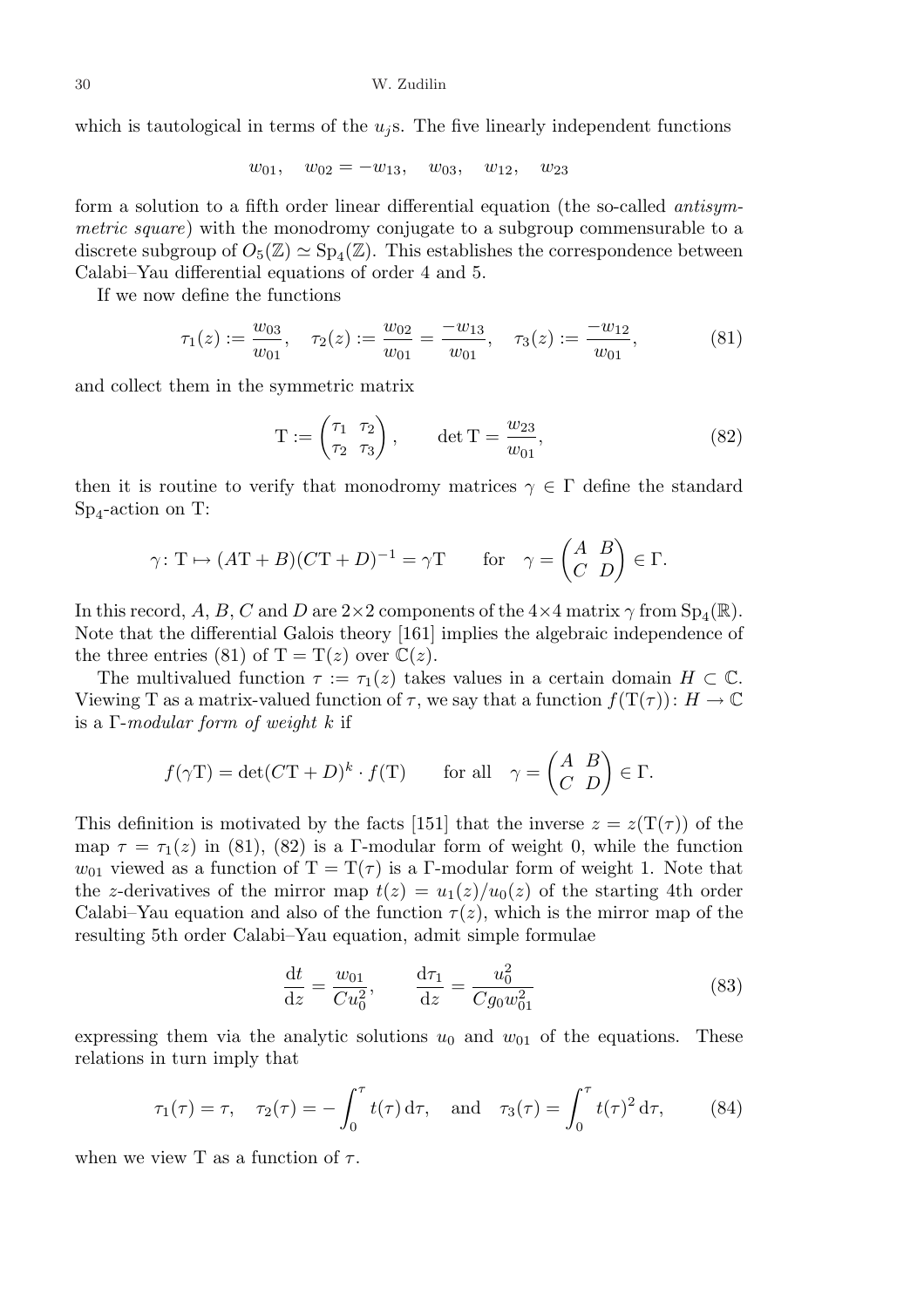which is tautological in terms of the $u_j$s. The five linearly independent functions

$$w_{01}, \quad w_{02} = -w_{13}, \quad w_{03}, \quad w_{12}, \quad w_{23}$$

form a solution to a fifth order linear differential equation (the so-called *antisymmetric square*) with the monodromy conjugate to a subgroup commensurable to a discrete subgroup of $O_5(\mathbb{Z}) \simeq \mathrm{Sp}_4(\mathbb{Z})$. This establishes the correspondence between Calabi–Yau differential equations of order 4 and 5.

If we now define the functions

$$\tau_1(z) := \frac{w_{03}}{w_{01}}, \quad \tau_2(z) := \frac{w_{02}}{w_{01}} = \frac{-w_{13}}{w_{01}}, \quad \tau_3(z) := \frac{-w_{12}}{w_{01}}, \tag{81}$$

and collect them in the symmetric matrix

$$\mathrm{T} := \begin{pmatrix} \tau_1 & \tau_2 \\ \tau_2 & \tau_3 \end{pmatrix}, \qquad \det \mathrm{T} = \frac{w_{23}}{w_{01}}, \tag{82}$$

then it is routine to verify that monodromy matrices $\gamma \in \Gamma$ define the standard $\mathrm{Sp}_4$-action on T:

$$\gamma\colon \mathrm{T} \mapsto (A\mathrm{T} + B)(C\mathrm{T} + D)^{-1} = \gamma\mathrm{T} \qquad \text{for} \quad \gamma = \begin{pmatrix} A & B \\ C & D \end{pmatrix} \in \Gamma.$$

In this record, $A$, $B$, $C$ and $D$ are $2\times 2$ components of the $4\times 4$ matrix $\gamma$ from $\mathrm{Sp}_4(\mathbb{R})$. Note that the differential Galois theory [161] implies the algebraic independence of the three entries (81) of $\mathrm{T} = \mathrm{T}(z)$ over $\mathbb{C}(z)$.

The multivalued function $\tau := \tau_1(z)$ takes values in a certain domain $H \subset \mathbb{C}$. Viewing T as a matrix-valued function of $\tau$, we say that a function $f(\mathrm{T}(\tau))\colon H \to \mathbb{C}$ is a $\Gamma$-*modular form of weight* $k$ if

$$f(\gamma\mathrm{T}) = \det(C\mathrm{T} + D)^k \cdot f(\mathrm{T}) \qquad \text{for all} \quad \gamma = \begin{pmatrix} A & B \\ C & D \end{pmatrix} \in \Gamma.$$

This definition is motivated by the facts [151] that the inverse $z = z(\mathrm{T}(\tau))$ of the map $\tau = \tau_1(z)$ in (81), (82) is a $\Gamma$-modular form of weight 0, while the function $w_{01}$ viewed as a function of $\mathrm{T} = \mathrm{T}(\tau)$ is a $\Gamma$-modular form of weight 1. Note that the $z$-derivatives of the mirror map $t(z) = u_1(z)/u_0(z)$ of the starting 4th order Calabi–Yau equation and also of the function $\tau(z)$, which is the mirror map of the resulting 5th order Calabi–Yau equation, admit simple formulae

$$\frac{\mathrm{d}t}{\mathrm{d}z} = \frac{w_{01}}{Cu_0^2}, \qquad \frac{\mathrm{d}\tau_1}{\mathrm{d}z} = \frac{u_0^2}{Cg_0 w_{01}^2} \tag{83}$$

expressing them via the analytic solutions $u_0$ and $w_{01}$ of the equations. These relations in turn imply that

$$\tau_1(\tau) = \tau, \quad \tau_2(\tau) = -\int_0^\tau t(\tau)\,\mathrm{d}\tau, \quad \text{and} \quad \tau_3(\tau) = \int_0^\tau t(\tau)^2\,\mathrm{d}\tau, \tag{84}$$

when we view T as a function of $\tau$.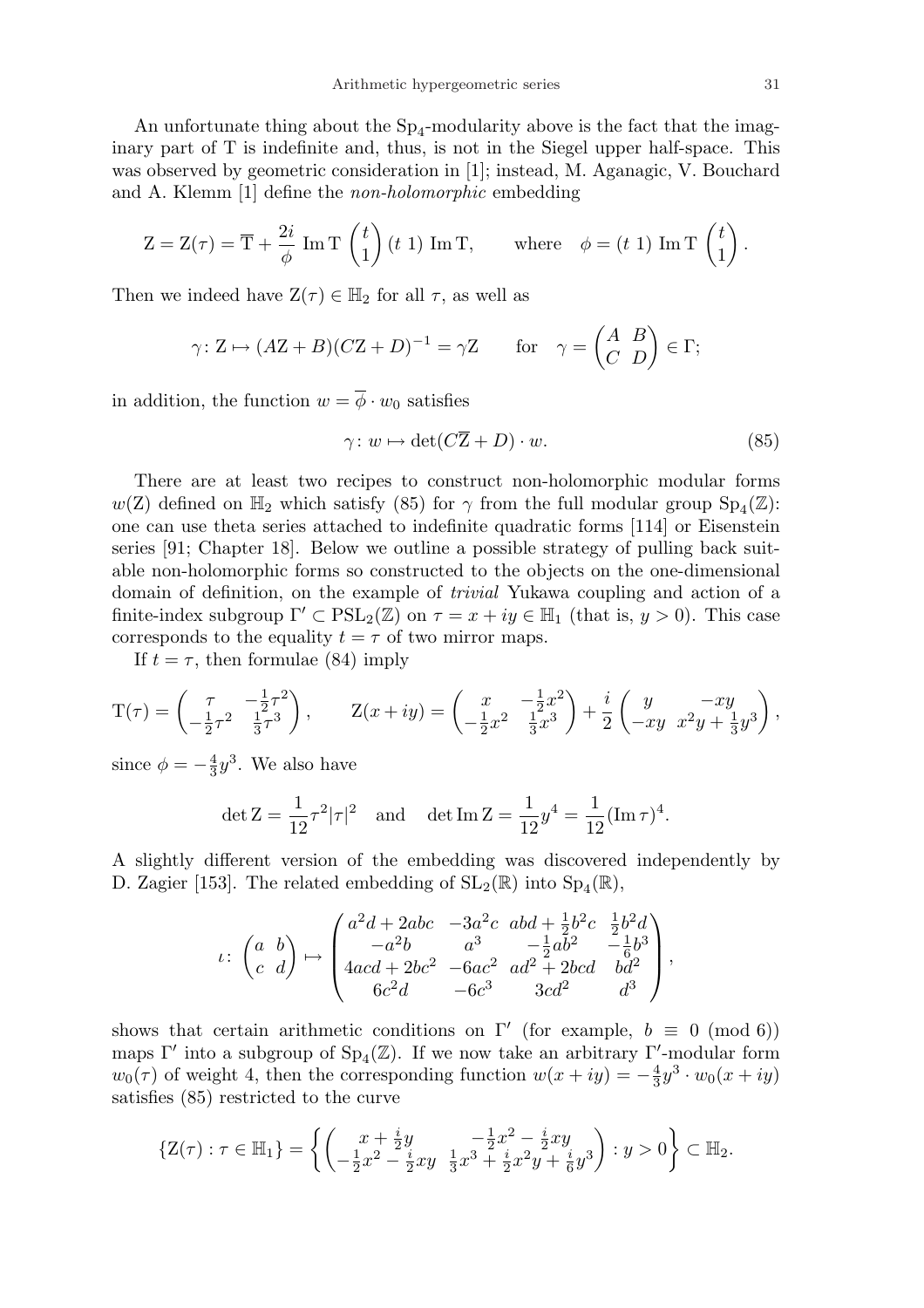An unfortunate thing about the $\mathrm{Sp}_4$-modularity above is the fact that the imaginary part of T is indefinite and, thus, is not in the Siegel upper half-space. This was observed by geometric consideration in [1]; instead, M. Aganagic, V. Bouchard and A. Klemm [1] define the *non-holomorphic* embedding

$$\mathrm{Z} = \mathrm{Z}(\tau) = \overline{\mathrm{T}} + \frac{2i}{\phi}\,\mathrm{Im}\,\mathrm{T}\begin{pmatrix} t \\ 1 \end{pmatrix}(t\ 1)\,\mathrm{Im}\,\mathrm{T}, \qquad \text{where} \quad \phi = (t\ 1)\,\mathrm{Im}\,\mathrm{T}\begin{pmatrix} t \\ 1 \end{pmatrix}.$$

Then we indeed have $\mathrm{Z}(\tau) \in \mathbb{H}_2$ for all $\tau$, as well as

$$\gamma\colon \mathrm{Z} \mapsto (A\mathrm{Z}+B)(C\mathrm{Z}+D)^{-1} = \gamma\mathrm{Z} \qquad \text{for} \quad \gamma = \begin{pmatrix} A & B \\ C & D \end{pmatrix} \in \Gamma;$$

in addition, the function $w = \overline{\phi} \cdot w_0$ satisfies

$$\gamma\colon w \mapsto \det(C\overline{\mathrm{Z}} + D) \cdot w. \tag{85}$$

There are at least two recipes to construct non-holomorphic modular forms $w(\mathrm{Z})$ defined on $\mathbb{H}_2$ which satisfy (85) for $\gamma$ from the full modular group $\mathrm{Sp}_4(\mathbb{Z})$: one can use theta series attached to indefinite quadratic forms [114] or Eisenstein series [91; Chapter 18]. Below we outline a possible strategy of pulling back suitable non-holomorphic forms so constructed to the objects on the one-dimensional domain of definition, on the example of *trivial* Yukawa coupling and action of a finite-index subgroup $\Gamma' \subset \mathrm{PSL}_2(\mathbb{Z})$ on $\tau = x+iy \in \mathbb{H}_1$ (that is, $y>0$). This case corresponds to the equality $t = \tau$ of two mirror maps.

If $t = \tau$, then formulae (84) imply

$$\mathrm{T}(\tau) = \begin{pmatrix} \tau & -\frac12\tau^2 \\ -\frac12\tau^2 & \frac13\tau^3 \end{pmatrix}, \qquad \mathrm{Z}(x+iy) = \begin{pmatrix} x & -\frac12 x^2 \\ -\frac12 x^2 & \frac13 x^3 \end{pmatrix} + \frac{i}{2}\begin{pmatrix} y & -xy \\ -xy & x^2y + \frac13 y^3 \end{pmatrix},$$

since $\phi = -\frac43 y^3$. We also have

$$\det \mathrm{Z} = \frac{1}{12}\tau^2|\tau|^2 \quad \text{and} \quad \det \mathrm{Im}\,\mathrm{Z} = \frac{1}{12}y^4 = \frac{1}{12}(\mathrm{Im}\,\tau)^4.$$

A slightly different version of the embedding was discovered independently by D. Zagier [153]. The related embedding of $\mathrm{SL}_2(\mathbb{R})$ into $\mathrm{Sp}_4(\mathbb{R})$,

$$\iota\colon \begin{pmatrix} a & b \\ c & d \end{pmatrix} \mapsto \begin{pmatrix} a^2d + 2abc & -3a^2c & abd + \frac12 b^2c & \frac12 b^2 d \\ -a^2b & a^3 & -\frac12 ab^2 & -\frac16 b^3 \\ 4acd + 2bc^2 & -6ac^2 & ad^2 + 2bcd & bd^2 \\ 6c^2d & -6c^3 & 3cd^2 & d^3 \end{pmatrix},$$

shows that certain arithmetic conditions on $\Gamma'$ (for example, $b \equiv 0 \pmod 6$) maps $\Gamma'$ into a subgroup of $\mathrm{Sp}_4(\mathbb{Z})$. If we now take an arbitrary $\Gamma'$-modular form $w_0(\tau)$ of weight 4, then the corresponding function $w(x+iy) = -\frac43 y^3 \cdot w_0(x+iy)$ satisfies (85) restricted to the curve

$$\{\mathrm{Z}(\tau) : \tau \in \mathbb{H}_1\} = \left\{ \begin{pmatrix} x + \frac{i}{2}y & -\frac12 x^2 - \frac{i}{2}xy \\ -\frac12 x^2 - \frac{i}{2}xy & \frac13 x^3 + \frac{i}{2}x^2y + \frac{i}{6}y^3 \end{pmatrix} : y > 0 \right\} \subset \mathbb{H}_2.$$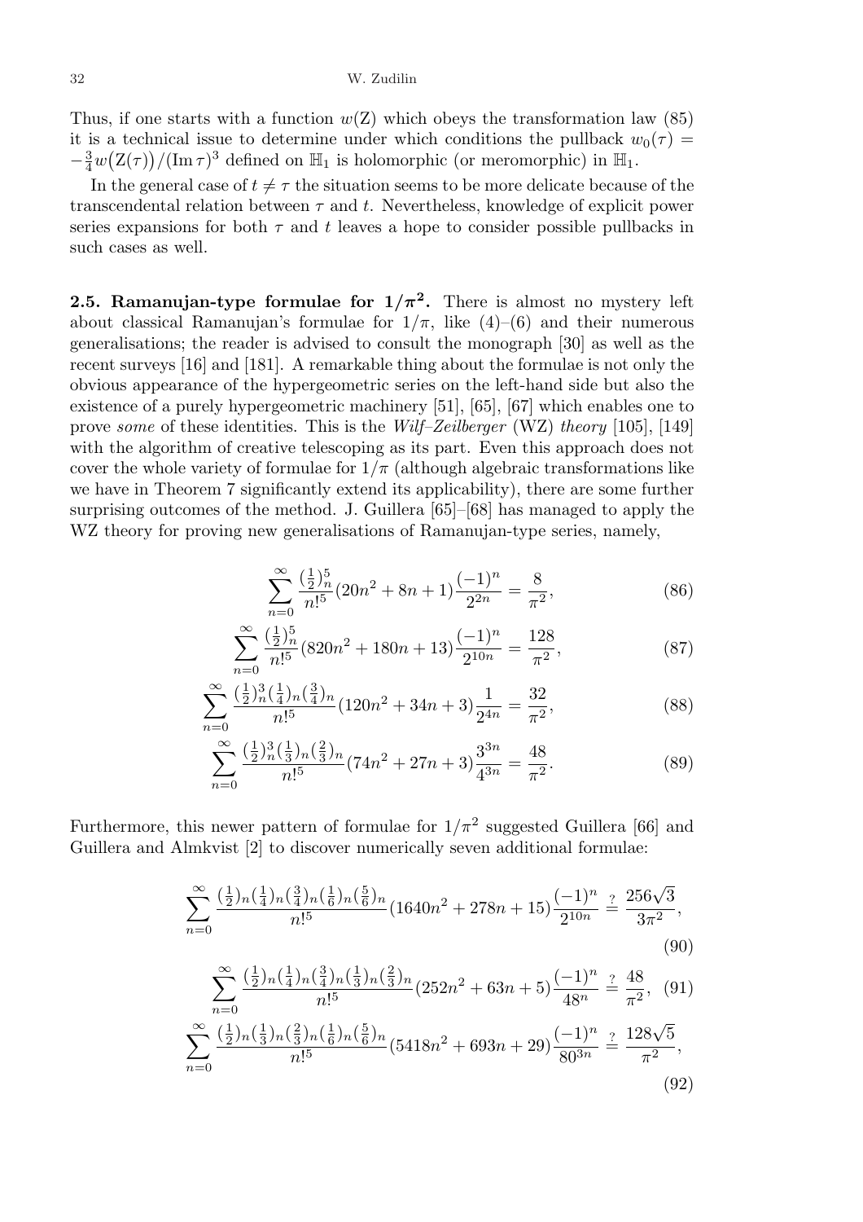Thus, if one starts with a function $w(\mathrm{Z})$ which obeys the transformation law (85) it is a technical issue to determine under which conditions the pullback $w_0(\tau) = -\frac{3}{4}w\big(\mathrm{Z}(\tau)\big)/(\operatorname{Im}\tau)^3$ defined on $\mathbb{H}_1$ is holomorphic (or meromorphic) in $\mathbb{H}_1$.

In the general case of $t \ne \tau$ the situation seems to be more delicate because of the transcendental relation between $\tau$ and $t$. Nevertheless, knowledge of explicit power series expansions for both $\tau$ and $t$ leaves a hope to consider possible pullbacks in such cases as well.

**2.5. Ramanujan-type formulae for $1/\pi^2$.** There is almost no mystery left about classical Ramanujan's formulae for $1/\pi$, like (4)–(6) and their numerous generalisations; the reader is advised to consult the monograph [30] as well as the recent surveys [16] and [181]. A remarkable thing about the formulae is not only the obvious appearance of the hypergeometric series on the left-hand side but also the existence of a purely hypergeometric machinery [51], [65], [67] which enables one to prove *some* of these identities. This is the *Wilf–Zeilberger* (WZ) *theory* [105], [149] with the algorithm of creative telescoping as its part. Even this approach does not cover the whole variety of formulae for $1/\pi$ (although algebraic transformations like we have in Theorem 7 significantly extend its applicability), there are some further surprising outcomes of the method. J. Guillera [65]–[68] has managed to apply the WZ theory for proving new generalisations of Ramanujan-type series, namely,

$$\sum_{n=0}^{\infty} \frac{(\frac12)_n^5}{n!^5}(20n^2+8n+1)\frac{(-1)^n}{2^{2n}} = \frac{8}{\pi^2}, \tag{86}$$

$$\sum_{n=0}^{\infty} \frac{(\frac12)_n^5}{n!^5}(820n^2+180n+13)\frac{(-1)^n}{2^{10n}} = \frac{128}{\pi^2}, \tag{87}$$

$$\sum_{n=0}^{\infty} \frac{(\frac12)_n^3(\frac14)_n(\frac34)_n}{n!^5}(120n^2+34n+3)\frac{1}{2^{4n}} = \frac{32}{\pi^2}, \tag{88}$$

$$\sum_{n=0}^{\infty} \frac{(\frac12)_n^3(\frac13)_n(\frac23)_n}{n!^5}(74n^2+27n+3)\frac{3^{3n}}{4^{3n}} = \frac{48}{\pi^2}. \tag{89}$$

Furthermore, this newer pattern of formulae for $1/\pi^2$ suggested Guillera [66] and Guillera and Almkvist [2] to discover numerically seven additional formulae:

$$\sum_{n=0}^{\infty} \frac{(\frac12)_n(\frac14)_n(\frac34)_n(\frac16)_n(\frac56)_n}{n!^5}(1640n^2+278n+15)\frac{(-1)^n}{2^{10n}} \overset{?}{=} \frac{256\sqrt{3}}{3\pi^2}, \tag{90}$$

$$\sum_{n=0}^{\infty} \frac{(\frac12)_n(\frac14)_n(\frac34)_n(\frac13)_n(\frac23)_n}{n!^5}(252n^2+63n+5)\frac{(-1)^n}{48^n} \overset{?}{=} \frac{48}{\pi^2}, \tag{91}$$

$$\sum_{n=0}^{\infty} \frac{(\frac12)_n(\frac13)_n(\frac23)_n(\frac16)_n(\frac56)_n}{n!^5}(5418n^2+693n+29)\frac{(-1)^n}{80^{3n}} \overset{?}{=} \frac{128\sqrt{5}}{\pi^2}, \tag{92}$$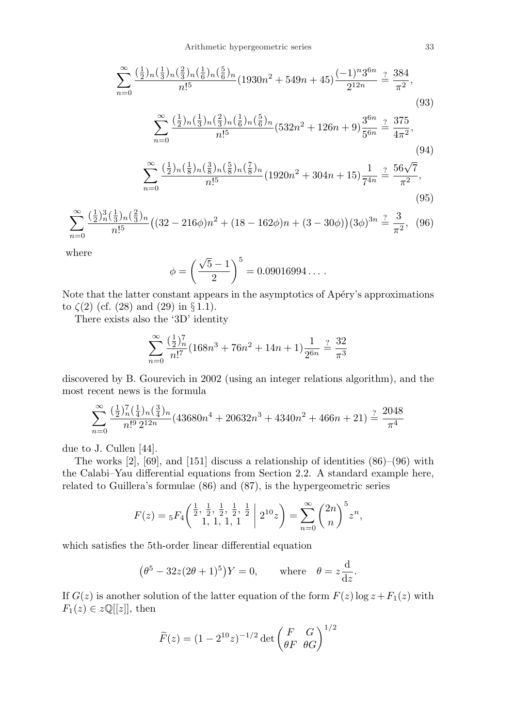$$\sum_{n=0}^{\infty} \frac{(\frac{1}{2})_n(\frac{1}{3})_n(\frac{2}{3})_n(\frac{1}{6})_n(\frac{5}{6})_n}{n!^5}(1930n^2+549n+45)\frac{(-1)^n 3^{6n}}{2^{12n}} \overset{?}{=} \frac{384}{\pi^2}, \tag{93}$$

$$\sum_{n=0}^{\infty} \frac{(\frac{1}{2})_n(\frac{1}{3})_n(\frac{2}{3})_n(\frac{1}{6})_n(\frac{5}{6})_n}{n!^5}(532n^2+126n+9)\frac{3^{6n}}{5^{6n}} \overset{?}{=} \frac{375}{4\pi^2}, \tag{94}$$

$$\sum_{n=0}^{\infty} \frac{(\frac{1}{2})_n(\frac{1}{8})_n(\frac{3}{8})_n(\frac{5}{8})_n(\frac{7}{8})_n}{n!^5}(1920n^2+304n+15)\frac{1}{7^{4n}} \overset{?}{=} \frac{56\sqrt{7}}{\pi^2}, \tag{95}$$

$$\sum_{n=0}^{\infty} \frac{(\frac{1}{2})_n^3(\frac{1}{3})_n(\frac{2}{3})_n}{n!^5}\big((32-216\phi)n^2+(18-162\phi)n+(3-30\phi)\big)(3\phi)^{3n} \overset{?}{=} \frac{3}{\pi^2}, \tag{96}$$

where

$$\phi = \left(\frac{\sqrt{5}-1}{2}\right)^5 = 0.09016994\dots.$$

Note that the latter constant appears in the asymptotics of Apéry's approximations to $\zeta(2)$ (cf. (28) and (29) in § 1.1).

There exists also the '3D' identity

$$\sum_{n=0}^{\infty} \frac{(\frac{1}{2})_n^7}{n!^7}(168n^3+76n^2+14n+1)\frac{1}{2^{6n}} \overset{?}{=} \frac{32}{\pi^3}$$

discovered by B. Gourevich in 2002 (using an integer relations algorithm), and the most recent news is the formula

$$\sum_{n=0}^{\infty} \frac{(\frac{1}{2})_n^7(\frac{1}{4})_n(\frac{3}{4})_n}{n!^9\,2^{12n}}(43680n^4+20632n^3+4340n^2+466n+21) \overset{?}{=} \frac{2048}{\pi^4}$$

due to J. Cullen [44].

The works [2], [69], and [151] discuss a relationship of identities (86)–(96) with the Calabi–Yau differential equations from Section 2.2. A standard example here, related to Guillera's formulae (86) and (87), is the hypergeometric series

$$F(z) = {}_5F_4\left(\begin{matrix}\frac{1}{2},\,\frac{1}{2},\,\frac{1}{2},\,\frac{1}{2},\,\frac{1}{2}\\ 1,\,1,\,1,\,1\end{matrix}\;\middle|\; 2^{10}z\right) = \sum_{n=0}^{\infty}\binom{2n}{n}^5 z^n,$$

which satisfies the 5th-order linear differential equation

$$\big(\theta^5 - 32z(2\theta+1)^5\big)Y = 0, \qquad \text{where} \quad \theta = z\frac{\mathrm{d}}{\mathrm{d}z}.$$

If $G(z)$ is another solution of the latter equation of the form $F(z)\log z + F_1(z)$ with $F_1(z) \in z\mathbb{Q}[[z]]$, then

$$\widetilde{F}(z) = (1-2^{10}z)^{-1/2}\det\begin{pmatrix} F & G \\ \theta F & \theta G\end{pmatrix}^{1/2}$$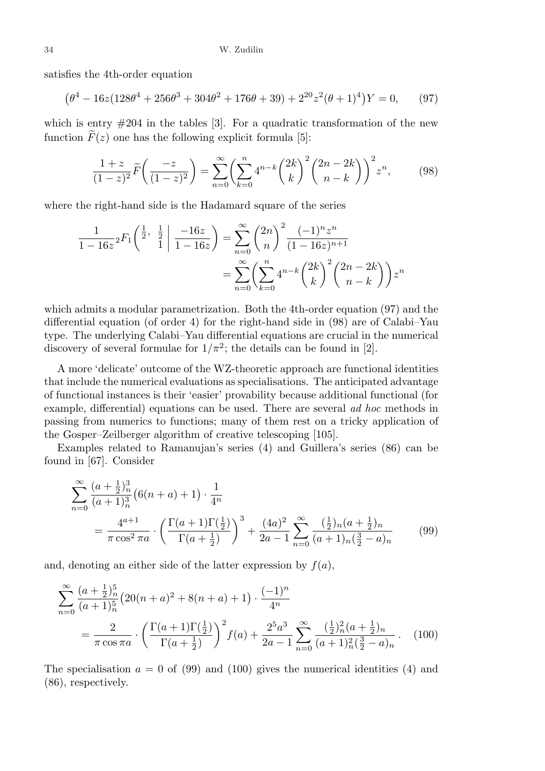satisfies the 4th-order equation

$$\big(\theta^4 - 16z(128\theta^4 + 256\theta^3 + 304\theta^2 + 176\theta + 39) + 2^{20}z^2(\theta+1)^4\big)Y = 0, \tag{97}$$

which is entry #204 in the tables [3]. For a quadratic transformation of the new function $\widetilde{F}(z)$ one has the following explicit formula [5]:

$$\frac{1+z}{(1-z)^2}\widetilde{F}\bigg(\frac{-z}{(1-z)^2}\bigg) = \sum_{n=0}^{\infty}\bigg(\sum_{k=0}^{n} 4^{n-k}\binom{2k}{k}^2\binom{2n-2k}{n-k}\bigg)^2 z^n, \tag{98}$$

where the right-hand side is the Hadamard square of the series

$$\begin{aligned}\frac{1}{1-16z}\,{}_2F_1\bigg(\begin{matrix}\frac12, \ \frac12\\ 1\end{matrix}\,\bigg|\,\frac{-16z}{1-16z}\bigg) &= \sum_{n=0}^{\infty}\binom{2n}{n}^2\frac{(-1)^n z^n}{(1-16z)^{n+1}}\\ &= \sum_{n=0}^{\infty}\bigg(\sum_{k=0}^{n} 4^{n-k}\binom{2k}{k}^2\binom{2n-2k}{n-k}\bigg)z^n\end{aligned}$$

which admits a modular parametrization. Both the 4th-order equation (97) and the differential equation (of order 4) for the right-hand side in (98) are of Calabi–Yau type. The underlying Calabi–Yau differential equations are crucial in the numerical discovery of several formulae for $1/\pi^2$; the details can be found in [2].

A more 'delicate' outcome of the WZ-theoretic approach are functional identities that include the numerical evaluations as specialisations. The anticipated advantage of functional instances is their 'easier' provability because additional functional (for example, differential) equations can be used. There are several *ad hoc* methods in passing from numerics to functions; many of them rest on a tricky application of the Gosper–Zeilberger algorithm of creative telescoping [105].

Examples related to Ramanujan's series (4) and Guillera's series (86) can be found in [67]. Consider

$$\begin{aligned}&\sum_{n=0}^{\infty}\frac{(a+\frac12)_n^3}{(a+1)_n^3}\big(6(n+a)+1\big)\cdot\frac{1}{4^n}\\ &\quad= \frac{4^{a+1}}{\pi\cos^2\pi a}\cdot\bigg(\frac{\Gamma(a+1)\Gamma(\frac12)}{\Gamma(a+\frac12)}\bigg)^3 + \frac{(4a)^2}{2a-1}\sum_{n=0}^{\infty}\frac{(\frac12)_n(a+\frac12)_n}{(a+1)_n(\frac32-a)_n}\end{aligned} \tag{99}$$

and, denoting an either side of the latter expression by $f(a)$,

$$\begin{aligned}&\sum_{n=0}^{\infty}\frac{(a+\frac12)_n^5}{(a+1)_n^5}\big(20(n+a)^2+8(n+a)+1\big)\cdot\frac{(-1)^n}{4^n}\\ &\quad= \frac{2}{\pi\cos\pi a}\cdot\bigg(\frac{\Gamma(a+1)\Gamma(\frac12)}{\Gamma(a+\frac12)}\bigg)^2 f(a) + \frac{2^5a^3}{2a-1}\sum_{n=0}^{\infty}\frac{(\frac12)_n^2(a+\frac12)_n}{(a+1)_n^2(\frac32-a)_n}.\end{aligned} \tag{100}$$

The specialisation $a=0$ of (99) and (100) gives the numerical identities (4) and (86), respectively.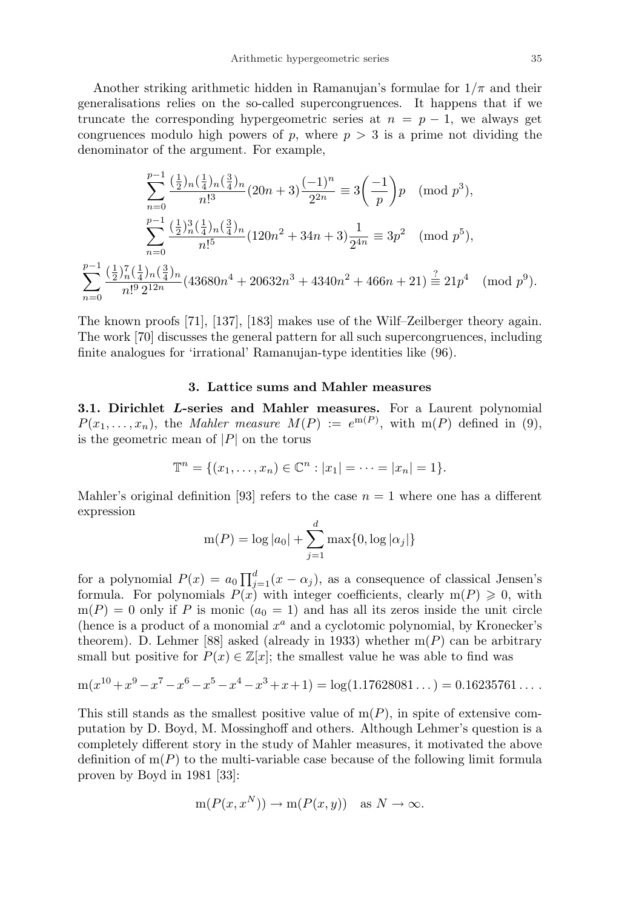Another striking arithmetic hidden in Ramanujan's formulae for $1/\pi$ and their generalisations relies on the so-called supercongruences. It happens that if we truncate the corresponding hypergeometric series at $n = p - 1$, we always get congruences modulo high powers of $p$, where $p > 3$ is a prime not dividing the denominator of the argument. For example,

$$\sum_{n=0}^{p-1} \frac{(\frac{1}{2})_n(\frac{1}{4})_n(\frac{3}{4})_n}{n!^3}(20n+3)\frac{(-1)^n}{2^{2n}} \equiv 3\bigg(\frac{-1}{p}\bigg)p \pmod{p^3},$$

$$\sum_{n=0}^{p-1} \frac{(\frac{1}{2})_n^3(\frac{1}{4})_n(\frac{3}{4})_n}{n!^5}(120n^2+34n+3)\frac{1}{2^{4n}} \equiv 3p^2 \pmod{p^5},$$

$$\sum_{n=0}^{p-1} \frac{(\frac{1}{2})_n^7(\frac{1}{4})_n(\frac{3}{4})_n}{n!^9\, 2^{12n}}(43680n^4+20632n^3+4340n^2+466n+21) \overset{?}{\equiv} 21p^4 \pmod{p^9}.$$

The known proofs [71], [137], [183] makes use of the Wilf–Zeilberger theory again. The work [70] discusses the general pattern for all such supercongruences, including finite analogues for 'irrational' Ramanujan-type identities like (96).

## 3. Lattice sums and Mahler measures

**3.1. Dirichlet *L*-series and Mahler measures.** For a Laurent polynomial $P(x_1, \dots, x_n)$, the *Mahler measure* $M(P) := e^{\mathrm{m}(P)}$, with $\mathrm{m}(P)$ defined in (9), is the geometric mean of $|P|$ on the torus

$$\mathbb{T}^n = \{(x_1, \dots, x_n) \in \mathbb{C}^n : |x_1| = \dots = |x_n| = 1\}.$$

Mahler's original definition [93] refers to the case $n = 1$ where one has a different expression

$$\mathrm{m}(P) = \log|a_0| + \sum_{j=1}^{d} \max\{0, \log|\alpha_j|\}$$

for a polynomial $P(x) = a_0 \prod_{j=1}^{d}(x - \alpha_j)$, as a consequence of classical Jensen's formula. For polynomials $P(x)$ with integer coefficients, clearly $\mathrm{m}(P) \geqslant 0$, with $\mathrm{m}(P) = 0$ only if $P$ is monic ($a_0 = 1$) and has all its zeros inside the unit circle (hence is a product of a monomial $x^a$ and a cyclotomic polynomial, by Kronecker's theorem). D. Lehmer [88] asked (already in 1933) whether $\mathrm{m}(P)$ can be arbitrary small but positive for $P(x) \in \mathbb{Z}[x]$; the smallest value he was able to find was

$$\mathrm{m}(x^{10}+x^9-x^7-x^6-x^5-x^4-x^3+x+1) = \log(1.17628081\dots) = 0.16235761\dots.$$

This still stands as the smallest positive value of $\mathrm{m}(P)$, in spite of extensive computation by D. Boyd, M. Mossinghoff and others. Although Lehmer's question is a completely different story in the study of Mahler measures, it motivated the above definition of $\mathrm{m}(P)$ to the multi-variable case because of the following limit formula proven by Boyd in 1981 [33]:

$$\mathrm{m}(P(x, x^N)) \to \mathrm{m}(P(x, y)) \quad \text{as } N \to \infty.$$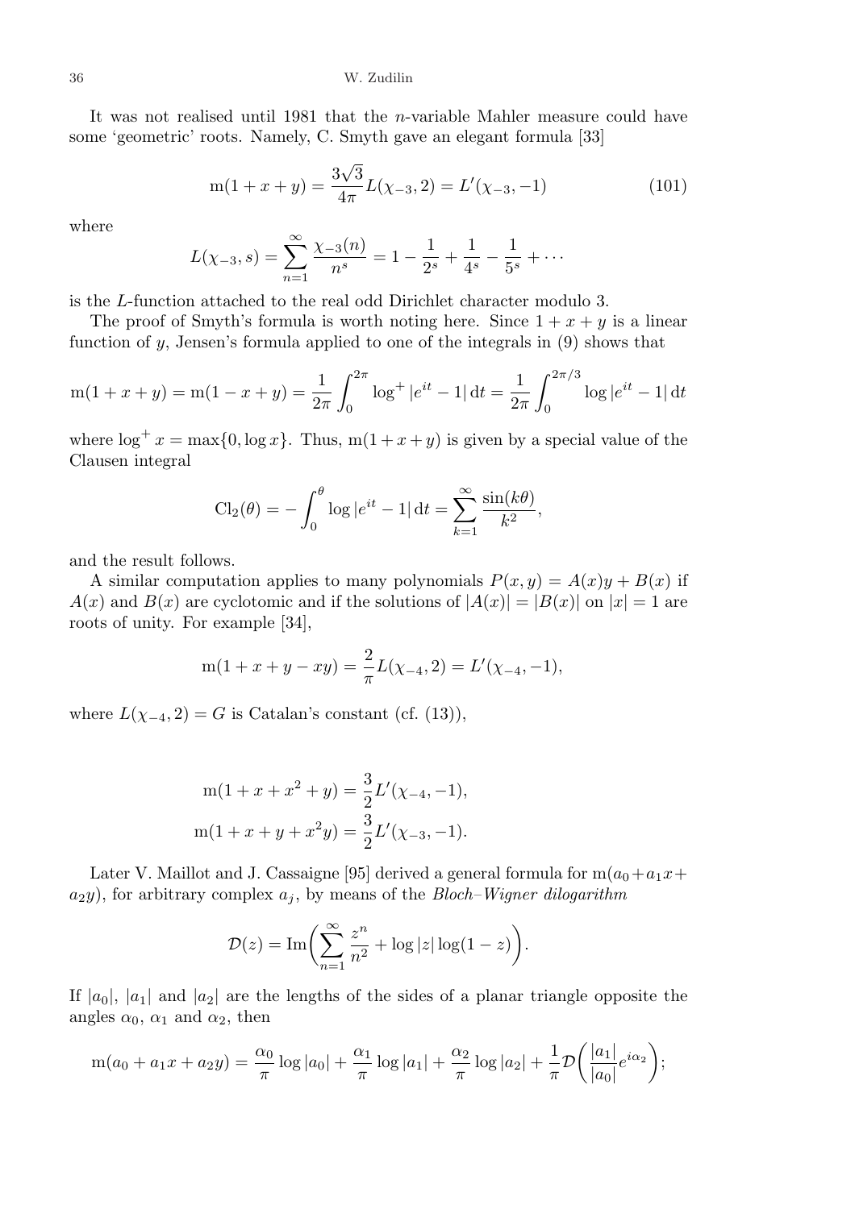It was not realised until 1981 that the $n$-variable Mahler measure could have some 'geometric' roots. Namely, C. Smyth gave an elegant formula [33]

$$\mathrm{m}(1+x+y) = \frac{3\sqrt{3}}{4\pi} L(\chi_{-3}, 2) = L'(\chi_{-3}, -1) \tag{101}$$

where

$$L(\chi_{-3}, s) = \sum_{n=1}^{\infty} \frac{\chi_{-3}(n)}{n^s} = 1 - \frac{1}{2^s} + \frac{1}{4^s} - \frac{1}{5^s} + \cdots$$

is the $L$-function attached to the real odd Dirichlet character modulo 3.

The proof of Smyth's formula is worth noting here. Since $1+x+y$ is a linear function of $y$, Jensen's formula applied to one of the integrals in (9) shows that

$$\mathrm{m}(1+x+y) = \mathrm{m}(1-x+y) = \frac{1}{2\pi}\int_0^{2\pi} \log^+ |e^{it} - 1| \,\mathrm{d}t = \frac{1}{2\pi}\int_0^{2\pi/3} \log |e^{it} - 1| \,\mathrm{d}t$$

where $\log^+ x = \max\{0, \log x\}$. Thus, $\mathrm{m}(1+x+y)$ is given by a special value of the Clausen integral

$$\mathrm{Cl}_2(\theta) = -\int_0^{\theta} \log |e^{it} - 1| \,\mathrm{d}t = \sum_{k=1}^{\infty} \frac{\sin(k\theta)}{k^2},$$

and the result follows.

A similar computation applies to many polynomials $P(x,y) = A(x)y + B(x)$ if $A(x)$ and $B(x)$ are cyclotomic and if the solutions of $|A(x)| = |B(x)|$ on $|x| = 1$ are roots of unity. For example [34],

$$\mathrm{m}(1+x+y-xy) = \frac{2}{\pi} L(\chi_{-4}, 2) = L'(\chi_{-4}, -1),$$

where $L(\chi_{-4}, 2) = G$ is Catalan's constant (cf. (13)),

$$\begin{aligned}
\mathrm{m}(1+x+x^2+y) &= \frac{3}{2} L'(\chi_{-4}, -1), \\
\mathrm{m}(1+x+y+x^2 y) &= \frac{3}{2} L'(\chi_{-3}, -1).
\end{aligned}$$

Later V. Maillot and J. Cassaigne [95] derived a general formula for $\mathrm{m}(a_0 + a_1 x + a_2 y)$, for arbitrary complex $a_j$, by means of the *Bloch–Wigner dilogarithm*

$$\mathcal{D}(z) = \mathrm{Im}\biggl(\sum_{n=1}^{\infty} \frac{z^n}{n^2} + \log|z| \log(1-z)\biggr).$$

If $|a_0|$, $|a_1|$ and $|a_2|$ are the lengths of the sides of a planar triangle opposite the angles $\alpha_0$, $\alpha_1$ and $\alpha_2$, then

$$\mathrm{m}(a_0 + a_1 x + a_2 y) = \frac{\alpha_0}{\pi}\log|a_0| + \frac{\alpha_1}{\pi}\log|a_1| + \frac{\alpha_2}{\pi}\log|a_2| + \frac{1}{\pi}\mathcal{D}\biggl(\frac{|a_1|}{|a_0|}e^{i\alpha_2}\biggr);$$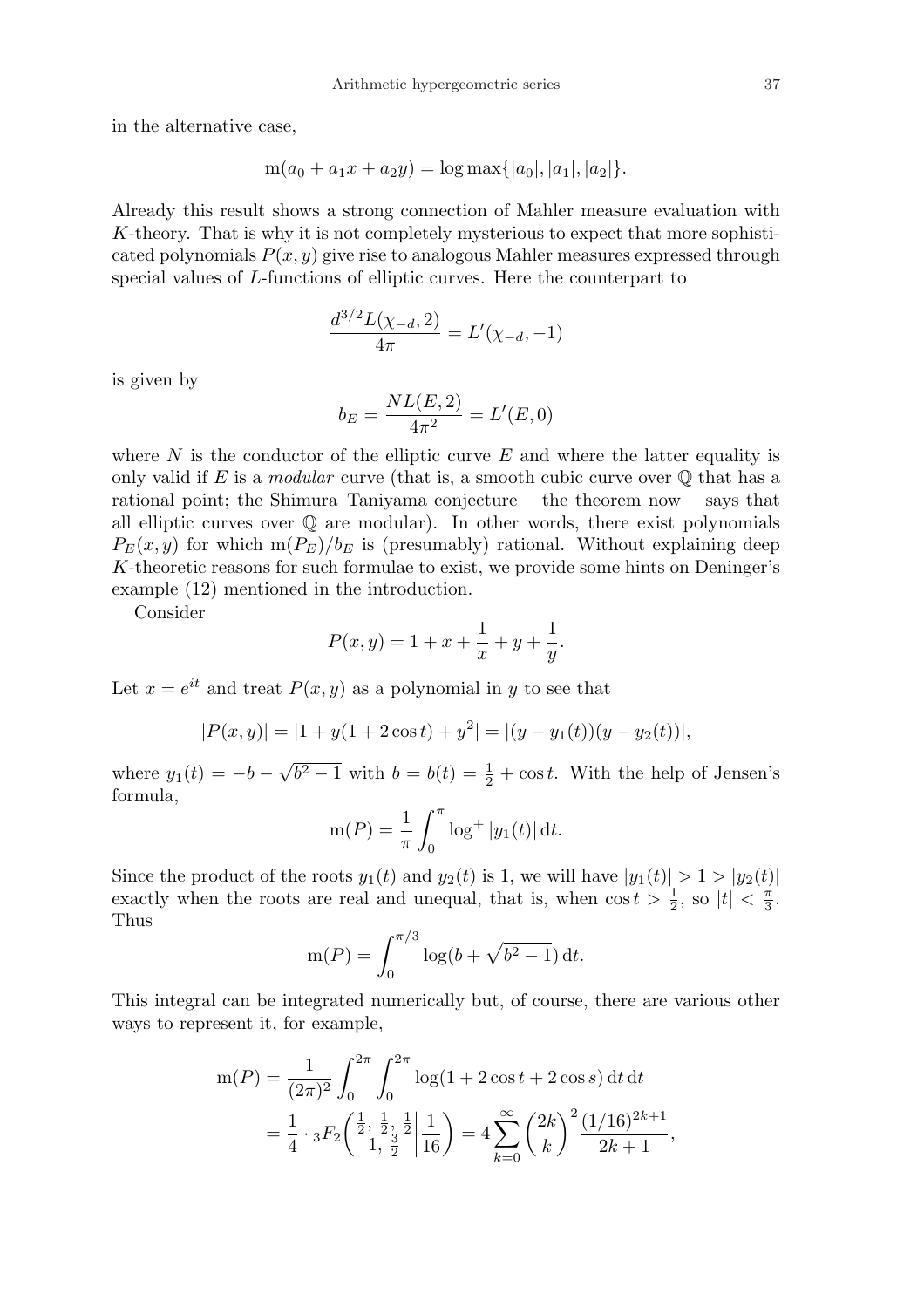in the alternative case,

$$\mathrm{m}(a_0 + a_1 x + a_2 y) = \log \max\{|a_0|, |a_1|, |a_2|\}.$$

Already this result shows a strong connection of Mahler measure evaluation with $K$-theory. That is why it is not completely mysterious to expect that more sophisticated polynomials $P(x,y)$ give rise to analogous Mahler measures expressed through special values of $L$-functions of elliptic curves. Here the counterpart to

$$\frac{d^{3/2} L(\chi_{-d}, 2)}{4\pi} = L'(\chi_{-d}, -1)$$

is given by

$$b_E = \frac{N L(E,2)}{4\pi^2} = L'(E,0)$$

where $N$ is the conductor of the elliptic curve $E$ and where the latter equality is only valid if $E$ is a *modular* curve (that is, a smooth cubic curve over $\mathbb{Q}$ that has a rational point; the Shimura–Taniyama conjecture — the theorem now — says that all elliptic curves over $\mathbb{Q}$ are modular). In other words, there exist polynomials $P_E(x,y)$ for which $\mathrm{m}(P_E)/b_E$ is (presumably) rational. Without explaining deep $K$-theoretic reasons for such formulae to exist, we provide some hints on Deninger's example (12) mentioned in the introduction.

Consider

$$P(x,y) = 1 + x + \frac{1}{x} + y + \frac{1}{y}.$$

Let $x = e^{it}$ and treat $P(x,y)$ as a polynomial in $y$ to see that

$$|P(x,y)| = |1 + y(1 + 2\cos t) + y^2| = |(y - y_1(t))(y - y_2(t))|,$$

where $y_1(t) = -b - \sqrt{b^2 - 1}$ with $b = b(t) = \frac{1}{2} + \cos t$. With the help of Jensen's formula,

$$\mathrm{m}(P) = \frac{1}{\pi} \int_0^\pi \log^+ |y_1(t)| \, \mathrm{d}t.$$

Since the product of the roots $y_1(t)$ and $y_2(t)$ is 1, we will have $|y_1(t)| > 1 > |y_2(t)|$ exactly when the roots are real and unequal, that is, when $\cos t > \frac{1}{2}$, so $|t| < \frac{\pi}{3}$. Thus

$$\mathrm{m}(P) = \int_0^{\pi/3} \log(b + \sqrt{b^2 - 1}) \, \mathrm{d}t.$$

This integral can be integrated numerically but, of course, there are various other ways to represent it, for example,

$$\begin{aligned}
\mathrm{m}(P) &= \frac{1}{(2\pi)^2} \int_0^{2\pi} \int_0^{2\pi} \log(1 + 2\cos t + 2\cos s) \, \mathrm{d}t \, \mathrm{d}t \\
&= \frac{1}{4} \cdot {}_3F_2\left(\begin{matrix} \frac{1}{2}, \frac{1}{2}, \frac{1}{2} \\ 1, \frac{3}{2} \end{matrix} \middle| \frac{1}{16}\right) = 4 \sum_{k=0}^\infty \binom{2k}{k}^2 \frac{(1/16)^{2k+1}}{2k+1},
\end{aligned}$$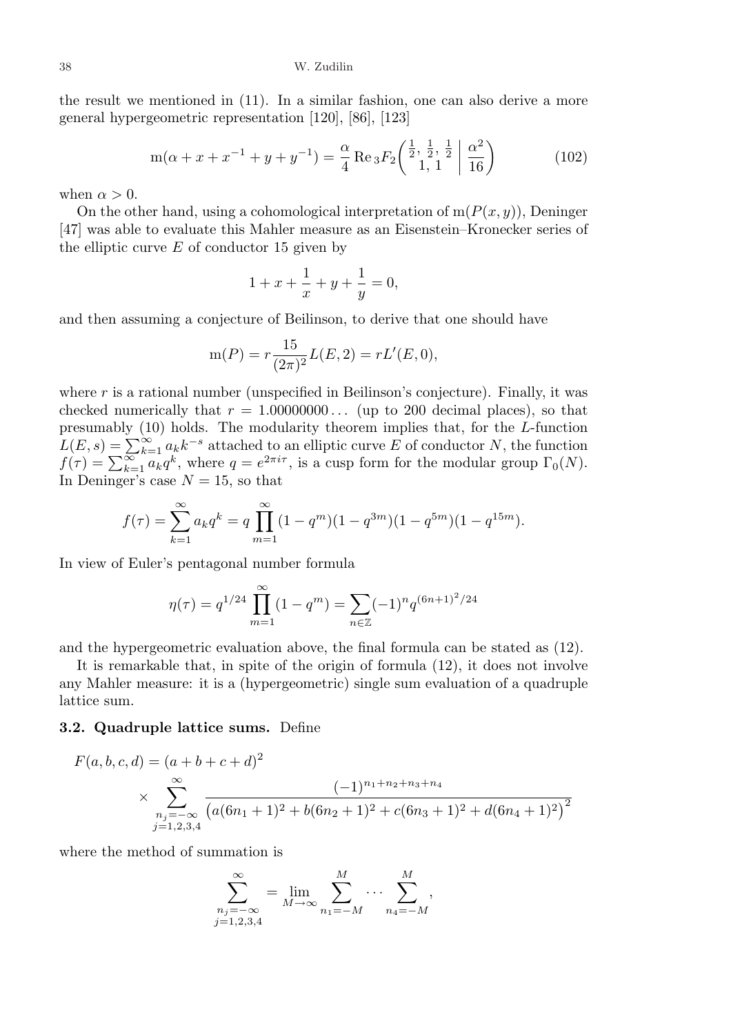the result we mentioned in (11). In a similar fashion, one can also derive a more general hypergeometric representation [120], [86], [123]

$$\mathrm{m}(\alpha + x + x^{-1} + y + y^{-1}) = \frac{\alpha}{4} \operatorname{Re} {}_3F_2\left(\begin{matrix} \frac{1}{2}, \frac{1}{2}, \frac{1}{2} \\ 1, 1 \end{matrix} \,\middle|\, \frac{\alpha^2}{16}\right) \tag{102}$$

when $\alpha > 0$.

On the other hand, using a cohomological interpretation of $\mathrm{m}(P(x,y))$, Deninger [47] was able to evaluate this Mahler measure as an Eisenstein–Kronecker series of the elliptic curve $E$ of conductor 15 given by

$$1 + x + \frac{1}{x} + y + \frac{1}{y} = 0,$$

and then assuming a conjecture of Beilinson, to derive that one should have

$$\mathrm{m}(P) = r\frac{15}{(2\pi)^2}L(E,2) = rL'(E,0),$$

where $r$ is a rational number (unspecified in Beilinson's conjecture). Finally, it was checked numerically that $r = 1.00000000\ldots$ (up to 200 decimal places), so that presumably (10) holds. The modularity theorem implies that, for the $L$-function $L(E,s) = \sum_{k=1}^{\infty} a_k k^{-s}$ attached to an elliptic curve $E$ of conductor $N$, the function $f(\tau) = \sum_{k=1}^{\infty} a_k q^k$, where $q = e^{2\pi i \tau}$, is a cusp form for the modular group $\Gamma_0(N)$. In Deninger's case $N = 15$, so that

$$f(\tau) = \sum_{k=1}^{\infty} a_k q^k = q \prod_{m=1}^{\infty} (1 - q^m)(1 - q^{3m})(1 - q^{5m})(1 - q^{15m}).$$

In view of Euler's pentagonal number formula

$$\eta(\tau) = q^{1/24} \prod_{m=1}^{\infty} (1 - q^m) = \sum_{n \in \mathbb{Z}} (-1)^n q^{(6n+1)^2/24}$$

and the hypergeometric evaluation above, the final formula can be stated as (12).

It is remarkable that, in spite of the origin of formula (12), it does not involve any Mahler measure: it is a (hypergeometric) single sum evaluation of a quadruple lattice sum.

**3.2. Quadruple lattice sums.** Define

$$F(a,b,c,d) = (a+b+c+d)^2 \times \sum_{\substack{n_j=-\infty \\ j=1,2,3,4}}^{\infty} \frac{(-1)^{n_1+n_2+n_3+n_4}}{\big(a(6n_1+1)^2 + b(6n_2+1)^2 + c(6n_3+1)^2 + d(6n_4+1)^2\big)^2}$$

where the method of summation is

$$\sum_{\substack{n_j=-\infty \\ j=1,2,3,4}}^{\infty} = \lim_{M \to \infty} \sum_{n_1=-M}^{M} \cdots \sum_{n_4=-M}^{M},$$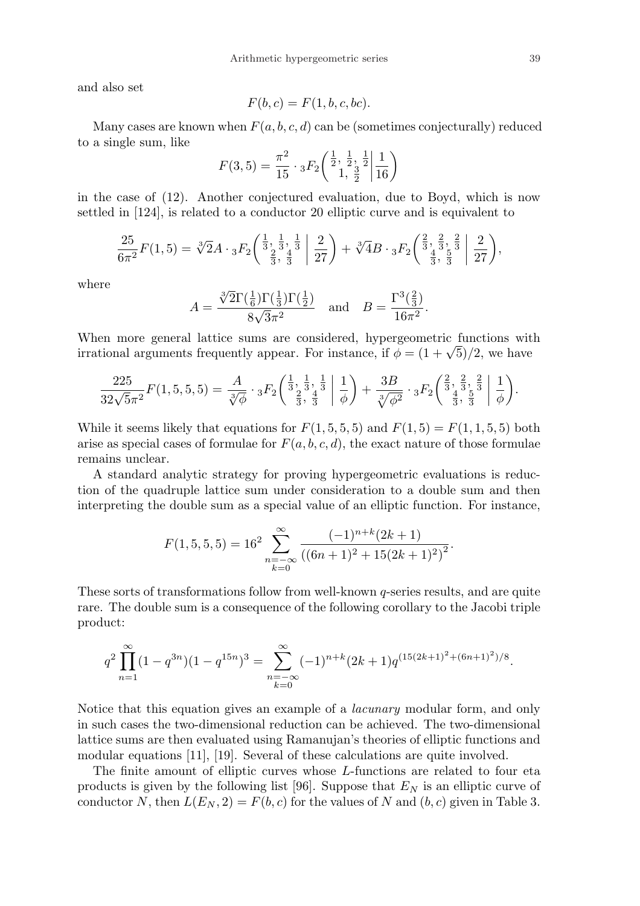and also set

$$F(b,c) = F(1,b,c,bc).$$

Many cases are known when $F(a,b,c,d)$ can be (sometimes conjecturally) reduced to a single sum, like

$$F(3,5) = \frac{\pi^2}{15} \cdot {}_3F_2\left( \begin{matrix} \frac{1}{2}, \frac{1}{2}, \frac{1}{2} \\ 1, \frac{3}{2} \end{matrix} \middle| \frac{1}{16} \right)$$

in the case of (12). Another conjectured evaluation, due to Boyd, which is now settled in [124], is related to a conductor 20 elliptic curve and is equivalent to

$$\frac{25}{6\pi^2} F(1,5) = \sqrt[3]{2} A \cdot {}_3F_2\left( \begin{matrix} \frac{1}{3}, \frac{1}{3}, \frac{1}{3} \\ \frac{2}{3}, \frac{4}{3} \end{matrix} \middle| \frac{2}{27} \right) + \sqrt[3]{4} B \cdot {}_3F_2\left( \begin{matrix} \frac{2}{3}, \frac{2}{3}, \frac{2}{3} \\ \frac{4}{3}, \frac{5}{3} \end{matrix} \middle| \frac{2}{27} \right),$$

where

$$A = \frac{\sqrt[3]{2}\Gamma(\frac{1}{6})\Gamma(\frac{1}{3})\Gamma(\frac{1}{2})}{8\sqrt{3}\pi^2} \quad \text{and} \quad B = \frac{\Gamma^3(\frac{2}{3})}{16\pi^2}.$$

When more general lattice sums are considered, hypergeometric functions with irrational arguments frequently appear. For instance, if $\phi = (1+\sqrt{5})/2$, we have

$$\frac{225}{32\sqrt{5}\pi^2} F(1,5,5,5) = \frac{A}{\sqrt[3]{\phi}} \cdot {}_3F_2\left( \begin{matrix} \frac{1}{3}, \frac{1}{3}, \frac{1}{3} \\ \frac{2}{3}, \frac{4}{3} \end{matrix} \middle| \frac{1}{\phi} \right) + \frac{3B}{\sqrt[3]{\phi^2}} \cdot {}_3F_2\left( \begin{matrix} \frac{2}{3}, \frac{2}{3}, \frac{2}{3} \\ \frac{4}{3}, \frac{5}{3} \end{matrix} \middle| \frac{1}{\phi} \right).$$

While it seems likely that equations for $F(1,5,5,5)$ and $F(1,5) = F(1,1,5,5)$ both arise as special cases of formulae for $F(a,b,c,d)$, the exact nature of those formulae remains unclear.

A standard analytic strategy for proving hypergeometric evaluations is reduction of the quadruple lattice sum under consideration to a double sum and then interpreting the double sum as a special value of an elliptic function. For instance,

$$F(1,5,5,5) = 16^2 \sum_{\substack{n=-\infty \\ k=0}}^{\infty} \frac{(-1)^{n+k}(2k+1)}{\left((6n+1)^2 + 15(2k+1)^2\right)^2}.$$

These sorts of transformations follow from well-known $q$-series results, and are quite rare. The double sum is a consequence of the following corollary to the Jacobi triple product:

$$q^2 \prod_{n=1}^{\infty} (1-q^{3n})(1-q^{15n})^3 = \sum_{\substack{n=-\infty \\ k=0}}^{\infty} (-1)^{n+k}(2k+1) q^{(15(2k+1)^2 + (6n+1)^2)/8}.$$

Notice that this equation gives an example of a *lacunary* modular form, and only in such cases the two-dimensional reduction can be achieved. The two-dimensional lattice sums are then evaluated using Ramanujan's theories of elliptic functions and modular equations [11], [19]. Several of these calculations are quite involved.

The finite amount of elliptic curves whose $L$-functions are related to four eta products is given by the following list [96]. Suppose that $E_N$ is an elliptic curve of conductor $N$, then $L(E_N, 2) = F(b,c)$ for the values of $N$ and $(b,c)$ given in Table 3.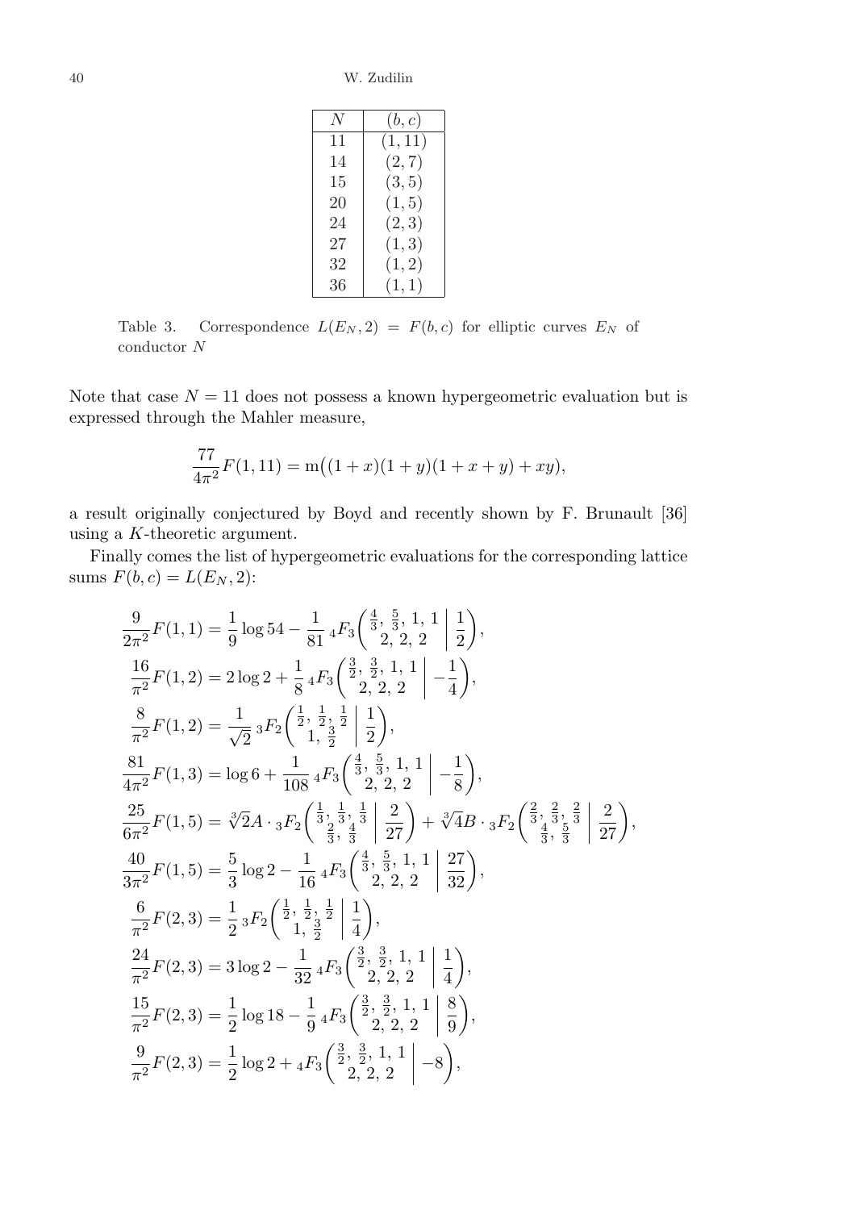| $N$ | $(b, c)$ |
|---|---|
| 11 | $(1, 11)$ |
| 14 | $(2, 7)$ |
| 15 | $(3, 5)$ |
| 20 | $(1, 5)$ |
| 24 | $(2, 3)$ |
| 27 | $(1, 3)$ |
| 32 | $(1, 2)$ |
| 36 | $(1, 1)$ |

Table 3. Correspondence $L(E_N, 2) = F(b, c)$ for elliptic curves $E_N$ of conductor $N$

Note that case $N = 11$ does not possess a known hypergeometric evaluation but is expressed through the Mahler measure,

$$\frac{77}{4\pi^2} F(1, 11) = \mathrm{m}\big((1 + x)(1 + y)(1 + x + y) + xy\big),$$

a result originally conjectured by Boyd and recently shown by F. Brunault [36] using a $K$-theoretic argument.

Finally comes the list of hypergeometric evaluations for the corresponding lattice sums $F(b, c) = L(E_N, 2)$:

$$\frac{9}{2\pi^2} F(1, 1) = \frac{1}{9} \log 54 - \frac{1}{81}\, {}_4F_3\left( \left. \begin{matrix} \frac{4}{3}, \frac{5}{3}, 1, 1 \\ 2, 2, 2 \end{matrix} \right| \frac{1}{2} \right),$$

$$\frac{16}{\pi^2} F(1, 2) = 2 \log 2 + \frac{1}{8}\, {}_4F_3\left( \left. \begin{matrix} \frac{3}{2}, \frac{3}{2}, 1, 1 \\ 2, 2, 2 \end{matrix} \right| -\frac{1}{4} \right),$$

$$\frac{8}{\pi^2} F(1, 2) = \frac{1}{\sqrt{2}}\, {}_3F_2\left( \left. \begin{matrix} \frac{1}{2}, \frac{1}{2}, \frac{1}{2} \\ 1, \frac{3}{2} \end{matrix} \right| \frac{1}{2} \right),$$

$$\frac{81}{4\pi^2} F(1, 3) = \log 6 + \frac{1}{108}\, {}_4F_3\left( \left. \begin{matrix} \frac{4}{3}, \frac{5}{3}, 1, 1 \\ 2, 2, 2 \end{matrix} \right| -\frac{1}{8} \right),$$

$$\frac{25}{6\pi^2} F(1, 5) = \sqrt[3]{2} A \cdot {}_3F_2\left( \left. \begin{matrix} \frac{1}{3}, \frac{1}{3}, \frac{1}{3} \\ \frac{2}{3}, \frac{4}{3} \end{matrix} \right| \frac{2}{27} \right) + \sqrt[3]{4} B \cdot {}_3F_2\left( \left. \begin{matrix} \frac{2}{3}, \frac{2}{3}, \frac{2}{3} \\ \frac{4}{3}, \frac{5}{3} \end{matrix} \right| \frac{2}{27} \right),$$

$$\frac{40}{3\pi^2} F(1, 5) = \frac{5}{3} \log 2 - \frac{1}{16}\, {}_4F_3\left( \left. \begin{matrix} \frac{4}{3}, \frac{5}{3}, 1, 1 \\ 2, 2, 2 \end{matrix} \right| \frac{27}{32} \right),$$

$$\frac{6}{\pi^2} F(2, 3) = \frac{1}{2}\, {}_3F_2\left( \left. \begin{matrix} \frac{1}{2}, \frac{1}{2}, \frac{1}{2} \\ 1, \frac{3}{2} \end{matrix} \right| \frac{1}{4} \right),$$

$$\frac{24}{\pi^2} F(2, 3) = 3 \log 2 - \frac{1}{32}\, {}_4F_3\left( \left. \begin{matrix} \frac{3}{2}, \frac{3}{2}, 1, 1 \\ 2, 2, 2 \end{matrix} \right| \frac{1}{4} \right),$$

$$\frac{15}{\pi^2} F(2, 3) = \frac{1}{2} \log 18 - \frac{1}{9}\, {}_4F_3\left( \left. \begin{matrix} \frac{3}{2}, \frac{3}{2}, 1, 1 \\ 2, 2, 2 \end{matrix} \right| \frac{8}{9} \right),$$

$$\frac{9}{\pi^2} F(2, 3) = \frac{1}{2} \log 2 + {}_4F_3\left( \left. \begin{matrix} \frac{3}{2}, \frac{3}{2}, 1, 1 \\ 2, 2, 2 \end{matrix} \right| -8 \right),$$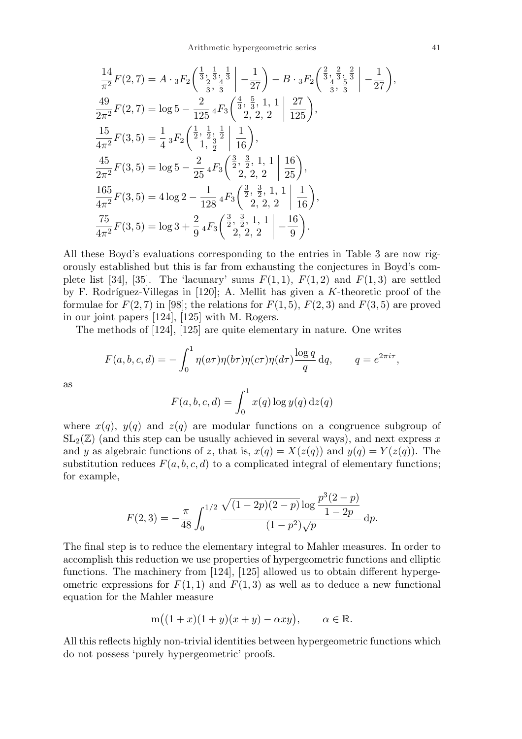$$\frac{14}{\pi^2}F(2,7) = A \cdot {}_3F_2\biggl(\begin{matrix} \frac13, \frac13, \frac13 \\ \frac23, \frac43 \end{matrix} \biggm| -\frac{1}{27}\biggr) - B \cdot {}_3F_2\biggl(\begin{matrix} \frac23, \frac23, \frac23 \\ \frac43, \frac53 \end{matrix} \biggm| -\frac{1}{27}\biggr),$$

$$\frac{49}{2\pi^2}F(2,7) = \log 5 - \frac{2}{125}\, {}_4F_3\biggl(\begin{matrix} \frac43, \frac53, 1, 1 \\ 2, 2, 2 \end{matrix} \biggm| \frac{27}{125}\biggr),$$

$$\frac{15}{4\pi^2}F(3,5) = \frac14\, {}_3F_2\biggl(\begin{matrix} \frac12, \frac12, \frac12 \\ 1, \frac32 \end{matrix} \biggm| \frac{1}{16}\biggr),$$

$$\frac{45}{2\pi^2}F(3,5) = \log 5 - \frac{2}{25}\, {}_4F_3\biggl(\begin{matrix} \frac32, \frac32, 1, 1 \\ 2, 2, 2 \end{matrix} \biggm| \frac{16}{25}\biggr),$$

$$\frac{165}{4\pi^2}F(3,5) = 4\log 2 - \frac{1}{128}\, {}_4F_3\biggl(\begin{matrix} \frac32, \frac32, 1, 1 \\ 2, 2, 2 \end{matrix} \biggm| \frac{1}{16}\biggr),$$

$$\frac{75}{4\pi^2}F(3,5) = \log 3 + \frac{2}{9}\, {}_4F_3\biggl(\begin{matrix} \frac32, \frac32, 1, 1 \\ 2, 2, 2 \end{matrix} \biggm| -\frac{16}{9}\biggr).$$

All these Boyd's evaluations corresponding to the entries in Table 3 are now rigorously established but this is far from exhausting the conjectures in Boyd's complete list [34], [35]. The 'lacunary' sums $F(1,1)$, $F(1,2)$ and $F(1,3)$ are settled by F. Rodríguez-Villegas in [120]; A. Mellit has given a $K$-theoretic proof of the formulae for $F(2,7)$ in [98]; the relations for $F(1,5)$, $F(2,3)$ and $F(3,5)$ are proved in our joint papers [124], [125] with M. Rogers.

The methods of [124], [125] are quite elementary in nature. One writes

$$F(a,b,c,d) = -\int_0^1 \eta(a\tau)\eta(b\tau)\eta(c\tau)\eta(d\tau)\frac{\log q}{q}\,\mathrm{d}q, \qquad q = e^{2\pi i\tau},$$

as

$$F(a,b,c,d) = \int_0^1 x(q)\log y(q)\,\mathrm{d}z(q)$$

where $x(q)$, $y(q)$ and $z(q)$ are modular functions on a congruence subgroup of $\mathrm{SL}_2(\mathbb{Z})$ (and this step can be usually achieved in several ways), and next express $x$ and $y$ as algebraic functions of $z$, that is, $x(q) = X(z(q))$ and $y(q) = Y(z(q))$. The substitution reduces $F(a,b,c,d)$ to a complicated integral of elementary functions; for example,

$$F(2,3) = -\frac{\pi}{48}\int_0^{1/2} \frac{\sqrt{(1-2p)(2-p)}\log\dfrac{p^3(2-p)}{1-2p}}{(1-p^2)\sqrt{p}}\,\mathrm{d}p.$$

The final step is to reduce the elementary integral to Mahler measures. In order to accomplish this reduction we use properties of hypergeometric functions and elliptic functions. The machinery from [124], [125] allowed us to obtain different hypergeometric expressions for $F(1,1)$ and $F(1,3)$ as well as to deduce a new functional equation for the Mahler measure

$$\mathrm{m}\bigl((1+x)(1+y)(x+y) - \alpha xy\bigr), \qquad \alpha \in \mathbb{R}.$$

All this reflects highly non-trivial identities between hypergeometric functions which do not possess 'purely hypergeometric' proofs.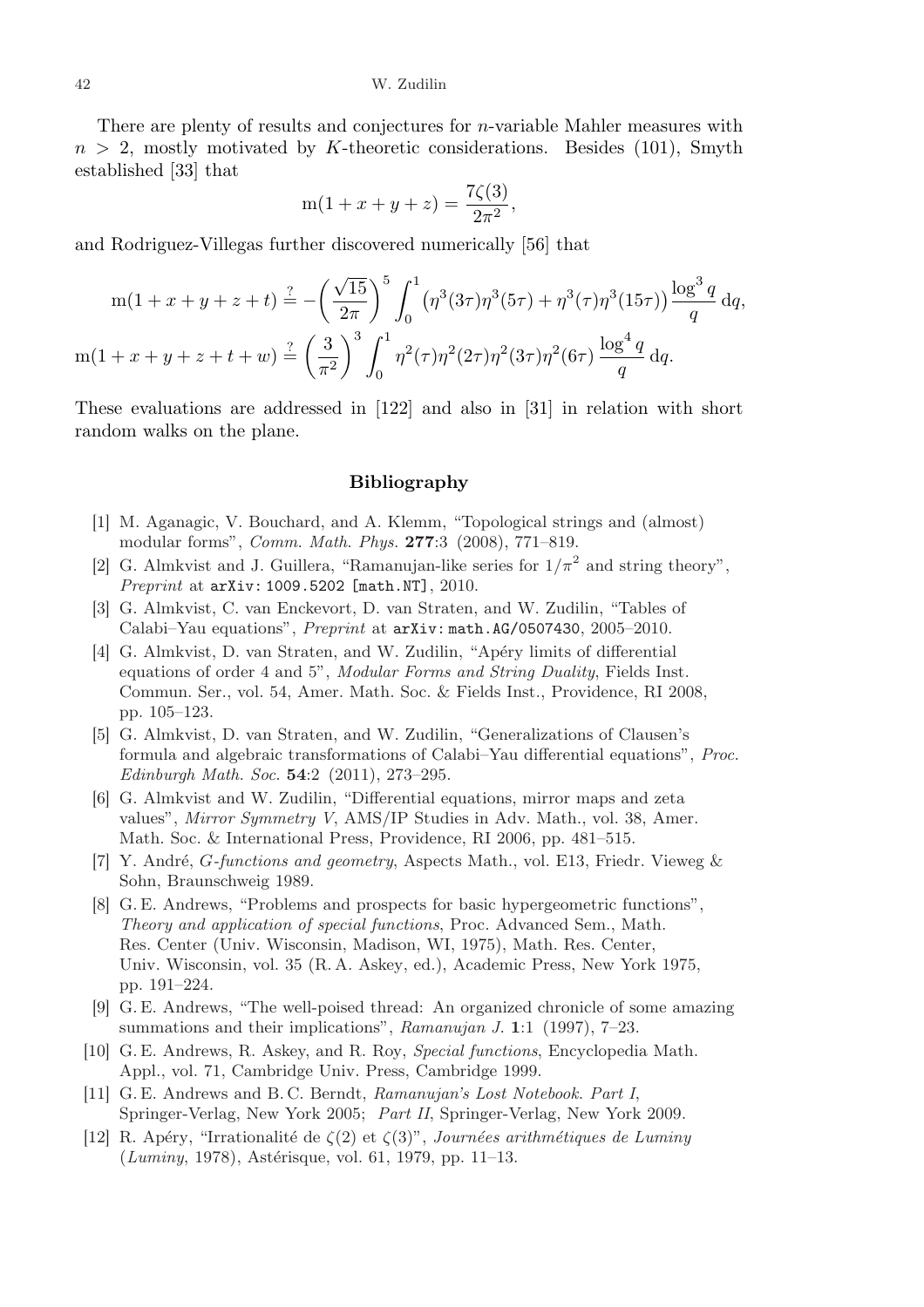There are plenty of results and conjectures for $n$-variable Mahler measures with $n > 2$, mostly motivated by $K$-theoretic considerations. Besides (101), Smyth established [33] that

$$\mathrm{m}(1+x+y+z) = \frac{7\zeta(3)}{2\pi^2},$$

and Rodriguez-Villegas further discovered numerically [56] that

$$\mathrm{m}(1+x+y+z+t) \overset{?}{=} -\left(\frac{\sqrt{15}}{2\pi}\right)^5 \int_0^1 \left(\eta^3(3\tau)\eta^3(5\tau) + \eta^3(\tau)\eta^3(15\tau)\right) \frac{\log^3 q}{q}\,\mathrm{d}q,$$

$$\mathrm{m}(1+x+y+z+t+w) \overset{?}{=} \left(\frac{3}{\pi^2}\right)^3 \int_0^1 \eta^2(\tau)\eta^2(2\tau)\eta^2(3\tau)\eta^2(6\tau)\,\frac{\log^4 q}{q}\,\mathrm{d}q.$$

These evaluations are addressed in [122] and also in [31] in relation with short random walks on the plane.

## Bibliography

[1] M. Aganagic, V. Bouchard, and A. Klemm, "Topological strings and (almost) modular forms", *Comm. Math. Phys.* **277**:3 (2008), 771–819.

[2] G. Almkvist and J. Guillera, "Ramanujan-like series for $1/\pi^2$ and string theory", *Preprint* at `arXiv: 1009.5202 [math.NT]`, 2010.

[3] G. Almkvist, C. van Enckevort, D. van Straten, and W. Zudilin, "Tables of Calabi–Yau equations", *Preprint* at `arXiv: math.AG/0507430`, 2005–2010.

[4] G. Almkvist, D. van Straten, and W. Zudilin, "Apéry limits of differential equations of order 4 and 5", *Modular Forms and String Duality*, Fields Inst. Commun. Ser., vol. 54, Amer. Math. Soc. & Fields Inst., Providence, RI 2008, pp. 105–123.

[5] G. Almkvist, D. van Straten, and W. Zudilin, "Generalizations of Clausen's formula and algebraic transformations of Calabi–Yau differential equations", *Proc. Edinburgh Math. Soc.* **54**:2 (2011), 273–295.

[6] G. Almkvist and W. Zudilin, "Differential equations, mirror maps and zeta values", *Mirror Symmetry V*, AMS/IP Studies in Adv. Math., vol. 38, Amer. Math. Soc. & International Press, Providence, RI 2006, pp. 481–515.

[7] Y. André, *G-functions and geometry*, Aspects Math., vol. E13, Friedr. Vieweg & Sohn, Braunschweig 1989.

[8] G. E. Andrews, "Problems and prospects for basic hypergeometric functions", *Theory and application of special functions*, Proc. Advanced Sem., Math. Res. Center (Univ. Wisconsin, Madison, WI, 1975), Math. Res. Center, Univ. Wisconsin, vol. 35 (R. A. Askey, ed.), Academic Press, New York 1975, pp. 191–224.

[9] G. E. Andrews, "The well-poised thread: An organized chronicle of some amazing summations and their implications", *Ramanujan J.* **1**:1 (1997), 7–23.

[10] G. E. Andrews, R. Askey, and R. Roy, *Special functions*, Encyclopedia Math. Appl., vol. 71, Cambridge Univ. Press, Cambridge 1999.

[11] G. E. Andrews and B. C. Berndt, *Ramanujan's Lost Notebook. Part I*, Springer-Verlag, New York 2005; *Part II*, Springer-Verlag, New York 2009.

[12] R. Apéry, "Irrationalité de $\zeta(2)$ et $\zeta(3)$", *Journées arithmétiques de Luminy* (*Luminy*, 1978), Astérisque, vol. 61, 1979, pp. 11–13.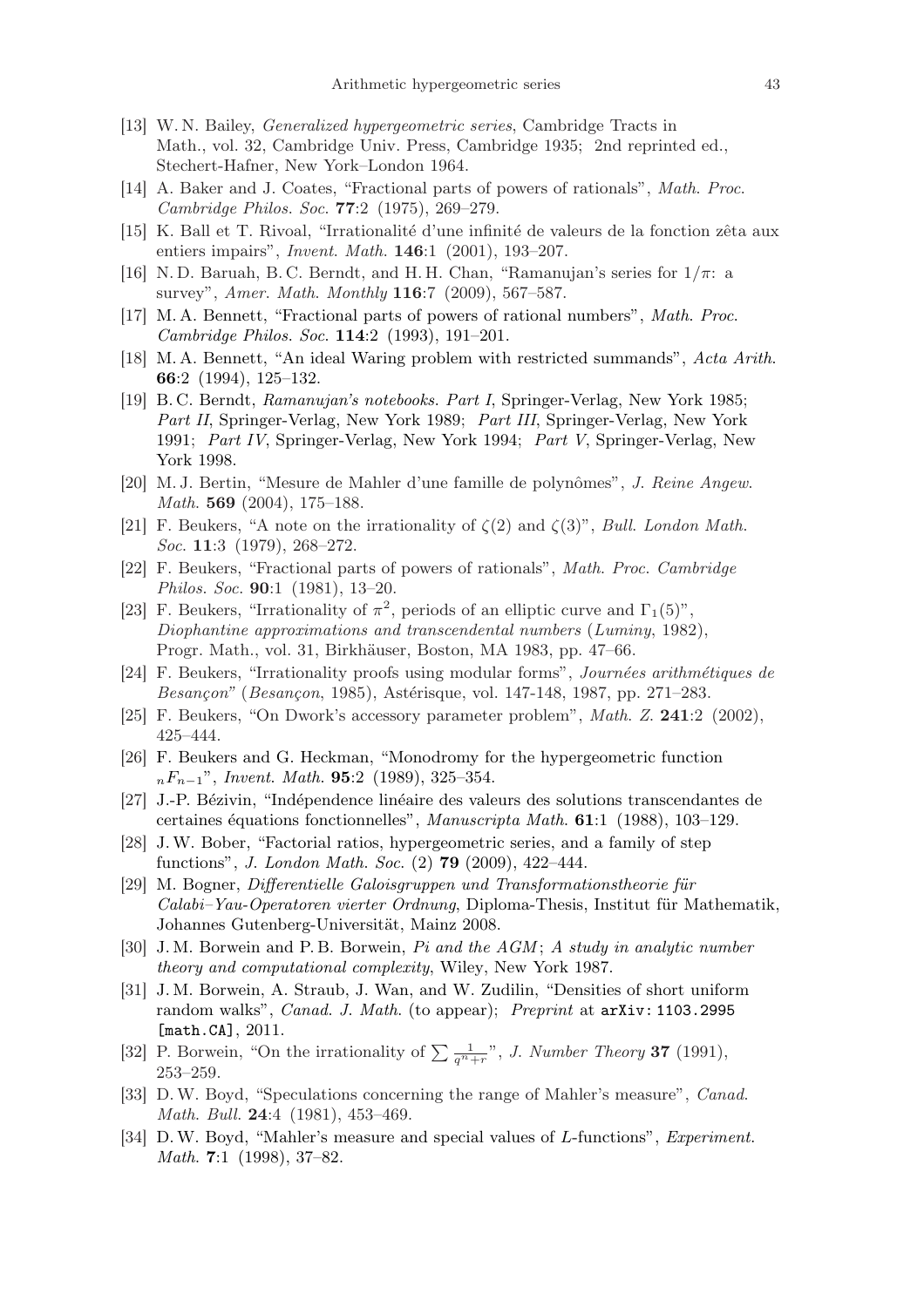[13] W. N. Bailey, *Generalized hypergeometric series*, Cambridge Tracts in Math., vol. 32, Cambridge Univ. Press, Cambridge 1935; 2nd reprinted ed., Stechert-Hafner, New York–London 1964.

[14] A. Baker and J. Coates, "Fractional parts of powers of rationals", *Math. Proc. Cambridge Philos. Soc.* **77**:2 (1975), 269–279.

[15] K. Ball et T. Rivoal, "Irrationalité d'une infinité de valeurs de la fonction zêta aux entiers impairs", *Invent. Math.* **146**:1 (2001), 193–207.

[16] N. D. Baruah, B. C. Berndt, and H. H. Chan, "Ramanujan's series for $1/\pi$: a survey", *Amer. Math. Monthly* **116**:7 (2009), 567–587.

[17] M. A. Bennett, "Fractional parts of powers of rational numbers", *Math. Proc. Cambridge Philos. Soc.* **114**:2 (1993), 191–201.

[18] M. A. Bennett, "An ideal Waring problem with restricted summands", *Acta Arith.* **66**:2 (1994), 125–132.

[19] B. C. Berndt, *Ramanujan's notebooks. Part I*, Springer-Verlag, New York 1985; *Part II*, Springer-Verlag, New York 1989; *Part III*, Springer-Verlag, New York 1991; *Part IV*, Springer-Verlag, New York 1994; *Part V*, Springer-Verlag, New York 1998.

[20] M. J. Bertin, "Mesure de Mahler d'une famille de polynômes", *J. Reine Angew. Math.* **569** (2004), 175–188.

[21] F. Beukers, "A note on the irrationality of $\zeta(2)$ and $\zeta(3)$", *Bull. London Math. Soc.* **11**:3 (1979), 268–272.

[22] F. Beukers, "Fractional parts of powers of rationals", *Math. Proc. Cambridge Philos. Soc.* **90**:1 (1981), 13–20.

[23] F. Beukers, "Irrationality of $\pi^2$, periods of an elliptic curve and $\Gamma_1(5)$", *Diophantine approximations and transcendental numbers* (*Luminy*, 1982), Progr. Math., vol. 31, Birkhäuser, Boston, MA 1983, pp. 47–66.

[24] F. Beukers, "Irrationality proofs using modular forms", *Journées arithmétiques de Besançon"* (*Besançon*, 1985), Astérisque, vol. 147-148, 1987, pp. 271–283.

[25] F. Beukers, "On Dwork's accessory parameter problem", *Math. Z.* **241**:2 (2002), 425–444.

[26] F. Beukers and G. Heckman, "Monodromy for the hypergeometric function ${}_nF_{n-1}$", *Invent. Math.* **95**:2 (1989), 325–354.

[27] J.-P. Bézivin, "Indépendence linéaire des valeurs des solutions transcendantes de certaines équations fonctionnelles", *Manuscripta Math.* **61**:1 (1988), 103–129.

[28] J. W. Bober, "Factorial ratios, hypergeometric series, and a family of step functions", *J. London Math. Soc.* (2) **79** (2009), 422–444.

[29] M. Bogner, *Differentielle Galoisgruppen und Transformationstheorie für Calabi–Yau-Operatoren vierter Ordnung*, Diploma-Thesis, Institut für Mathematik, Johannes Gutenberg-Universität, Mainz 2008.

[30] J. M. Borwein and P. B. Borwein, *Pi and the AGM; A study in analytic number theory and computational complexity*, Wiley, New York 1987.

[31] J. M. Borwein, A. Straub, J. Wan, and W. Zudilin, "Densities of short uniform random walks", *Canad. J. Math.* (to appear); *Preprint* at `arXiv: 1103.2995 [math.CA]`, 2011.

[32] P. Borwein, "On the irrationality of $\sum \frac{1}{q^n+r}$", *J. Number Theory* **37** (1991), 253–259.

[33] D. W. Boyd, "Speculations concerning the range of Mahler's measure", *Canad. Math. Bull.* **24**:4 (1981), 453–469.

[34] D. W. Boyd, "Mahler's measure and special values of $L$-functions", *Experiment. Math.* **7**:1 (1998), 37–82.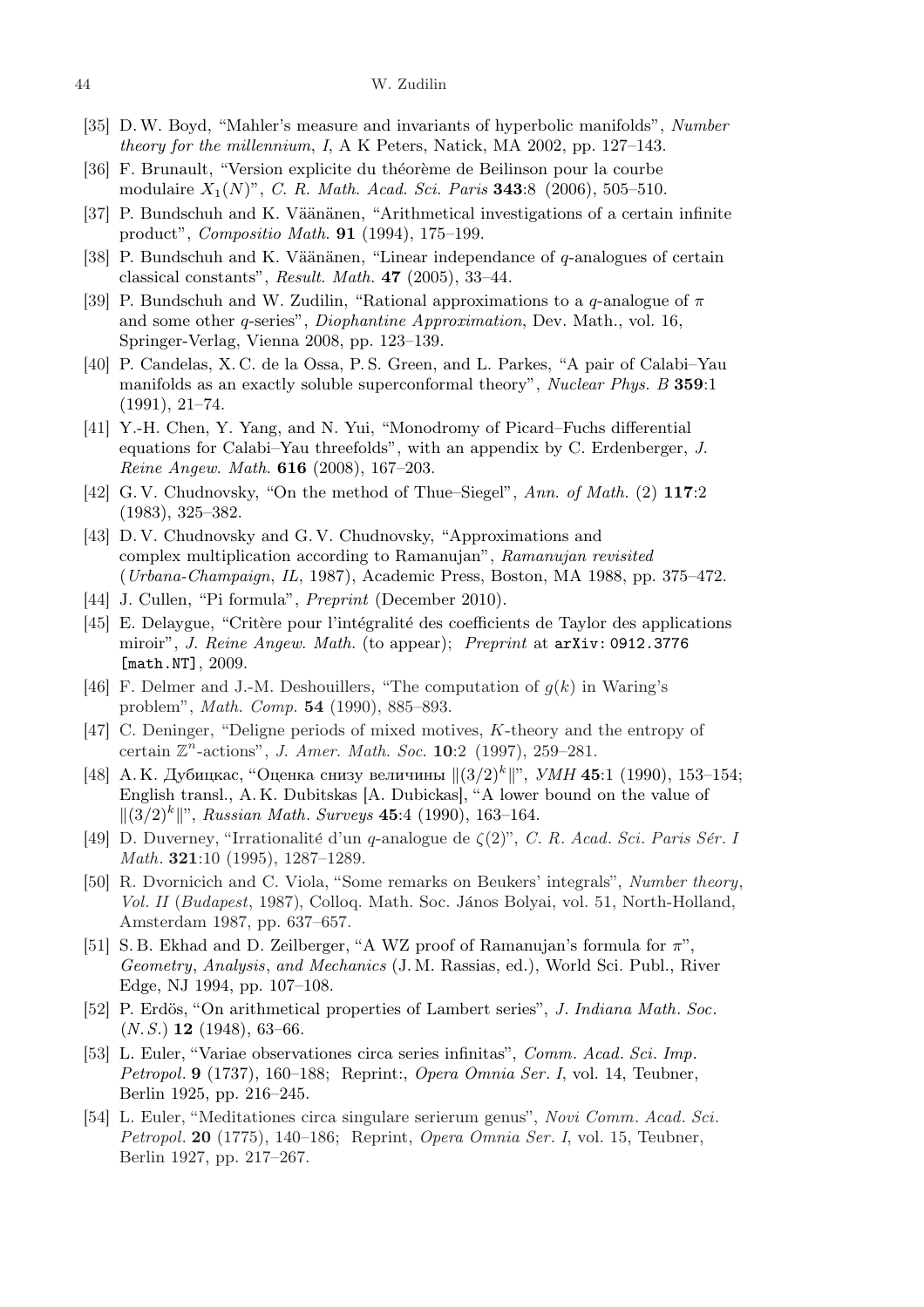[35] D. W. Boyd, "Mahler's measure and invariants of hyperbolic manifolds", *Number theory for the millennium, I*, A K Peters, Natick, MA 2002, pp. 127–143.

[36] F. Brunault, "Version explicite du théorème de Beilinson pour la courbe modulaire $X_1(N)$", *C. R. Math. Acad. Sci. Paris* **343**:8 (2006), 505–510.

[37] P. Bundschuh and K. Väänänen, "Arithmetical investigations of a certain infinite product", *Compositio Math.* **91** (1994), 175–199.

[38] P. Bundschuh and K. Väänänen, "Linear independance of $q$-analogues of certain classical constants", *Result. Math.* **47** (2005), 33–44.

[39] P. Bundschuh and W. Zudilin, "Rational approximations to a $q$-analogue of $\pi$ and some other $q$-series", *Diophantine Approximation*, Dev. Math., vol. 16, Springer-Verlag, Vienna 2008, pp. 123–139.

[40] P. Candelas, X. C. de la Ossa, P. S. Green, and L. Parkes, "A pair of Calabi–Yau manifolds as an exactly soluble superconformal theory", *Nuclear Phys. B* **359**:1 (1991), 21–74.

[41] Y.-H. Chen, Y. Yang, and N. Yui, "Monodromy of Picard–Fuchs differential equations for Calabi–Yau threefolds", with an appendix by C. Erdenberger, *J. Reine Angew. Math.* **616** (2008), 167–203.

[42] G. V. Chudnovsky, "On the method of Thue–Siegel", *Ann. of Math.* (2) **117**:2 (1983), 325–382.

[43] D. V. Chudnovsky and G. V. Chudnovsky, "Approximations and complex multiplication according to Ramanujan", *Ramanujan revisited* (*Urbana-Champaign, IL*, 1987), Academic Press, Boston, MA 1988, pp. 375–472.

[44] J. Cullen, "Pi formula", *Preprint* (December 2010).

[45] E. Delaygue, "Critère pour l'intégralité des coefficients de Taylor des applications miroir", *J. Reine Angew. Math.* (to appear); *Preprint* at `arXiv: 0912.3776 [math.NT]`, 2009.

[46] F. Delmer and J.-M. Deshouillers, "The computation of $g(k)$ in Waring's problem", *Math. Comp.* **54** (1990), 885–893.

[47] C. Deninger, "Deligne periods of mixed motives, $K$-theory and the entropy of certain $\mathbb{Z}^n$-actions", *J. Amer. Math. Soc.* **10**:2 (1997), 259–281.

[48] А. К. Дубицкас, "Оценка снизу величины $\|(3/2)^k\|$", *УМН* **45**:1 (1990), 153–154; English transl., A. K. Dubitskas [A. Dubickas], "A lower bound on the value of $\|(3/2)^k\|$", *Russian Math. Surveys* **45**:4 (1990), 163–164.

[49] D. Duverney, "Irrationalité d'un $q$-analogue de $\zeta(2)$", *C. R. Acad. Sci. Paris Sér. I Math.* **321**:10 (1995), 1287–1289.

[50] R. Dvornicich and C. Viola, "Some remarks on Beukers' integrals", *Number theory, Vol. II* (*Budapest*, 1987), Colloq. Math. Soc. János Bolyai, vol. 51, North-Holland, Amsterdam 1987, pp. 637–657.

[51] S. B. Ekhad and D. Zeilberger, "A WZ proof of Ramanujan's formula for $\pi$", *Geometry, Analysis, and Mechanics* (J. M. Rassias, ed.), World Sci. Publ., River Edge, NJ 1994, pp. 107–108.

[52] P. Erdös, "On arithmetical properties of Lambert series", *J. Indiana Math. Soc.* (*N. S.*) **12** (1948), 63–66.

[53] L. Euler, "Variae observationes circa series infinitas", *Comm. Acad. Sci. Imp. Petropol.* **9** (1737), 160–188; Reprint:, *Opera Omnia Ser. I*, vol. 14, Teubner, Berlin 1925, pp. 216–245.

[54] L. Euler, "Meditationes circa singulare serierum genus", *Novi Comm. Acad. Sci. Petropol.* **20** (1775), 140–186; Reprint, *Opera Omnia Ser. I*, vol. 15, Teubner, Berlin 1927, pp. 217–267.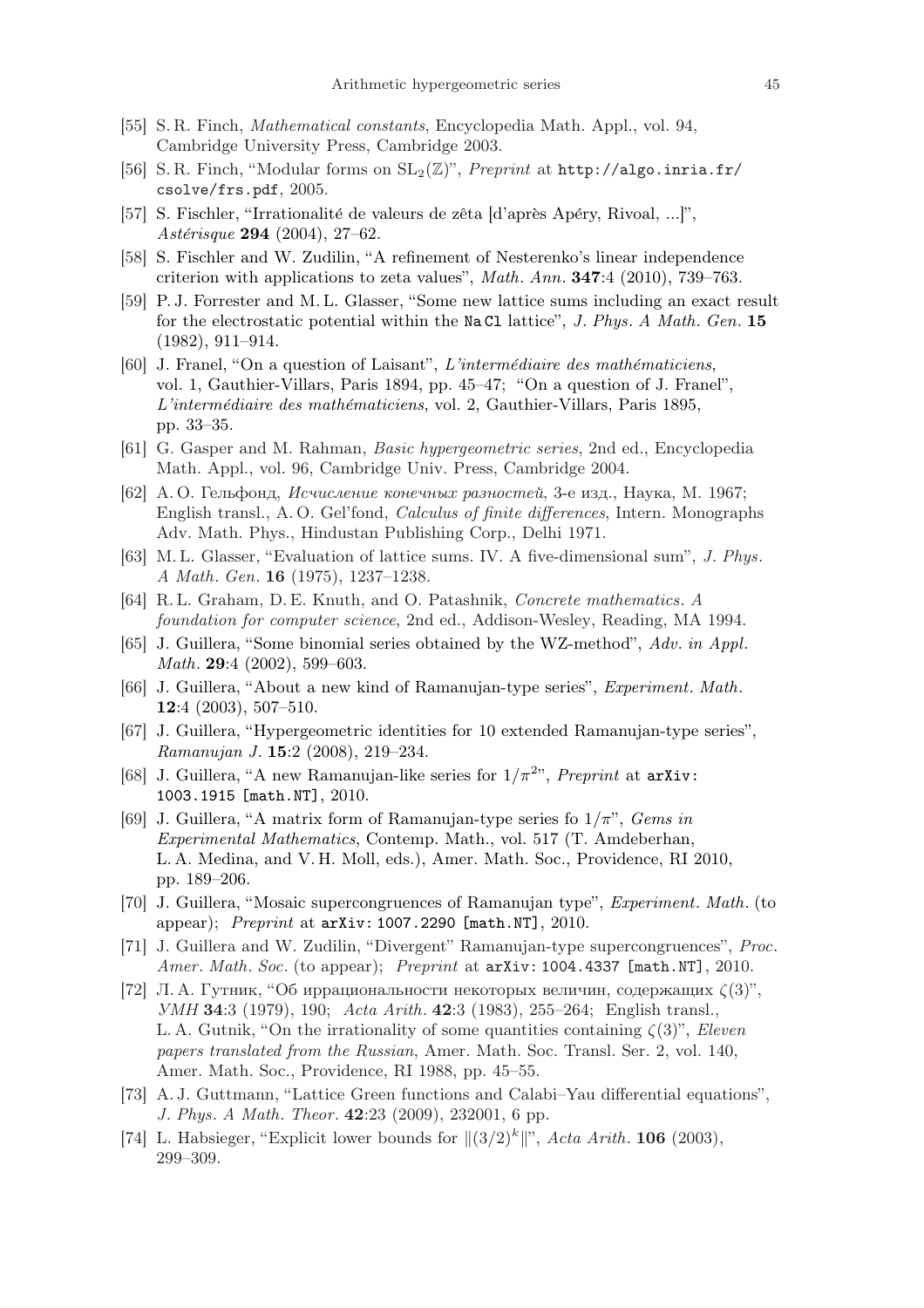[55] S. R. Finch, *Mathematical constants*, Encyclopedia Math. Appl., vol. 94, Cambridge University Press, Cambridge 2003.

[56] S. R. Finch, "Modular forms on $\mathrm{SL}_2(\mathbb{Z})$", *Preprint* at `http://algo.inria.fr/csolve/frs.pdf`, 2005.

[57] S. Fischler, "Irrationalité de valeurs de zêta [d'après Apéry, Rivoal, ...]", *Astérisque* **294** (2004), 27–62.

[58] S. Fischler and W. Zudilin, "A refinement of Nesterenko's linear independence criterion with applications to zeta values", *Math. Ann.* **347**:4 (2010), 739–763.

[59] P. J. Forrester and M. L. Glasser, "Some new lattice sums including an exact result for the electrostatic potential within the `Na Cl` lattice", *J. Phys. A Math. Gen.* **15** (1982), 911–914.

[60] J. Franel, "On a question of Laisant", *L'intermédiaire des mathématiciens*, vol. 1, Gauthier-Villars, Paris 1894, pp. 45–47; "On a question of J. Franel", *L'intermédiaire des mathématiciens*, vol. 2, Gauthier-Villars, Paris 1895, pp. 33–35.

[61] G. Gasper and M. Rahman, *Basic hypergeometric series*, 2nd ed., Encyclopedia Math. Appl., vol. 96, Cambridge Univ. Press, Cambridge 2004.

[62] А. О. Гельфонд, *Исчисление конечных разностей*, 3-е изд., Наука, М. 1967; English transl., A. O. Gel'fond, *Calculus of finite differences*, Intern. Monographs Adv. Math. Phys., Hindustan Publishing Corp., Delhi 1971.

[63] M. L. Glasser, "Evaluation of lattice sums. IV. A five-dimensional sum", *J. Phys. A Math. Gen.* **16** (1975), 1237–1238.

[64] R. L. Graham, D. E. Knuth, and O. Patashnik, *Concrete mathematics. A foundation for computer science*, 2nd ed., Addison-Wesley, Reading, MA 1994.

[65] J. Guillera, "Some binomial series obtained by the WZ-method", *Adv. in Appl. Math.* **29**:4 (2002), 599–603.

[66] J. Guillera, "About a new kind of Ramanujan-type series", *Experiment. Math.* **12**:4 (2003), 507–510.

[67] J. Guillera, "Hypergeometric identities for 10 extended Ramanujan-type series", *Ramanujan J.* **15**:2 (2008), 219–234.

[68] J. Guillera, "A new Ramanujan-like series for $1/\pi^2$", *Preprint* at `arXiv: 1003.1915 [math.NT]`, 2010.

[69] J. Guillera, "A matrix form of Ramanujan-type series fo $1/\pi$", *Gems in Experimental Mathematics*, Contemp. Math., vol. 517 (T. Amdeberhan, L. A. Medina, and V. H. Moll, eds.), Amer. Math. Soc., Providence, RI 2010, pp. 189–206.

[70] J. Guillera, "Mosaic supercongruences of Ramanujan type", *Experiment. Math.* (to appear); *Preprint* at `arXiv: 1007.2290 [math.NT]`, 2010.

[71] J. Guillera and W. Zudilin, "Divergent" Ramanujan-type supercongruences", *Proc. Amer. Math. Soc.* (to appear); *Preprint* at `arXiv: 1004.4337 [math.NT]`, 2010.

[72] Л. А. Гутник, "Об иррациональности некоторых величин, содержащих $\zeta(3)$", *УМН* **34**:3 (1979), 190; *Acta Arith.* **42**:3 (1983), 255–264; English transl., L. A. Gutnik, "On the irrationality of some quantities containing $\zeta(3)$", *Eleven papers translated from the Russian*, Amer. Math. Soc. Transl. Ser. 2, vol. 140, Amer. Math. Soc., Providence, RI 1988, pp. 45–55.

[73] A. J. Guttmann, "Lattice Green functions and Calabi–Yau differential equations", *J. Phys. A Math. Theor.* **42**:23 (2009), 232001, 6 pp.

[74] L. Habsieger, "Explicit lower bounds for $\|(3/2)^k\|$", *Acta Arith.* **106** (2003), 299–309.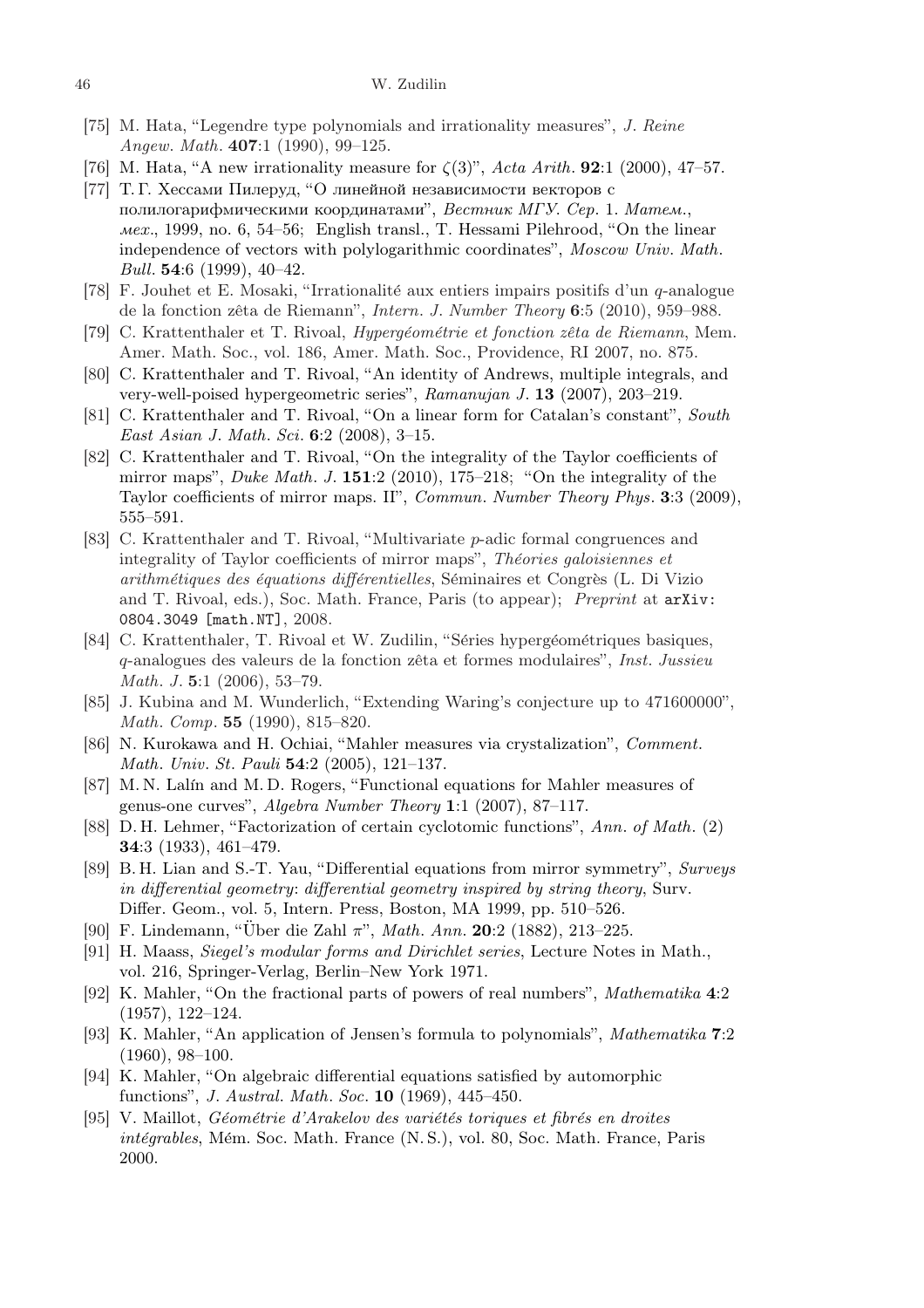[75] M. Hata, "Legendre type polynomials and irrationality measures", *J. Reine Angew. Math.* **407**:1 (1990), 99–125.

[76] M. Hata, "A new irrationality measure for $\zeta(3)$", *Acta Arith.* **92**:1 (2000), 47–57.

[77] Т. Г. Хессами Пилеруд, "О линейной независимости векторов с полилогарифмическими координатами", *Вестник МГУ. Сер.* 1. *Матем., мех.*, 1999, no. 6, 54–56; English transl., T. Hessami Pilehrood, "On the linear independence of vectors with polylogarithmic coordinates", *Moscow Univ. Math. Bull.* **54**:6 (1999), 40–42.

[78] F. Jouhet et E. Mosaki, "Irrationalité aux entiers impairs positifs d'un $q$-analogue de la fonction zêta de Riemann", *Intern. J. Number Theory* **6**:5 (2010), 959–988.

[79] C. Krattenthaler et T. Rivoal, *Hypergéométrie et fonction zêta de Riemann*, Mem. Amer. Math. Soc., vol. 186, Amer. Math. Soc., Providence, RI 2007, no. 875.

[80] C. Krattenthaler and T. Rivoal, "An identity of Andrews, multiple integrals, and very-well-poised hypergeometric series", *Ramanujan J.* **13** (2007), 203–219.

[81] C. Krattenthaler and T. Rivoal, "On a linear form for Catalan's constant", *South East Asian J. Math. Sci.* **6**:2 (2008), 3–15.

[82] C. Krattenthaler and T. Rivoal, "On the integrality of the Taylor coefficients of mirror maps", *Duke Math. J.* **151**:2 (2010), 175–218; "On the integrality of the Taylor coefficients of mirror maps. II", *Commun. Number Theory Phys.* **3**:3 (2009), 555–591.

[83] C. Krattenthaler and T. Rivoal, "Multivariate $p$-adic formal congruences and integrality of Taylor coefficients of mirror maps", *Théories galoisiennes et arithmétiques des équations différentielles*, Séminaires et Congrès (L. Di Vizio and T. Rivoal, eds.), Soc. Math. France, Paris (to appear); *Preprint* at `arXiv: 0804.3049 [math.NT]`, 2008.

[84] C. Krattenthaler, T. Rivoal et W. Zudilin, "Séries hypergéométriques basiques, $q$-analogues des valeurs de la fonction zêta et formes modulaires", *Inst. Jussieu Math. J.* **5**:1 (2006), 53–79.

[85] J. Kubina and M. Wunderlich, "Extending Waring's conjecture up to 471600000", *Math. Comp.* **55** (1990), 815–820.

[86] N. Kurokawa and H. Ochiai, "Mahler measures via crystalization", *Comment. Math. Univ. St. Pauli* **54**:2 (2005), 121–137.

[87] M. N. Lalín and M. D. Rogers, "Functional equations for Mahler measures of genus-one curves", *Algebra Number Theory* **1**:1 (2007), 87–117.

[88] D. H. Lehmer, "Factorization of certain cyclotomic functions", *Ann. of Math.* (2) **34**:3 (1933), 461–479.

[89] B. H. Lian and S.-T. Yau, "Differential equations from mirror symmetry", *Surveys in differential geometry: differential geometry inspired by string theory*, Surv. Differ. Geom., vol. 5, Intern. Press, Boston, MA 1999, pp. 510–526.

[90] F. Lindemann, "Über die Zahl $\pi$", *Math. Ann.* **20**:2 (1882), 213–225.

[91] H. Maass, *Siegel's modular forms and Dirichlet series*, Lecture Notes in Math., vol. 216, Springer-Verlag, Berlin–New York 1971.

[92] K. Mahler, "On the fractional parts of powers of real numbers", *Mathematika* **4**:2 (1957), 122–124.

[93] K. Mahler, "An application of Jensen's formula to polynomials", *Mathematika* **7**:2 (1960), 98–100.

[94] K. Mahler, "On algebraic differential equations satisfied by automorphic functions", *J. Austral. Math. Soc.* **10** (1969), 445–450.

[95] V. Maillot, *Géométrie d'Arakelov des variétés toriques et fibrés en droites intégrables*, Mém. Soc. Math. France (N. S.), vol. 80, Soc. Math. France, Paris 2000.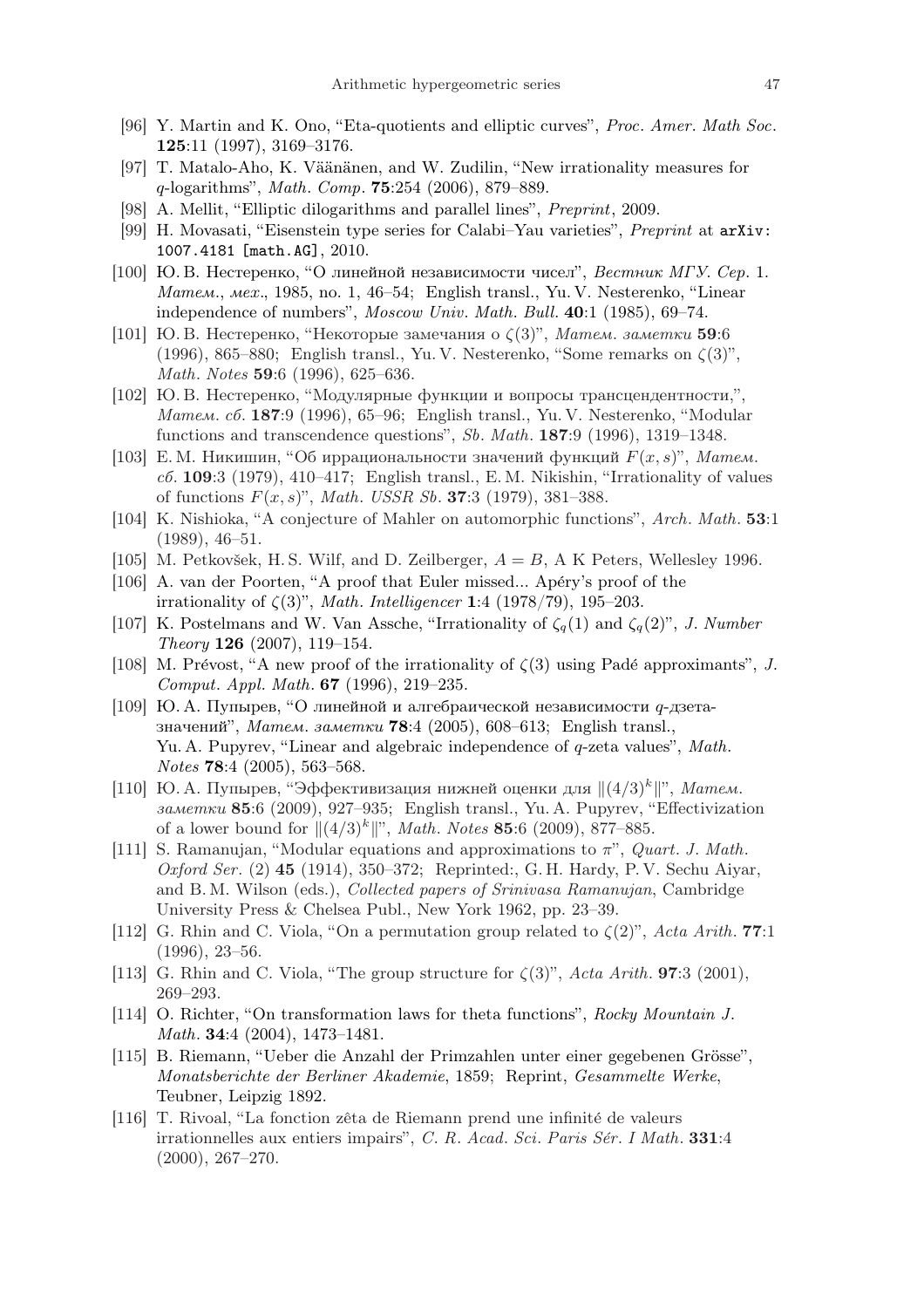- [96] Y. Martin and K. Ono, "Eta-quotients and elliptic curves", *Proc. Amer. Math Soc.* **125**:11 (1997), 3169–3176.
- [97] T. Matalo-Aho, K. Väänänen, and W. Zudilin, "New irrationality measures for $q$-logarithms", *Math. Comp.* **75**:254 (2006), 879–889.
- [98] A. Mellit, "Elliptic dilogarithms and parallel lines", *Preprint*, 2009.
- [99] H. Movasati, "Eisenstein type series for Calabi–Yau varieties", *Preprint* at `arXiv: 1007.4181 [math.AG]`, 2010.
- [100] Ю. В. Нестеренко, "О линейной независимости чисел", *Вестник МГУ. Сер.* 1. *Матем., мех.*, 1985, no. 1, 46–54; English transl., Yu. V. Nesterenko, "Linear independence of numbers", *Moscow Univ. Math. Bull.* **40**:1 (1985), 69–74.
- [101] Ю. В. Нестеренко, "Некоторые замечания о $\zeta(3)$", *Матем. заметки* **59**:6 (1996), 865–880; English transl., Yu. V. Nesterenko, "Some remarks on $\zeta(3)$", *Math. Notes* **59**:6 (1996), 625–636.
- [102] Ю. В. Нестеренко, "Модулярные функции и вопросы трансцендентности,", *Матем. сб.* **187**:9 (1996), 65–96; English transl., Yu. V. Nesterenko, "Modular functions and transcendence questions", *Sb. Math.* **187**:9 (1996), 1319–1348.
- [103] Е. М. Никишин, "Об иррациональности значений функций $F(x,s)$", *Матем. сб.* **109**:3 (1979), 410–417; English transl., E. M. Nikishin, "Irrationality of values of functions $F(x,s)$", *Math. USSR Sb.* **37**:3 (1979), 381–388.
- [104] K. Nishioka, "A conjecture of Mahler on automorphic functions", *Arch. Math.* **53**:1 (1989), 46–51.
- [105] M. Petkovšek, H. S. Wilf, and D. Zeilberger, $A=B$, A K Peters, Wellesley 1996.
- [106] A. van der Poorten, "A proof that Euler missed... Apéry's proof of the irrationality of $\zeta(3)$", *Math. Intelligencer* **1**:4 (1978/79), 195–203.
- [107] K. Postelmans and W. Van Assche, "Irrationality of $\zeta_q(1)$ and $\zeta_q(2)$", *J. Number Theory* **126** (2007), 119–154.
- [108] M. Prévost, "A new proof of the irrationality of $\zeta(3)$ using Padé approximants", *J. Comput. Appl. Math.* **67** (1996), 219–235.
- [109] Ю. А. Пупырев, "О линейной и алгебраической независимости $q$-дзета-значений", *Матем. заметки* **78**:4 (2005), 608–613; English transl., Yu. A. Pupyrev, "Linear and algebraic independence of $q$-zeta values", *Math. Notes* **78**:4 (2005), 563–568.
- [110] Ю. А. Пупырев, "Эффективизация нижней оценки для $\|(4/3)^k\|$", *Матем. заметки* **85**:6 (2009), 927–935; English transl., Yu. A. Pupyrev, "Effectivization of a lower bound for $\|(4/3)^k\|$", *Math. Notes* **85**:6 (2009), 877–885.
- [111] S. Ramanujan, "Modular equations and approximations to $\pi$", *Quart. J. Math. Oxford Ser.* (2) **45** (1914), 350–372; Reprinted:, G. H. Hardy, P. V. Sechu Aiyar, and B. M. Wilson (eds.), *Collected papers of Srinivasa Ramanujan*, Cambridge University Press & Chelsea Publ., New York 1962, pp. 23–39.
- [112] G. Rhin and C. Viola, "On a permutation group related to $\zeta(2)$", *Acta Arith.* **77**:1 (1996), 23–56.
- [113] G. Rhin and C. Viola, "The group structure for $\zeta(3)$", *Acta Arith.* **97**:3 (2001), 269–293.
- [114] O. Richter, "On transformation laws for theta functions", *Rocky Mountain J. Math.* **34**:4 (2004), 1473–1481.
- [115] B. Riemann, "Ueber die Anzahl der Primzahlen unter einer gegebenen Grösse", *Monatsberichte der Berliner Akademie*, 1859; Reprint, *Gesammelte Werke*, Teubner, Leipzig 1892.
- [116] T. Rivoal, "La fonction zêta de Riemann prend une infinité de valeurs irrationnelles aux entiers impairs", *C. R. Acad. Sci. Paris Sér. I Math.* **331**:4 (2000), 267–270.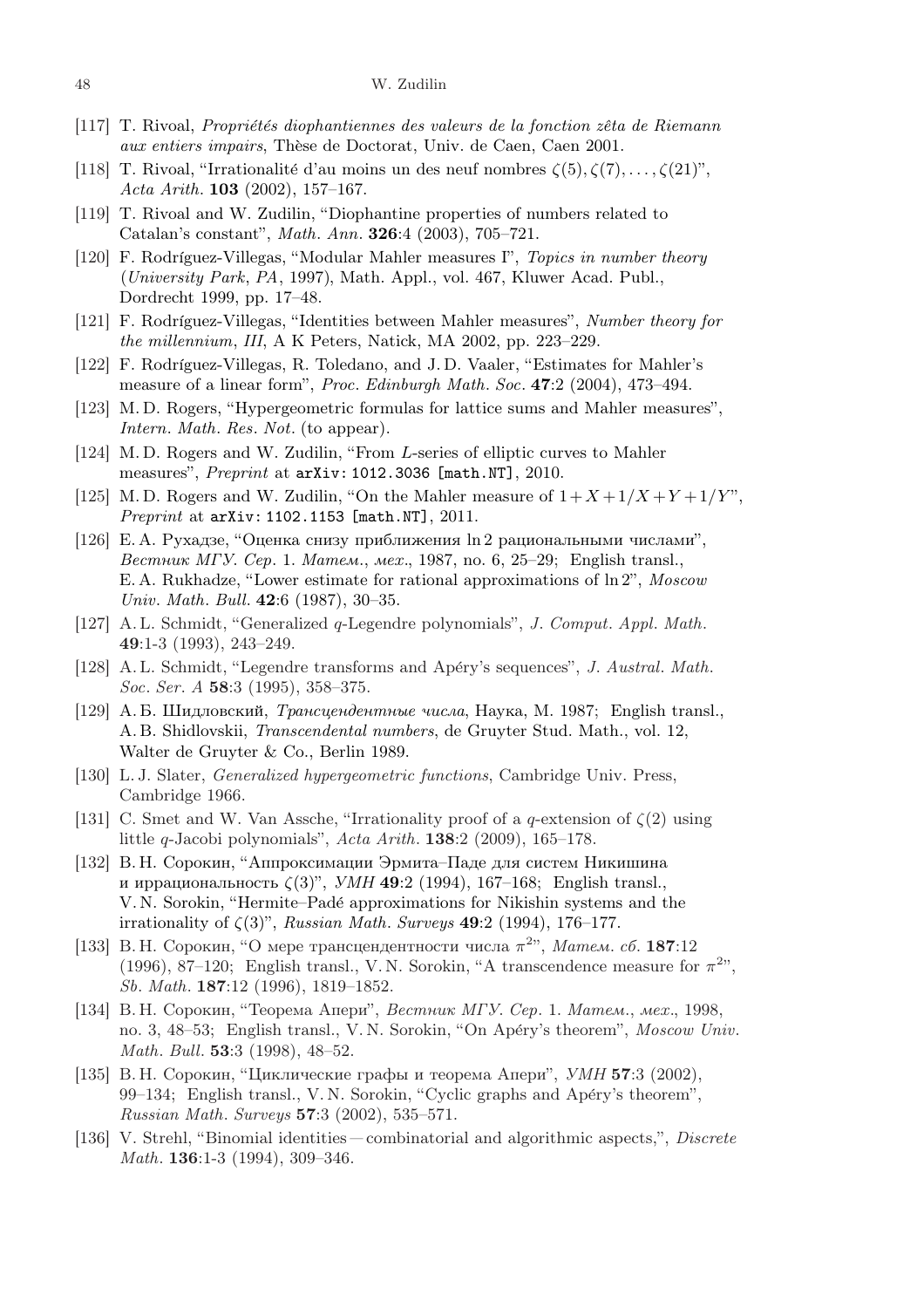[117] T. Rivoal, *Propriétés diophantiennes des valeurs de la fonction zêta de Riemann aux entiers impairs*, Thèse de Doctorat, Univ. de Caen, Caen 2001.

[118] T. Rivoal, "Irrationalité d'au moins un des neuf nombres $\zeta(5), \zeta(7), \dots, \zeta(21)$", *Acta Arith.* **103** (2002), 157–167.

[119] T. Rivoal and W. Zudilin, "Diophantine properties of numbers related to Catalan's constant", *Math. Ann.* **326**:4 (2003), 705–721.

[120] F. Rodríguez-Villegas, "Modular Mahler measures I", *Topics in number theory* (*University Park*, *PA*, 1997), Math. Appl., vol. 467, Kluwer Acad. Publ., Dordrecht 1999, pp. 17–48.

[121] F. Rodríguez-Villegas, "Identities between Mahler measures", *Number theory for the millennium*, *III*, A K Peters, Natick, MA 2002, pp. 223–229.

[122] F. Rodríguez-Villegas, R. Toledano, and J. D. Vaaler, "Estimates for Mahler's measure of a linear form", *Proc. Edinburgh Math. Soc.* **47**:2 (2004), 473–494.

[123] M. D. Rogers, "Hypergeometric formulas for lattice sums and Mahler measures", *Intern. Math. Res. Not.* (to appear).

[124] M. D. Rogers and W. Zudilin, "From $L$-series of elliptic curves to Mahler measures", *Preprint* at `arXiv: 1012.3036 [math.NT]`, 2010.

[125] M. D. Rogers and W. Zudilin, "On the Mahler measure of $1+X+1/X+Y+1/Y$", *Preprint* at `arXiv: 1102.1153 [math.NT]`, 2011.

[126] Е. А. Рухадзе, "Оценка снизу приближения $\ln 2$ рациональными числами", *Вестник МГУ. Сер.* 1. *Матем.*, *мех.*, 1987, no. 6, 25–29; English transl., E. A. Rukhadze, "Lower estimate for rational approximations of $\ln 2$", *Moscow Univ. Math. Bull.* **42**:6 (1987), 30–35.

[127] A. L. Schmidt, "Generalized $q$-Legendre polynomials", *J. Comput. Appl. Math.* **49**:1-3 (1993), 243–249.

[128] A. L. Schmidt, "Legendre transforms and Apéry's sequences", *J. Austral. Math. Soc. Ser. A* **58**:3 (1995), 358–375.

[129] А. Б. Шидловский, *Трансцендентные числа*, Наука, М. 1987; English transl., A. B. Shidlovskii, *Transcendental numbers*, de Gruyter Stud. Math., vol. 12, Walter de Gruyter & Co., Berlin 1989.

[130] L. J. Slater, *Generalized hypergeometric functions*, Cambridge Univ. Press, Cambridge 1966.

[131] C. Smet and W. Van Assche, "Irrationality proof of a $q$-extension of $\zeta(2)$ using little $q$-Jacobi polynomials", *Acta Arith.* **138**:2 (2009), 165–178.

[132] В. Н. Сорокин, "Аппроксимации Эрмита–Паде для систем Никишина и иррациональность $\zeta(3)$", *УМН* **49**:2 (1994), 167–168; English transl., V. N. Sorokin, "Hermite–Padé approximations for Nikishin systems and the irrationality of $\zeta(3)$", *Russian Math. Surveys* **49**:2 (1994), 176–177.

[133] В. Н. Сорокин, "О мере трансцендентности числа $\pi^2$", *Матем. сб.* **187**:12 (1996), 87–120; English transl., V. N. Sorokin, "A transcendence measure for $\pi^2$", *Sb. Math.* **187**:12 (1996), 1819–1852.

[134] В. Н. Сорокин, "Теорема Апери", *Вестник МГУ. Сер.* 1. *Матем.*, *мех.*, 1998, no. 3, 48–53; English transl., V. N. Sorokin, "On Apéry's theorem", *Moscow Univ. Math. Bull.* **53**:3 (1998), 48–52.

[135] В. Н. Сорокин, "Циклические графы и теорема Апери", *УМН* **57**:3 (2002), 99–134; English transl., V. N. Sorokin, "Cyclic graphs and Apéry's theorem", *Russian Math. Surveys* **57**:3 (2002), 535–571.

[136] V. Strehl, "Binomial identities — combinatorial and algorithmic aspects,", *Discrete Math.* **136**:1-3 (1994), 309–346.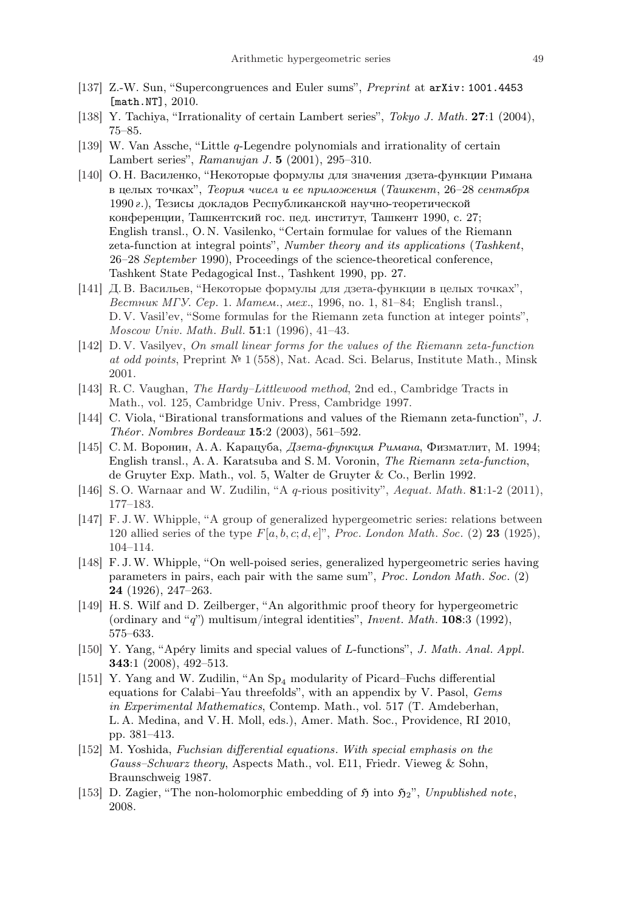- [137] Z.-W. Sun, "Supercongruences and Euler sums", *Preprint* at `arXiv: 1001.4453 [math.NT]`, 2010.
- [138] Y. Tachiya, "Irrationality of certain Lambert series", *Tokyo J. Math.* **27**:1 (2004), 75–85.
- [139] W. Van Assche, "Little $q$-Legendre polynomials and irrationality of certain Lambert series", *Ramanujan J.* **5** (2001), 295–310.
- [140] О. Н. Василенко, "Некоторые формулы для значения дзета-функции Римана в целых точках", *Теория чисел и ее приложения* (*Ташкент*, 26–28 *сентября* 1990 *г.*), Тезисы докладов Республиканской научно-теоретической конференции, Ташкентский гос. пед. институт, Ташкент 1990, с. 27; English transl., O. N. Vasilenko, "Certain formulae for values of the Riemann zeta-function at integral points", *Number theory and its applications* (*Tashkent*, 26–28 *September* 1990), Proceedings of the science-theoretical conference, Tashkent State Pedagogical Inst., Tashkent 1990, pp. 27.
- [141] Д. В. Васильев, "Некоторые формулы для дзета-функции в целых точках", *Вестник МГУ. Сер.* 1. *Матем., мех.*, 1996, no. 1, 81–84; English transl., D. V. Vasil'ev, "Some formulas for the Riemann zeta function at integer points", *Moscow Univ. Math. Bull.* **51**:1 (1996), 41–43.
- [142] D. V. Vasilyev, *On small linear forms for the values of the Riemann zeta-function at odd points*, Preprint № 1 (558), Nat. Acad. Sci. Belarus, Institute Math., Minsk 2001.
- [143] R. C. Vaughan, *The Hardy–Littlewood method*, 2nd ed., Cambridge Tracts in Math., vol. 125, Cambridge Univ. Press, Cambridge 1997.
- [144] C. Viola, "Birational transformations and values of the Riemann zeta-function", *J. Théor. Nombres Bordeaux* **15**:2 (2003), 561–592.
- [145] С. М. Воронин, А. А. Карацуба, *Дзета-функция Римана*, Физматлит, М. 1994; English transl., A. A. Karatsuba and S. M. Voronin, *The Riemann zeta-function*, de Gruyter Exp. Math., vol. 5, Walter de Gruyter & Co., Berlin 1992.
- [146] S. O. Warnaar and W. Zudilin, "A $q$-rious positivity", *Aequat. Math.* **81**:1-2 (2011), 177–183.
- [147] F. J. W. Whipple, "A group of generalized hypergeometric series: relations between 120 allied series of the type $F[a, b, c; d, e]$", *Proc. London Math. Soc.* (2) **23** (1925), 104–114.
- [148] F. J. W. Whipple, "On well-poised series, generalized hypergeometric series having parameters in pairs, each pair with the same sum", *Proc. London Math. Soc.* (2) **24** (1926), 247–263.
- [149] H. S. Wilf and D. Zeilberger, "An algorithmic proof theory for hypergeometric (ordinary and "$q$") multisum/integral identities", *Invent. Math.* **108**:3 (1992), 575–633.
- [150] Y. Yang, "Apéry limits and special values of $L$-functions", *J. Math. Anal. Appl.* **343**:1 (2008), 492–513.
- [151] Y. Yang and W. Zudilin, "An $\mathrm{Sp}_4$ modularity of Picard–Fuchs differential equations for Calabi–Yau threefolds", with an appendix by V. Pasol, *Gems in Experimental Mathematics*, Contemp. Math., vol. 517 (T. Amdeberhan, L. A. Medina, and V. H. Moll, eds.), Amer. Math. Soc., Providence, RI 2010, pp. 381–413.
- [152] M. Yoshida, *Fuchsian differential equations. With special emphasis on the Gauss–Schwarz theory*, Aspects Math., vol. E11, Friedr. Vieweg & Sohn, Braunschweig 1987.
- [153] D. Zagier, "The non-holomorphic embedding of $\mathfrak{H}$ into $\mathfrak{H}_2$", *Unpublished note*, 2008.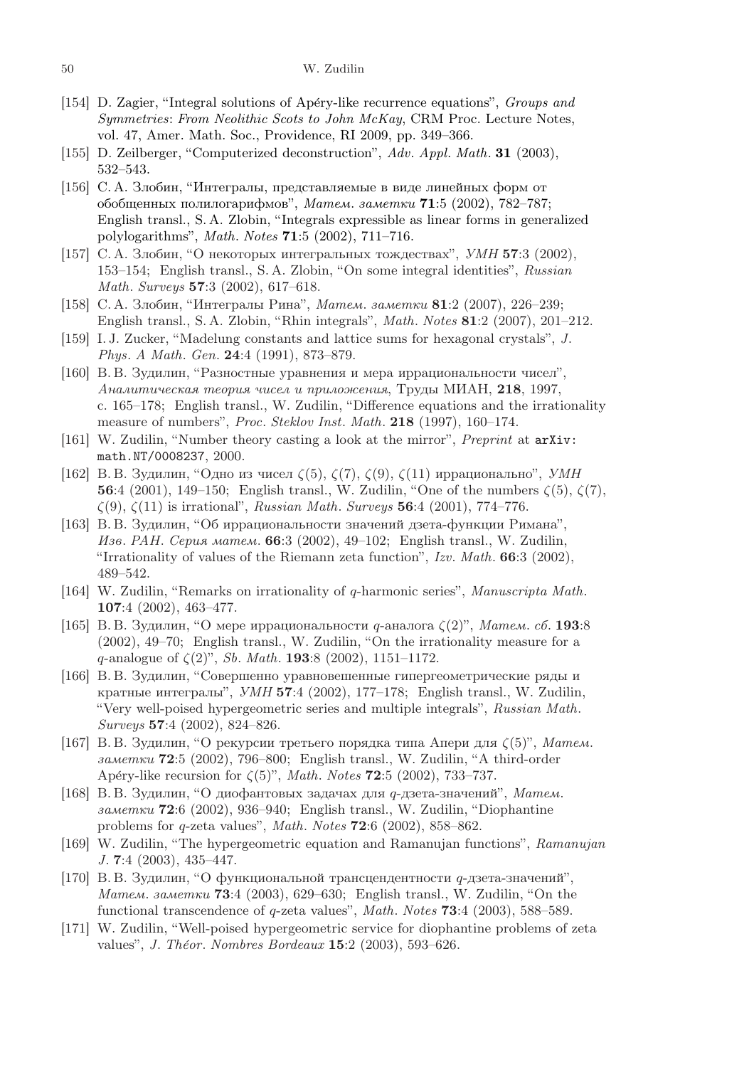- [154] D. Zagier, "Integral solutions of Apéry-like recurrence equations", *Groups and Symmetries: From Neolithic Scots to John McKay*, CRM Proc. Lecture Notes, vol. 47, Amer. Math. Soc., Providence, RI 2009, pp. 349–366.
- [155] D. Zeilberger, "Computerized deconstruction", *Adv. Appl. Math.* **31** (2003), 532–543.
- [156] С. А. Злобин, "Интегралы, представляемые в виде линейных форм от обобщенных полилогарифмов", *Матем. заметки* **71**:5 (2002), 782–787; English transl., S. A. Zlobin, "Integrals expressible as linear forms in generalized polylogarithms", *Math. Notes* **71**:5 (2002), 711–716.
- [157] С. А. Злобин, "О некоторых интегральных тождествах", *УМН* **57**:3 (2002), 153–154; English transl., S. A. Zlobin, "On some integral identities", *Russian Math. Surveys* **57**:3 (2002), 617–618.
- [158] С. А. Злобин, "Интегралы Рина", *Матем. заметки* **81**:2 (2007), 226–239; English transl., S. A. Zlobin, "Rhin integrals", *Math. Notes* **81**:2 (2007), 201–212.
- [159] I. J. Zucker, "Madelung constants and lattice sums for hexagonal crystals", *J. Phys. A Math. Gen.* **24**:4 (1991), 873–879.
- [160] В. В. Зудилин, "Разностные уравнения и мера иррациональности чисел", *Аналитическая теория чисел и приложения*, Труды МИАН, **218**, 1997, с. 165–178; English transl., W. Zudilin, "Difference equations and the irrationality measure of numbers", *Proc. Steklov Inst. Math.* **218** (1997), 160–174.
- [161] W. Zudilin, "Number theory casting a look at the mirror", *Preprint* at `arXiv: math.NT/0008237`, 2000.
- [162] В. В. Зудилин, "Одно из чисел $\zeta(5)$, $\zeta(7)$, $\zeta(9)$, $\zeta(11)$ иррационально", *УМН* **56**:4 (2001), 149–150; English transl., W. Zudilin, "One of the numbers $\zeta(5)$, $\zeta(7)$, $\zeta(9)$, $\zeta(11)$ is irrational", *Russian Math. Surveys* **56**:4 (2001), 774–776.
- [163] В. В. Зудилин, "Об иррациональности значений дзета-функции Римана", *Изв. РАН. Серия матем.* **66**:3 (2002), 49–102; English transl., W. Zudilin, "Irrationality of values of the Riemann zeta function", *Izv. Math.* **66**:3 (2002), 489–542.
- [164] W. Zudilin, "Remarks on irrationality of $q$-harmonic series", *Manuscripta Math.* **107**:4 (2002), 463–477.
- [165] В. В. Зудилин, "О мере иррациональности $q$-аналога $\zeta(2)$", *Матем. сб.* **193**:8 (2002), 49–70; English transl., W. Zudilin, "On the irrationality measure for a $q$-analogue of $\zeta(2)$", *Sb. Math.* **193**:8 (2002), 1151–1172.
- [166] В. В. Зудилин, "Совершенно уравновешенные гипергеометрические ряды и кратные интегралы", *УМН* **57**:4 (2002), 177–178; English transl., W. Zudilin, "Very well-poised hypergeometric series and multiple integrals", *Russian Math. Surveys* **57**:4 (2002), 824–826.
- [167] В. В. Зудилин, "О рекурсии третьего порядка типа Апери для $\zeta(5)$", *Матем. заметки* **72**:5 (2002), 796–800; English transl., W. Zudilin, "A third-order Apéry-like recursion for $\zeta(5)$", *Math. Notes* **72**:5 (2002), 733–737.
- [168] В. В. Зудилин, "О диофантовых задачах для $q$-дзета-значений", *Матем. заметки* **72**:6 (2002), 936–940; English transl., W. Zudilin, "Diophantine problems for $q$-zeta values", *Math. Notes* **72**:6 (2002), 858–862.
- [169] W. Zudilin, "The hypergeometric equation and Ramanujan functions", *Ramanujan J.* **7**:4 (2003), 435–447.
- [170] В. В. Зудилин, "О функциональной трансцендентности $q$-дзета-значений", *Матем. заметки* **73**:4 (2003), 629–630; English transl., W. Zudilin, "On the functional transcendence of $q$-zeta values", *Math. Notes* **73**:4 (2003), 588–589.
- [171] W. Zudilin, "Well-poised hypergeometric service for diophantine problems of zeta values", *J. Théor. Nombres Bordeaux* **15**:2 (2003), 593–626.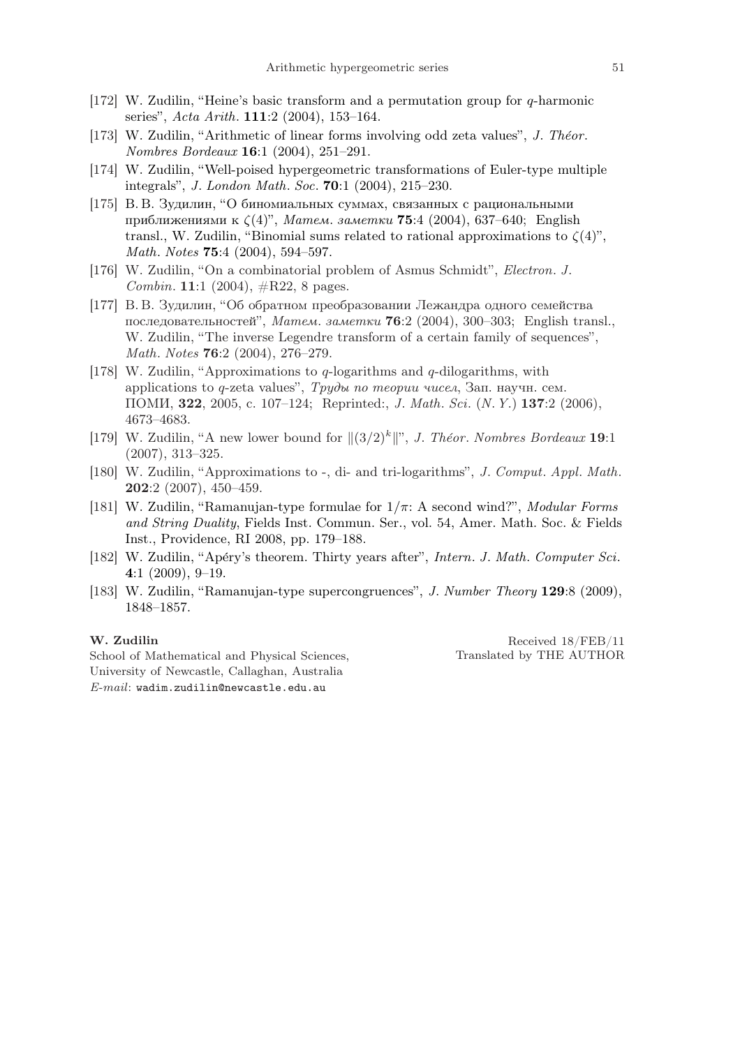[172] W. Zudilin, "Heine's basic transform and a permutation group for $q$-harmonic series", *Acta Arith.* **111**:2 (2004), 153–164.

[173] W. Zudilin, "Arithmetic of linear forms involving odd zeta values", *J. Théor. Nombres Bordeaux* **16**:1 (2004), 251–291.

[174] W. Zudilin, "Well-poised hypergeometric transformations of Euler-type multiple integrals", *J. London Math. Soc.* **70**:1 (2004), 215–230.

[175] В. В. Зудилин, "О биномиальных суммах, связанных с рациональными приближениями к $\zeta(4)$", *Матем. заметки* **75**:4 (2004), 637–640; English transl., W. Zudilin, "Binomial sums related to rational approximations to $\zeta(4)$", *Math. Notes* **75**:4 (2004), 594–597.

[176] W. Zudilin, "On a combinatorial problem of Asmus Schmidt", *Electron. J. Combin.* **11**:1 (2004), #R22, 8 pages.

[177] В. В. Зудилин, "Об обратном преобразовании Лежандра одного семейства последовательностей", *Матем. заметки* **76**:2 (2004), 300–303; English transl., W. Zudilin, "The inverse Legendre transform of a certain family of sequences", *Math. Notes* **76**:2 (2004), 276–279.

[178] W. Zudilin, "Approximations to $q$-logarithms and $q$-dilogarithms, with applications to $q$-zeta values", *Труды по теории чисел*, Зап. научн. сем. ПОМИ, **322**, 2005, с. 107–124; Reprinted:, *J. Math. Sci.* (*N. Y.*) **137**:2 (2006), 4673–4683.

[179] W. Zudilin, "A new lower bound for $\|(3/2)^k\|$", *J. Théor. Nombres Bordeaux* **19**:1 (2007), 313–325.

[180] W. Zudilin, "Approximations to -, di- and tri-logarithms", *J. Comput. Appl. Math.* **202**:2 (2007), 450–459.

[181] W. Zudilin, "Ramanujan-type formulae for $1/\pi$: A second wind?", *Modular Forms and String Duality*, Fields Inst. Commun. Ser., vol. 54, Amer. Math. Soc. & Fields Inst., Providence, RI 2008, pp. 179–188.

[182] W. Zudilin, "Apéry's theorem. Thirty years after", *Intern. J. Math. Computer Sci.* **4**:1 (2009), 9–19.

[183] W. Zudilin, "Ramanujan-type supercongruences", *J. Number Theory* **129**:8 (2009), 1848–1857.

**W. Zudilin**
School of Mathematical and Physical Sciences,
University of Newcastle, Callaghan, Australia
*E-mail*: wadim.zudilin@newcastle.edu.au

Received 18/FEB/11
Translated by THE AUTHOR